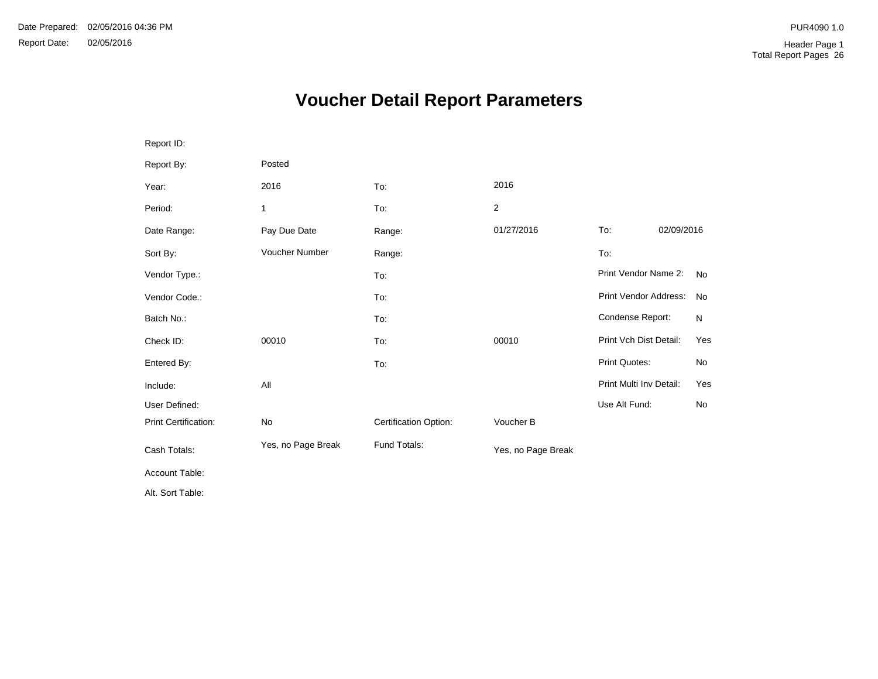Date Prepared: 02/05/2016 04:36 PM

Report Date: 02/05/2016

PUR4090 1.0

Header Page 1

Total Report Pages 26

# Voucher Detail Report Parameters

| | | | | | |
|---|---|---|---|---|---|
| Report ID: | | | | | |
| Report By: | Posted | | | | |
| Year: | 2016 | To: | 2016 | | |
| Period: | 1 | To: | 2 | | |
| Date Range: | Pay Due Date | Range: | 01/27/2016 | To: | 02/09/2016 |
| Sort By: | Voucher Number | Range: | | To: | |
| Vendor Type.: | | To: | | Print Vendor Name 2: | No |
| Vendor Code.: | | To: | | Print Vendor Address: | No |
| Batch No.: | | To: | | Condense Report: | N |
| Check ID: | 00010 | To: | 00010 | Print Vch Dist Detail: | Yes |
| Entered By: | | To: | | Print Quotes: | No |
| Include: | All | | | Print Multi Inv Detail: | Yes |
| User Defined: | | | | Use Alt Fund: | No |
| Print Certification: | No | Certification Option: | Voucher B | | |
| Cash Totals: | Yes, no Page Break | Fund Totals: | Yes, no Page Break | | |
| Account Table: | | | | | |
| Alt. Sort Table: | | | | | |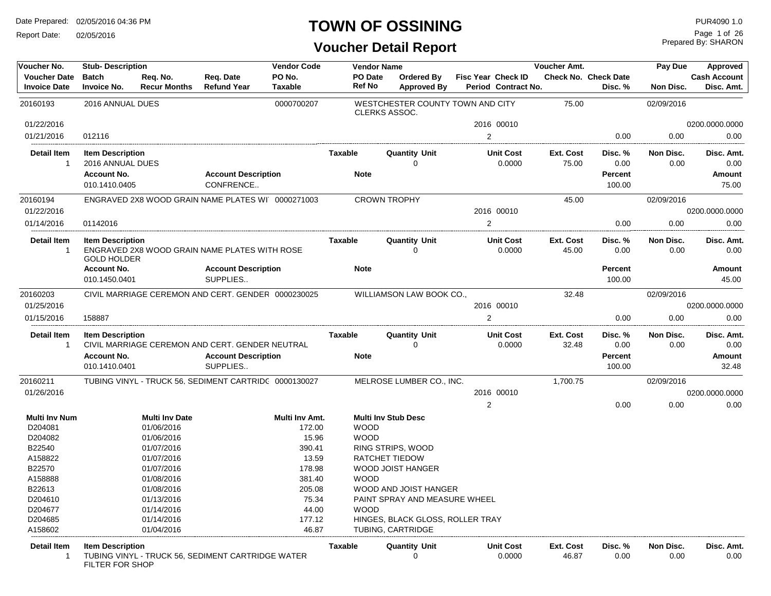# TOWN OF OSSINING

## Voucher Detail Report

Date Prepared: 02/05/2016 04:36 PM
Report Date: 02/05/2016

PUR4090 1.0
Prepared By: SHARON

| Voucher No. | Stub- Description | Req. No. | Req. Date | Vendor Code | Vendor Name | Ordered By | Fisc Year Check ID | Voucher Amt. | Check Date | Pay Due | Approved |
|---|---|---|---|---|---|---|---|---|---|---|---|
| Voucher Date | Batch | Req. No. | Req. Date | PO No. | PO Date | Ordered By | Fisc Year Check ID | Check No. | Check Date | | Cash Account |
| Invoice Date | Invoice No. | Recur Months | Refund Year | Taxable | Ref No | Approved By | Period Contract No. | | Disc. % | Non Disc. | Disc. Amt. |

---

| Voucher No. | Stub- Description | Vendor Code | Vendor Name | Fisc Year Check ID | Voucher Amt. | Disc. % | Pay Due / Non Disc. | Approved / Disc. Amt. |
|---|---|---|---|---|---|---|---|---|
| 20160193 | 2016 ANNUAL DUES | 0000700207 | WESTCHESTER COUNTY TOWN AND CITY CLERKS ASSOC. | | 75.00 | | 02/09/2016 | |
| 01/22/2016 | | | | 2016 00010 | | | | 0200.0000.0000 |
| 01/21/2016 | 012116 | | | 2 | | 0.00 | 0.00 | 0.00 |

| Detail Item | Item Description | Taxable | Quantity Unit | Unit Cost | Ext. Cost | Disc. % | Non Disc. | Disc. Amt. |
|---|---|---|---|---|---|---|---|---|
| 1 | 2016 ANNUAL DUES | | 0 | 0.0000 | 75.00 | 0.00 | 0.00 | 0.00 |

| Account No. | Account Description | Note | Percent | Amount |
|---|---|---|---|---|
| 010.1410.0405 | CONFRENCE.. | | 100.00 | 75.00 |

---

| Voucher No. | Stub- Description | Vendor Code | Vendor Name | Fisc Year Check ID | Voucher Amt. | Disc. % | Pay Due / Non Disc. | Approved / Disc. Amt. |
|---|---|---|---|---|---|---|---|---|
| 20160194 | ENGRAVED 2X8 WOOD GRAIN NAME PLATES WI | 0000271003 | CROWN TROPHY | | 45.00 | | 02/09/2016 | |
| 01/22/2016 | | | | 2016 00010 | | | | 0200.0000.0000 |
| 01/14/2016 | 01142016 | | | 2 | | 0.00 | 0.00 | 0.00 |

| Detail Item | Item Description | Taxable | Quantity Unit | Unit Cost | Ext. Cost | Disc. % | Non Disc. | Disc. Amt. |
|---|---|---|---|---|---|---|---|---|
| 1 | ENGRAVED 2X8 WOOD GRAIN NAME PLATES WITH ROSE GOLD HOLDER | | 0 | 0.0000 | 45.00 | 0.00 | 0.00 | 0.00 |

| Account No. | Account Description | Note | Percent | Amount |
|---|---|---|---|---|
| 010.1450.0401 | SUPPLIES.. | | 100.00 | 45.00 |

---

| Voucher No. | Stub- Description | Vendor Code | Vendor Name | Fisc Year Check ID | Voucher Amt. | Disc. % | Pay Due / Non Disc. | Approved / Disc. Amt. |
|---|---|---|---|---|---|---|---|---|
| 20160203 | CIVIL MARRIAGE CEREMON AND CERT. GENDER | 0000230025 | WILLIAMSON LAW BOOK CO., | | 32.48 | | 02/09/2016 | |
| 01/25/2016 | | | | 2016 00010 | | | | 0200.0000.0000 |
| 01/15/2016 | 158887 | | | 2 | | 0.00 | 0.00 | 0.00 |

| Detail Item | Item Description | Taxable | Quantity Unit | Unit Cost | Ext. Cost | Disc. % | Non Disc. | Disc. Amt. |
|---|---|---|---|---|---|---|---|---|
| 1 | CIVIL MARRIAGE CEREMON AND CERT. GENDER NEUTRAL | | 0 | 0.0000 | 32.48 | 0.00 | 0.00 | 0.00 |

| Account No. | Account Description | Note | Percent | Amount |
|---|---|---|---|---|
| 010.1410.0401 | SUPPLIES.. | | 100.00 | 32.48 |

---

| Voucher No. | Stub- Description | Vendor Code | Vendor Name | Fisc Year Check ID | Voucher Amt. | Disc. % | Pay Due / Non Disc. | Approved / Disc. Amt. |
|---|---|---|---|---|---|---|---|---|
| 20160211 | TUBING VINYL - TRUCK 56, SEDIMENT CARTRIDG | 0000130027 | MELROSE LUMBER CO., INC. | | 1,700.75 | | 02/09/2016 | |
| 01/26/2016 | | | | 2016 00010 | | | | 0200.0000.0000 |
| | | | | 2 | | 0.00 | 0.00 | 0.00 |

| Multi Inv Num | Multi Inv Date | Multi Inv Amt. | Multi Inv Stub Desc |
|---|---|---|---|
| D204081 | 01/06/2016 | 172.00 | WOOD |
| D204082 | 01/06/2016 | 15.96 | WOOD |
| B22540 | 01/07/2016 | 390.41 | RING STRIPS, WOOD |
| A158822 | 01/07/2016 | 13.59 | RATCHET TIEDOW |
| B22570 | 01/07/2016 | 178.98 | WOOD JOIST HANGER |
| A158888 | 01/08/2016 | 381.40 | WOOD |
| B22613 | 01/08/2016 | 205.08 | WOOD AND JOIST HANGER |
| D204610 | 01/13/2016 | 75.34 | PAINT SPRAY AND MEASURE WHEEL |
| D204677 | 01/14/2016 | 44.00 | WOOD |
| D204685 | 01/14/2016 | 177.12 | HINGES, BLACK GLOSS, ROLLER TRAY |
| A158602 | 01/04/2016 | 46.87 | TUBING, CARTRIDGE |

| Detail Item | Item Description | Taxable | Quantity Unit | Unit Cost | Ext. Cost | Disc. % | Non Disc. | Disc. Amt. |
|---|---|---|---|---|---|---|---|---|
| 1 | TUBING VINYL - TRUCK 56, SEDIMENT CARTRIDGE WATER FILTER FOR SHOP | | 0 | 0.0000 | 46.87 | 0.00 | 0.00 | 0.00 |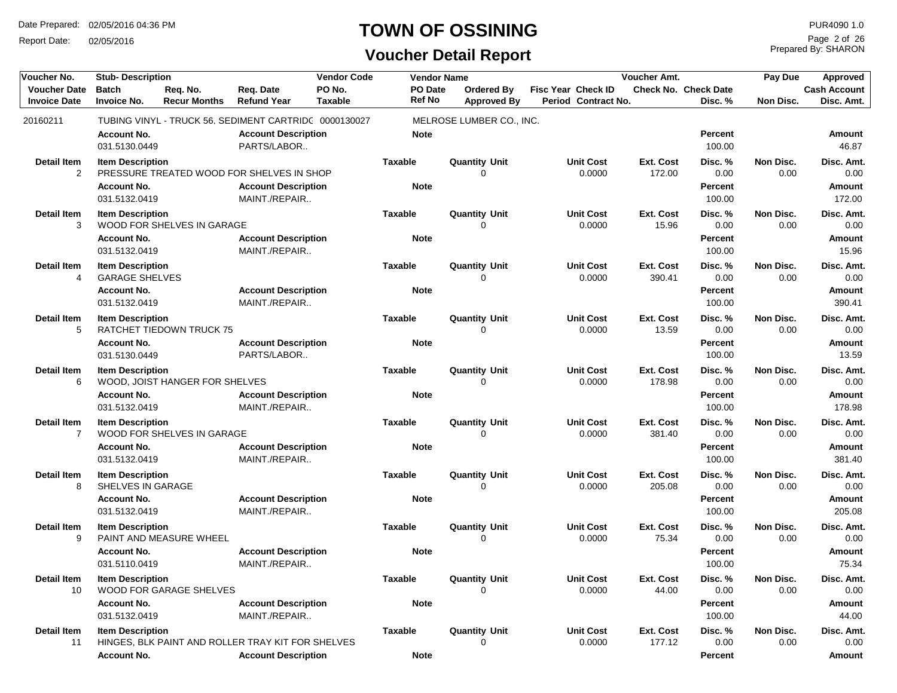# TOWN OF OSSINING

## Voucher Detail Report

Date Prepared: 02/05/2016 04:36 PM
Report Date: 02/05/2016

PUR4090 1.0
Prepared By: SHARON

| Voucher No. | Stub- Description | | | Vendor Code | Vendor Name | | | Voucher Amt. | | Pay Due | Approved |
|---|---|---|---|---|---|---|---|---|---|---|---|
| Voucher Date | Batch | Req. No. | Req. Date | PO No. | PO Date | Ordered By | Fisc Year Check ID | Check No. | Check Date | | Cash Account |
| Invoice Date | Invoice No. | Recur Months | Refund Year | Taxable | Ref No | Approved By | Period Contract No. | | Disc. % | Non Disc. | Disc. Amt. |

20160211 — TUBING VINYL - TRUCK 56, SEDIMENT CARTRIDG — 0000130027 — MELROSE LUMBER CO., INC.

| Account No. | Account Description | Note | Percent | Amount |
|---|---|---|---|---|
| 031.5130.0449 | PARTS/LABOR.. | | 100.00 | 46.87 |

| Detail Item | Item Description | Taxable | Quantity | Unit | Unit Cost | Ext. Cost | Disc. % | Non Disc. | Disc. Amt. |
|---|---|---|---|---|---|---|---|---|---|
| 2 | PRESSURE TREATED WOOD FOR SHELVES IN SHOP | | 0 | | 0.0000 | 172.00 | 0.00 | 0.00 | 0.00 |

| Account No. | Account Description | Note | Percent | Amount |
|---|---|---|---|---|
| 031.5132.0419 | MAINT./REPAIR.. | | 100.00 | 172.00 |

| Detail Item | Item Description | Taxable | Quantity | Unit | Unit Cost | Ext. Cost | Disc. % | Non Disc. | Disc. Amt. |
|---|---|---|---|---|---|---|---|---|---|
| 3 | WOOD FOR SHELVES IN GARAGE | | 0 | | 0.0000 | 15.96 | 0.00 | 0.00 | 0.00 |

| Account No. | Account Description | Note | Percent | Amount |
|---|---|---|---|---|
| 031.5132.0419 | MAINT./REPAIR.. | | 100.00 | 15.96 |

| Detail Item | Item Description | Taxable | Quantity | Unit | Unit Cost | Ext. Cost | Disc. % | Non Disc. | Disc. Amt. |
|---|---|---|---|---|---|---|---|---|---|
| 4 | GARAGE SHELVES | | 0 | | 0.0000 | 390.41 | 0.00 | 0.00 | 0.00 |

| Account No. | Account Description | Note | Percent | Amount |
|---|---|---|---|---|
| 031.5132.0419 | MAINT./REPAIR.. | | 100.00 | 390.41 |

| Detail Item | Item Description | Taxable | Quantity | Unit | Unit Cost | Ext. Cost | Disc. % | Non Disc. | Disc. Amt. |
|---|---|---|---|---|---|---|---|---|---|
| 5 | RATCHET TIEDOWN TRUCK 75 | | 0 | | 0.0000 | 13.59 | 0.00 | 0.00 | 0.00 |

| Account No. | Account Description | Note | Percent | Amount |
|---|---|---|---|---|
| 031.5130.0449 | PARTS/LABOR.. | | 100.00 | 13.59 |

| Detail Item | Item Description | Taxable | Quantity | Unit | Unit Cost | Ext. Cost | Disc. % | Non Disc. | Disc. Amt. |
|---|---|---|---|---|---|---|---|---|---|
| 6 | WOOD, JOIST HANGER FOR SHELVES | | 0 | | 0.0000 | 178.98 | 0.00 | 0.00 | 0.00 |

| Account No. | Account Description | Note | Percent | Amount |
|---|---|---|---|---|
| 031.5132.0419 | MAINT./REPAIR.. | | 100.00 | 178.98 |

| Detail Item | Item Description | Taxable | Quantity | Unit | Unit Cost | Ext. Cost | Disc. % | Non Disc. | Disc. Amt. |
|---|---|---|---|---|---|---|---|---|---|
| 7 | WOOD FOR SHELVES IN GARAGE | | 0 | | 0.0000 | 381.40 | 0.00 | 0.00 | 0.00 |

| Account No. | Account Description | Note | Percent | Amount |
|---|---|---|---|---|
| 031.5132.0419 | MAINT./REPAIR.. | | 100.00 | 381.40 |

| Detail Item | Item Description | Taxable | Quantity | Unit | Unit Cost | Ext. Cost | Disc. % | Non Disc. | Disc. Amt. |
|---|---|---|---|---|---|---|---|---|---|
| 8 | SHELVES IN GARAGE | | 0 | | 0.0000 | 205.08 | 0.00 | 0.00 | 0.00 |

| Account No. | Account Description | Note | Percent | Amount |
|---|---|---|---|---|
| 031.5132.0419 | MAINT./REPAIR.. | | 100.00 | 205.08 |

| Detail Item | Item Description | Taxable | Quantity | Unit | Unit Cost | Ext. Cost | Disc. % | Non Disc. | Disc. Amt. |
|---|---|---|---|---|---|---|---|---|---|
| 9 | PAINT AND MEASURE WHEEL | | 0 | | 0.0000 | 75.34 | 0.00 | 0.00 | 0.00 |

| Account No. | Account Description | Note | Percent | Amount |
|---|---|---|---|---|
| 031.5110.0419 | MAINT./REPAIR.. | | 100.00 | 75.34 |

| Detail Item | Item Description | Taxable | Quantity | Unit | Unit Cost | Ext. Cost | Disc. % | Non Disc. | Disc. Amt. |
|---|---|---|---|---|---|---|---|---|---|
| 10 | WOOD FOR GARAGE SHELVES | | 0 | | 0.0000 | 44.00 | 0.00 | 0.00 | 0.00 |

| Account No. | Account Description | Note | Percent | Amount |
|---|---|---|---|---|
| 031.5132.0419 | MAINT./REPAIR.. | | 100.00 | 44.00 |

| Detail Item | Item Description | Taxable | Quantity | Unit | Unit Cost | Ext. Cost | Disc. % | Non Disc. | Disc. Amt. |
|---|---|---|---|---|---|---|---|---|---|
| 11 | HINGES, BLK PAINT AND ROLLER TRAY KIT FOR SHELVES | | 0 | | 0.0000 | 177.12 | 0.00 | 0.00 | 0.00 |

| Account No. | Account Description | Note | Percent | Amount |
|---|---|---|---|---|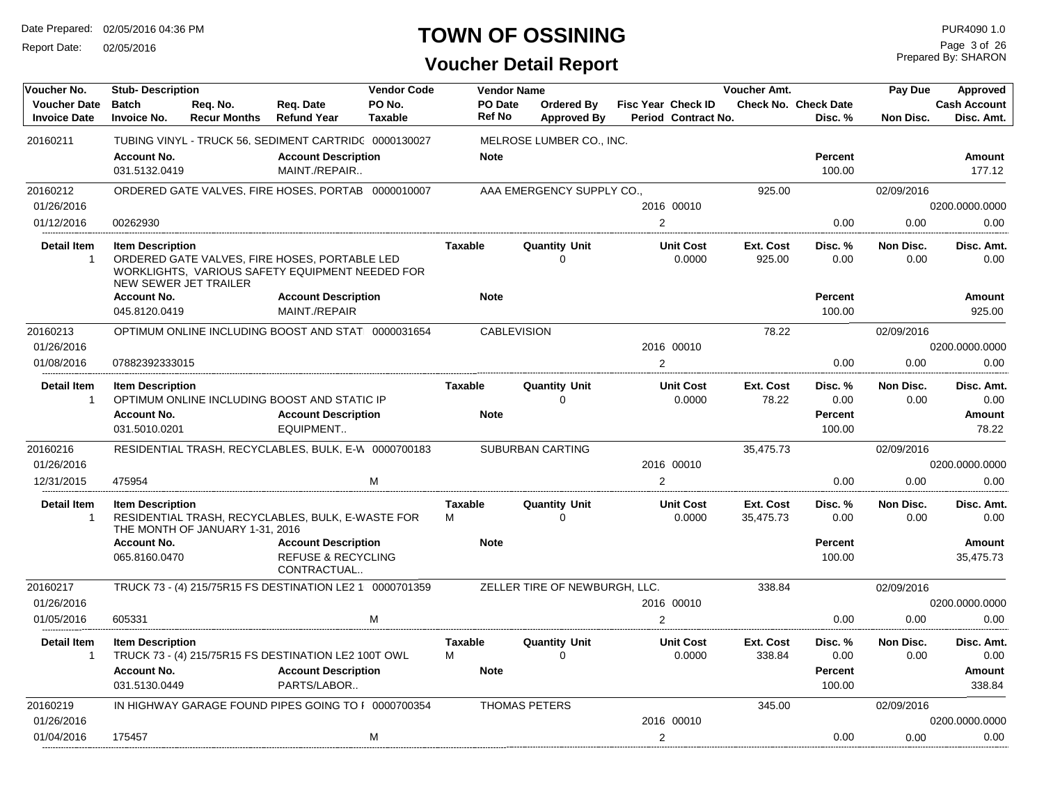# TOWN OF OSSINING

## Voucher Detail Report

Date Prepared: 02/05/2016 04:36 PM
Report Date: 02/05/2016

PUR4090 1.0
Prepared By: SHARON

| Voucher No. / Voucher Date / Invoice Date | Stub- Description / Batch / Invoice No. | Req. No. / Recur Months | Req. Date / Refund Year | Vendor Code / PO No. / Taxable | Vendor Name / PO Date / Ref No | Ordered By / Approved By | Fisc Year / Period | Check ID / Contract No. | Voucher Amt. / Check No. | Check Date / Disc. % | Pay Due / Non Disc. | Approved / Cash Account / Disc. Amt. |
|---|---|---|---|---|---|---|---|---|---|---|---|---|
| 20160211 | TUBING VINYL - TRUCK 56, SEDIMENT CARTRIDG | | | 0000130027 | MELROSE LUMBER CO., INC. | | | | | | | |
| | **Account No.** | | **Account Description** | | **Note** | | | | | **Percent** | | **Amount** |
| | 031.5132.0419 | | MAINT./REPAIR.. | | | | | | | 100.00 | | 177.12 |
| 20160212 | ORDERED GATE VALVES, FIRE HOSES, PORTAB | | | 0000010007 | AAA EMERGENCY SUPPLY CO., | | | | 925.00 | | 02/09/2016 | |
| 01/26/2016 | | | | | | | 2016 | 00010 | | | | 0200.0000.0000 |
| 01/12/2016 | 00262930 | | | | | | 2 | | | 0.00 | 0.00 | 0.00 |
| **Detail Item** | **Item Description** | | | **Taxable** | **Quantity Unit** | | **Unit Cost** | | **Ext. Cost** | **Disc. %** | **Non Disc.** | **Disc. Amt.** |
| 1 | ORDERED GATE VALVES, FIRE HOSES, PORTABLE LED WORKLIGHTS, VARIOUS SAFETY EQUIPMENT NEEDED FOR NEW SEWER JET TRAILER | | | | 0 | | 0.0000 | | 925.00 | 0.00 | 0.00 | 0.00 |
| | **Account No.** | | **Account Description** | | **Note** | | | | | **Percent** | | **Amount** |
| | 045.8120.0419 | | MAINT./REPAIR | | | | | | | 100.00 | | 925.00 |
| 20160213 | OPTIMUM ONLINE INCLUDING BOOST AND STAT | | | 0000031654 | CABLEVISION | | | | 78.22 | | 02/09/2016 | |
| 01/26/2016 | | | | | | | 2016 | 00010 | | | | 0200.0000.0000 |
| 01/08/2016 | 07882392333015 | | | | | | 2 | | | 0.00 | 0.00 | 0.00 |
| **Detail Item** | **Item Description** | | | **Taxable** | **Quantity Unit** | | **Unit Cost** | | **Ext. Cost** | **Disc. %** | **Non Disc.** | **Disc. Amt.** |
| 1 | OPTIMUM ONLINE INCLUDING BOOST AND STATIC IP | | | | 0 | | 0.0000 | | 78.22 | 0.00 | 0.00 | 0.00 |
| | **Account No.** | | **Account Description** | | **Note** | | | | | **Percent** | | **Amount** |
| | 031.5010.0201 | | EQUIPMENT.. | | | | | | | 100.00 | | 78.22 |
| 20160216 | RESIDENTIAL TRASH, RECYCLABLES, BULK, E-W | | | 0000700183 | SUBURBAN CARTING | | | | 35,475.73 | | 02/09/2016 | |
| 01/26/2016 | | | | | | | 2016 | 00010 | | | | 0200.0000.0000 |
| 12/31/2015 | 475954 | | | M | | | 2 | | | 0.00 | 0.00 | 0.00 |
| **Detail Item** | **Item Description** | | | **Taxable** | **Quantity Unit** | | **Unit Cost** | | **Ext. Cost** | **Disc. %** | **Non Disc.** | **Disc. Amt.** |
| 1 | RESIDENTIAL TRASH, RECYCLABLES, BULK, E-WASTE FOR THE MONTH OF JANUARY 1-31, 2016 | | | M | 0 | | 0.0000 | | 35,475.73 | 0.00 | 0.00 | 0.00 |
| | **Account No.** | | **Account Description** | | **Note** | | | | | **Percent** | | **Amount** |
| | 065.8160.0470 | | REFUSE & RECYCLING CONTRACTUAL.. | | | | | | | 100.00 | | 35,475.73 |
| 20160217 | TRUCK 73 - (4) 215/75R15 FS DESTINATION LE2 1 | | | 0000701359 | ZELLER TIRE OF NEWBURGH, LLC. | | | | 338.84 | | 02/09/2016 | |
| 01/26/2016 | | | | | | | 2016 | 00010 | | | | 0200.0000.0000 |
| 01/05/2016 | 605331 | | | M | | | 2 | | | 0.00 | 0.00 | 0.00 |
| **Detail Item** | **Item Description** | | | **Taxable** | **Quantity Unit** | | **Unit Cost** | | **Ext. Cost** | **Disc. %** | **Non Disc.** | **Disc. Amt.** |
| 1 | TRUCK 73 - (4) 215/75R15 FS DESTINATION LE2 100T OWL | | | M | 0 | | 0.0000 | | 338.84 | 0.00 | 0.00 | 0.00 |
| | **Account No.** | | **Account Description** | | **Note** | | | | | **Percent** | | **Amount** |
| | 031.5130.0449 | | PARTS/LABOR.. | | | | | | | 100.00 | | 338.84 |
| 20160219 | IN HIGHWAY GARAGE FOUND PIPES GOING TO I | | | 0000700354 | THOMAS PETERS | | | | 345.00 | | 02/09/2016 | |
| 01/26/2016 | | | | | | | 2016 | 00010 | | | | 0200.0000.0000 |
| 01/04/2016 | 175457 | | | M | | | 2 | | | 0.00 | 0.00 | 0.00 |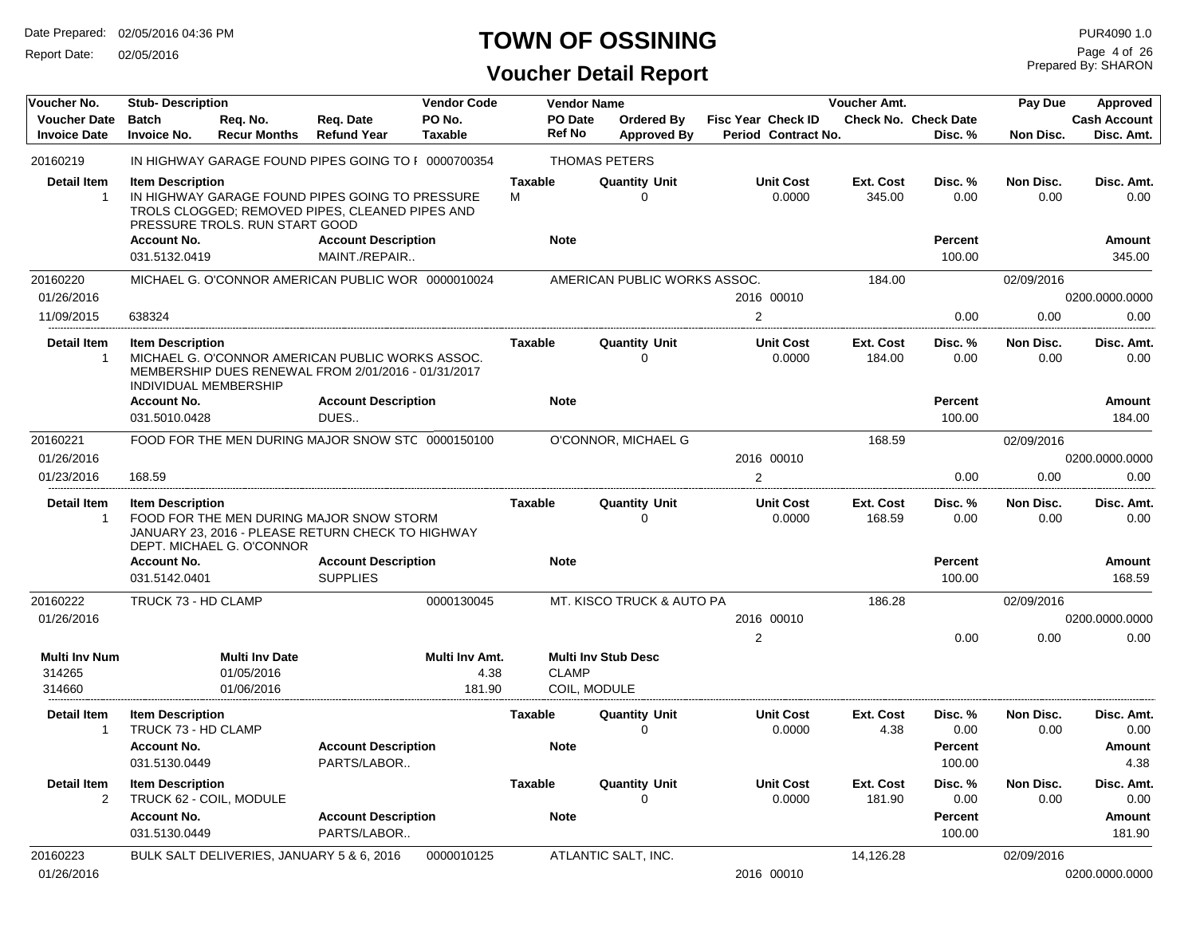# TOWN OF OSSINING

## Voucher Detail Report

Date Prepared: 02/05/2016 04:36 PM
Report Date: 02/05/2016

PUR4090 1.0
Prepared By: SHARON

| Voucher No. | Stub- Description | | | Vendor Code | Vendor Name | | | | Voucher Amt. | | Pay Due | Approved |
|---|---|---|---|---|---|---|---|---|---|---|---|---|
| Voucher Date | Batch | Req. No. | Req. Date | PO No. | PO Date | Ordered By | Fisc Year | Check ID | Check No. | Check Date | | Cash Account |
| Invoice Date | Invoice No. | Recur Months | Refund Year | Taxable | Ref No | Approved By | Period | Contract No. | | Disc. % | Non Disc. | Disc. Amt. |

**20160219** — IN HIGHWAY GARAGE FOUND PIPES GOING TO F — 0000700354 — THOMAS PETERS

| Detail Item | Item Description | Taxable | Quantity Unit | Unit Cost | Ext. Cost | Disc. % | Non Disc. | Disc. Amt. |
|---|---|---|---|---|---|---|---|---|
| 1 | IN HIGHWAY GARAGE FOUND PIPES GOING TO PRESSURE TROLS CLOGGED; REMOVED PIPES, CLEANED PIPES AND PRESSURE TROLS. RUN START GOOD | M | 0 | 0.0000 | 345.00 | 0.00 | 0.00 | 0.00 |

| Account No. | Account Description | Note | Percent | Amount |
|---|---|---|---|---|
| 031.5132.0419 | MAINT./REPAIR.. | | 100.00 | 345.00 |

**20160220** — MICHAEL G. O'CONNOR AMERICAN PUBLIC WOR — 0000010024 — AMERICAN PUBLIC WORKS ASSOC. — Voucher Amt. 184.00 — Pay Due 02/09/2016
Voucher Date 01/26/2016 — Fisc Year 2016, Check ID 00010 — Cash Account 0200.0000.0000
Invoice Date 11/09/2015 — Invoice No. 638324 — Period 2 — Disc. % 0.00 — Non Disc. 0.00 — Disc. Amt. 0.00

| Detail Item | Item Description | Taxable | Quantity Unit | Unit Cost | Ext. Cost | Disc. % | Non Disc. | Disc. Amt. |
|---|---|---|---|---|---|---|---|---|
| 1 | MICHAEL G. O'CONNOR AMERICAN PUBLIC WORKS ASSOC. MEMBERSHIP DUES RENEWAL FROM 2/01/2016 - 01/31/2017 INDIVIDUAL MEMBERSHIP | | 0 | 0.0000 | 184.00 | 0.00 | 0.00 | 0.00 |

| Account No. | Account Description | Note | Percent | Amount |
|---|---|---|---|---|
| 031.5010.0428 | DUES.. | | 100.00 | 184.00 |

**20160221** — FOOD FOR THE MEN DURING MAJOR SNOW STC — 0000150100 — O'CONNOR, MICHAEL G — Voucher Amt. 168.59 — Pay Due 02/09/2016
Voucher Date 01/26/2016 — Fisc Year 2016, Check ID 00010 — Cash Account 0200.0000.0000
Invoice Date 01/23/2016 — Invoice No. 168.59 — Period 2 — Disc. % 0.00 — Non Disc. 0.00 — Disc. Amt. 0.00

| Detail Item | Item Description | Taxable | Quantity Unit | Unit Cost | Ext. Cost | Disc. % | Non Disc. | Disc. Amt. |
|---|---|---|---|---|---|---|---|---|
| 1 | FOOD FOR THE MEN DURING MAJOR SNOW STORM JANUARY 23, 2016 - PLEASE RETURN CHECK TO HIGHWAY DEPT. MICHAEL G. O'CONNOR | | 0 | 0.0000 | 168.59 | 0.00 | 0.00 | 0.00 |

| Account No. | Account Description | Note | Percent | Amount |
|---|---|---|---|---|
| 031.5142.0401 | SUPPLIES | | 100.00 | 168.59 |

**20160222** — TRUCK 73 - HD CLAMP — 0000130045 — MT. KISCO TRUCK & AUTO PA — Voucher Amt. 186.28 — Pay Due 02/09/2016
Voucher Date 01/26/2016 — Fisc Year 2016, Check ID 00010 — Cash Account 0200.0000.0000
Period 2 — Disc. % 0.00 — Non Disc. 0.00 — Disc. Amt. 0.00

| Multi Inv Num | Multi Inv Date | Multi Inv Amt. | Multi Inv Stub Desc |
|---|---|---|---|
| 314265 | 01/05/2016 | 4.38 | CLAMP |
| 314660 | 01/06/2016 | 181.90 | COIL, MODULE |

| Detail Item | Item Description | Taxable | Quantity Unit | Unit Cost | Ext. Cost | Disc. % | Non Disc. | Disc. Amt. |
|---|---|---|---|---|---|---|---|---|
| 1 | TRUCK 73 - HD CLAMP | | 0 | 0.0000 | 4.38 | 0.00 | 0.00 | 0.00 |

| Account No. | Account Description | Note | Percent | Amount |
|---|---|---|---|---|
| 031.5130.0449 | PARTS/LABOR.. | | 100.00 | 4.38 |

| Detail Item | Item Description | Taxable | Quantity Unit | Unit Cost | Ext. Cost | Disc. % | Non Disc. | Disc. Amt. |
|---|---|---|---|---|---|---|---|---|
| 2 | TRUCK 62 - COIL, MODULE | | 0 | 0.0000 | 181.90 | 0.00 | 0.00 | 0.00 |

| Account No. | Account Description | Note | Percent | Amount |
|---|---|---|---|---|
| 031.5130.0449 | PARTS/LABOR.. | | 100.00 | 181.90 |

**20160223** — BULK SALT DELIVERIES, JANUARY 5 & 6, 2016 — 0000010125 — ATLANTIC SALT, INC. — Voucher Amt. 14,126.28 — Pay Due 02/09/2016
Voucher Date 01/26/2016 — Fisc Year 2016, Check ID 00010 — Cash Account 0200.0000.0000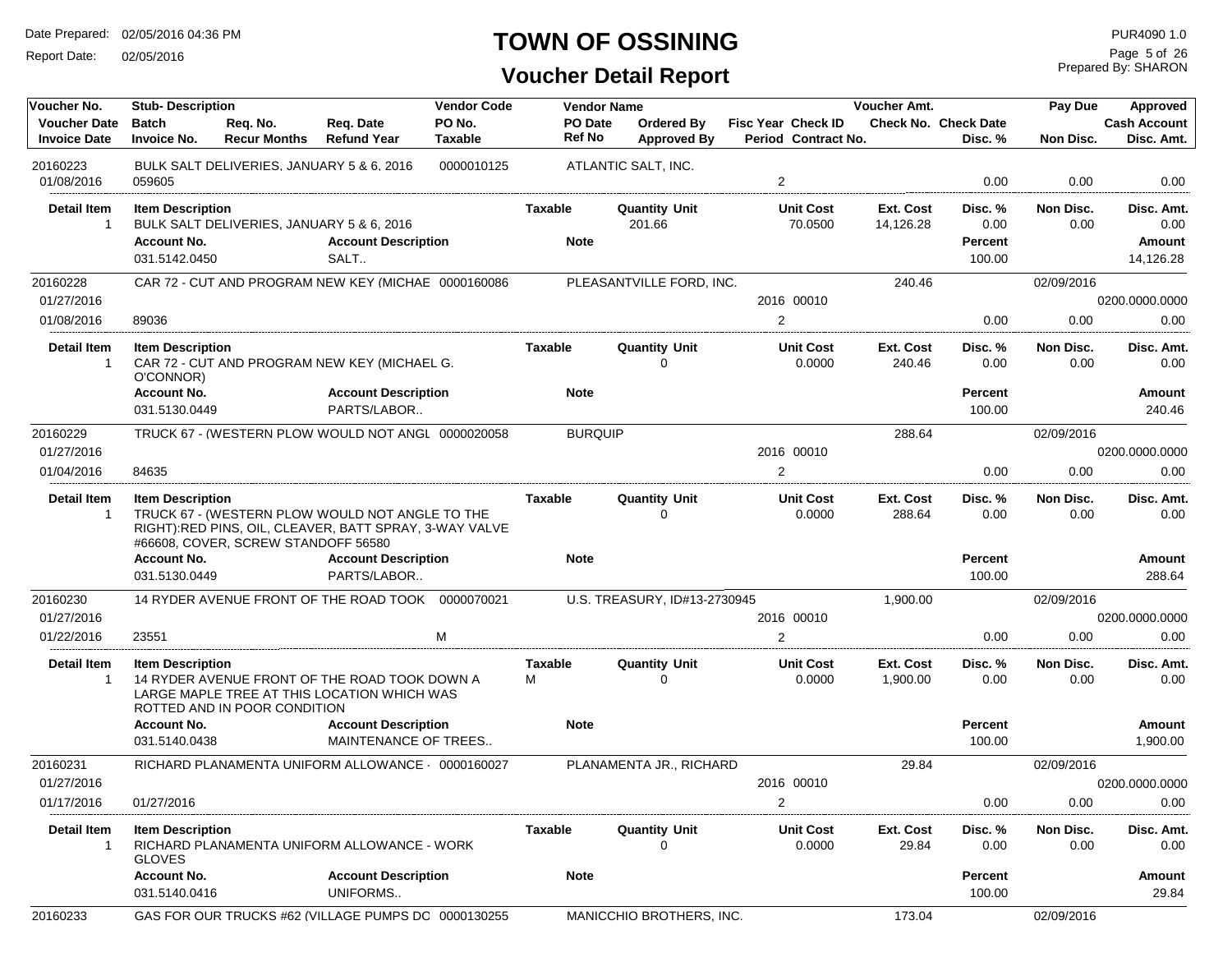# TOWN OF OSSINING

## Voucher Detail Report

Date Prepared: 02/05/2016 04:36 PM
Report Date: 02/05/2016

PUR4090 1.0
Prepared By: SHARON

| Voucher No. | Stub- Description | | | Vendor Code | Vendor Name | | | Voucher Amt. | | Pay Due | Approved |
|---|---|---|---|---|---|---|---|---|---|---|---|
| Voucher Date | Batch | Req. No. | Req. Date | PO No. | PO Date | Ordered By | Fisc Year Check ID | Check No. | Check Date | | Cash Account |
| Invoice Date | Invoice No. | Recur Months | Refund Year | Taxable | Ref No | Approved By | Period Contract No. | | Disc. % | Non Disc. | Disc. Amt. |

**20160223** — BULK SALT DELIVERIES, JANUARY 5 & 6, 2016 — Vendor Code: 0000010125 — ATLANTIC SALT, INC.
Invoice Date: 01/08/2016 — Invoice No.: 059605 — Period: 2 — Disc. %: 0.00 — Non Disc.: 0.00 — Disc. Amt.: 0.00

| Detail Item | Item Description | Taxable | Quantity Unit | Unit Cost | Ext. Cost | Disc. % | Non Disc. | Disc. Amt. |
|---|---|---|---|---|---|---|---|---|
| 1 | BULK SALT DELIVERIES, JANUARY 5 & 6, 2016 | | 201.66 | 70.0500 | 14,126.28 | 0.00 | 0.00 | 0.00 |

| Account No. | Account Description | Note | Percent | Amount |
|---|---|---|---|---|
| 031.5142.0450 | SALT.. | | 100.00 | 14,126.28 |

**20160228** — CAR 72 - CUT AND PROGRAM NEW KEY (MICHAE — Vendor Code: 0000160086 — PLEASANTVILLE FORD, INC. — Voucher Amt.: 240.46 — Pay Due: 02/09/2016
Voucher Date: 01/27/2016 — Fisc Year/Check ID: 2016 00010 — Cash Account: 0200.0000.0000
Invoice Date: 01/08/2016 — Invoice No.: 89036 — Period: 2 — Disc. %: 0.00 — Non Disc.: 0.00 — Disc. Amt.: 0.00

| Detail Item | Item Description | Taxable | Quantity Unit | Unit Cost | Ext. Cost | Disc. % | Non Disc. | Disc. Amt. |
|---|---|---|---|---|---|---|---|---|
| 1 | CAR 72 - CUT AND PROGRAM NEW KEY (MICHAEL G. O'CONNOR) | | 0 | 0.0000 | 240.46 | 0.00 | 0.00 | 0.00 |

| Account No. | Account Description | Note | Percent | Amount |
|---|---|---|---|---|
| 031.5130.0449 | PARTS/LABOR.. | | 100.00 | 240.46 |

**20160229** — TRUCK 67 - (WESTERN PLOW WOULD NOT ANGL — Vendor Code: 0000020058 — BURQUIP — Voucher Amt.: 288.64 — Pay Due: 02/09/2016
Voucher Date: 01/27/2016 — Fisc Year/Check ID: 2016 00010 — Cash Account: 0200.0000.0000
Invoice Date: 01/04/2016 — Invoice No.: 84635 — Period: 2 — Disc. %: 0.00 — Non Disc.: 0.00 — Disc. Amt.: 0.00

| Detail Item | Item Description | Taxable | Quantity Unit | Unit Cost | Ext. Cost | Disc. % | Non Disc. | Disc. Amt. |
|---|---|---|---|---|---|---|---|---|
| 1 | TRUCK 67 - (WESTERN PLOW WOULD NOT ANGLE TO THE RIGHT):RED PINS, OIL, CLEAVER, BATT SPRAY, 3-WAY VALVE #66608, COVER, SCREW STANDOFF 56580 | | 0 | 0.0000 | 288.64 | 0.00 | 0.00 | 0.00 |

| Account No. | Account Description | Note | Percent | Amount |
|---|---|---|---|---|
| 031.5130.0449 | PARTS/LABOR.. | | 100.00 | 288.64 |

**20160230** — 14 RYDER AVENUE FRONT OF THE ROAD TOOK — Vendor Code: 0000070021 — U.S. TREASURY, ID#13-2730945 — Voucher Amt.: 1,900.00 — Pay Due: 02/09/2016
Voucher Date: 01/27/2016 — Fisc Year/Check ID: 2016 00010 — Cash Account: 0200.0000.0000
Invoice Date: 01/22/2016 — Invoice No.: 23551 — Taxable: M — Period: 2 — Disc. %: 0.00 — Non Disc.: 0.00 — Disc. Amt.: 0.00

| Detail Item | Item Description | Taxable | Quantity Unit | Unit Cost | Ext. Cost | Disc. % | Non Disc. | Disc. Amt. |
|---|---|---|---|---|---|---|---|---|
| 1 | 14 RYDER AVENUE FRONT OF THE ROAD TOOK DOWN A LARGE MAPLE TREE AT THIS LOCATION WHICH WAS ROTTED AND IN POOR CONDITION | M | 0 | 0.0000 | 1,900.00 | 0.00 | 0.00 | 0.00 |

| Account No. | Account Description | Note | Percent | Amount |
|---|---|---|---|---|
| 031.5140.0438 | MAINTENANCE OF TREES.. | | 100.00 | 1,900.00 |

**20160231** — RICHARD PLANAMENTA UNIFORM ALLOWANCE - — Vendor Code: 0000160027 — PLANAMENTA JR., RICHARD — Voucher Amt.: 29.84 — Pay Due: 02/09/2016
Voucher Date: 01/27/2016 — Fisc Year/Check ID: 2016 00010 — Cash Account: 0200.0000.0000
Invoice Date: 01/17/2016 — Invoice No.: 01/27/2016 — Period: 2 — Disc. %: 0.00 — Non Disc.: 0.00 — Disc. Amt.: 0.00

| Detail Item | Item Description | Taxable | Quantity Unit | Unit Cost | Ext. Cost | Disc. % | Non Disc. | Disc. Amt. |
|---|---|---|---|---|---|---|---|---|
| 1 | RICHARD PLANAMENTA UNIFORM ALLOWANCE - WORK GLOVES | | 0 | 0.0000 | 29.84 | 0.00 | 0.00 | 0.00 |

| Account No. | Account Description | Note | Percent | Amount |
|---|---|---|---|---|
| 031.5140.0416 | UNIFORMS.. | | 100.00 | 29.84 |

**20160233** — GAS FOR OUR TRUCKS #62 (VILLAGE PUMPS DC — Vendor Code: 0000130255 — MANICCHIO BROTHERS, INC. — Voucher Amt.: 173.04 — Pay Due: 02/09/2016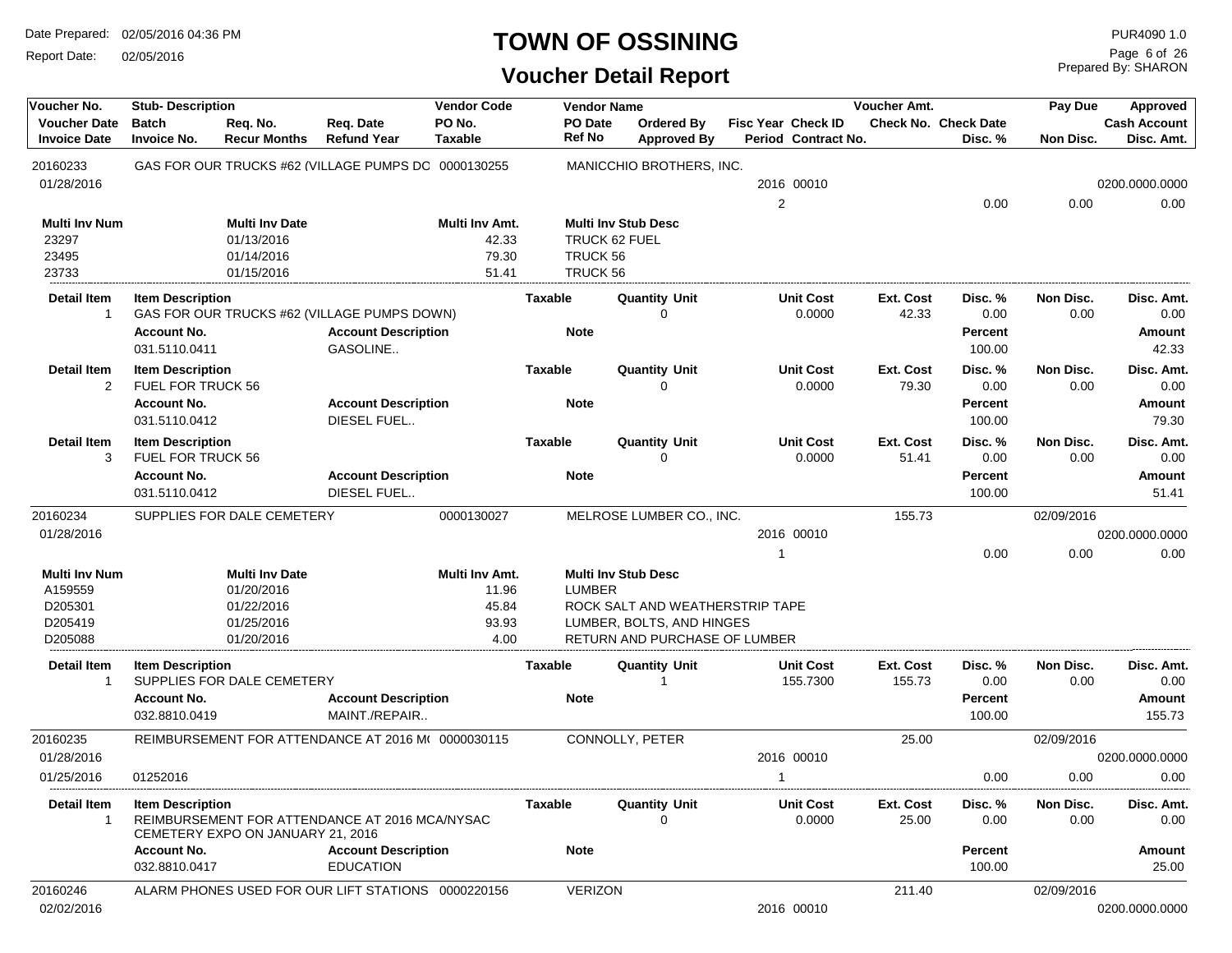# TOWN OF OSSINING

## Voucher Detail Report

Date Prepared: 02/05/2016 04:36 PM
Report Date: 02/05/2016
PUR4090 1.0
Prepared By: SHARON

| Voucher No. | Stub- Description | | | Vendor Code | Vendor Name | | | Voucher Amt. | | Pay Due | Approved |
|---|---|---|---|---|---|---|---|---|---|---|---|
| Voucher Date | Batch | Req. No. | Req. Date | PO No. | PO Date | Ordered By | Fisc Year Check ID | Check No. | Check Date | | Cash Account |
| Invoice Date | Invoice No. | Recur Months | Refund Year | Taxable | Ref No | Approved By | Period Contract No. | | Disc. % | Non Disc. | Disc. Amt. |

---

**20160233** — GAS FOR OUR TRUCKS #62 (VILLAGE PUMPS DC — 0000130255 — MANICCHIO BROTHERS, INC.
01/28/2016 — 2016 00010 — 0200.0000.0000
Period: 2 — Disc. %: 0.00 — Non Disc.: 0.00 — Disc. Amt.: 0.00

| Multi Inv Num | Multi Inv Date | Multi Inv Amt. | Multi Inv Stub Desc |
|---|---|---|---|
| 23297 | 01/13/2016 | 42.33 | TRUCK 62 FUEL |
| 23495 | 01/14/2016 | 79.30 | TRUCK 56 |
| 23733 | 01/15/2016 | 51.41 | TRUCK 56 |

| Detail Item | Item Description | Taxable | Quantity Unit | Unit Cost | Ext. Cost | Disc. % | Non Disc. | Disc. Amt. |
|---|---|---|---|---|---|---|---|---|
| 1 | GAS FOR OUR TRUCKS #62 (VILLAGE PUMPS DOWN) | | 0 | 0.0000 | 42.33 | 0.00 | 0.00 | 0.00 |

| Account No. | Account Description | Note | Percent | Amount |
|---|---|---|---|---|
| 031.5110.0411 | GASOLINE.. | | 100.00 | 42.33 |

| Detail Item | Item Description | Taxable | Quantity Unit | Unit Cost | Ext. Cost | Disc. % | Non Disc. | Disc. Amt. |
|---|---|---|---|---|---|---|---|---|
| 2 | FUEL FOR TRUCK 56 | | 0 | 0.0000 | 79.30 | 0.00 | 0.00 | 0.00 |

| Account No. | Account Description | Note | Percent | Amount |
|---|---|---|---|---|
| 031.5110.0412 | DIESEL FUEL.. | | 100.00 | 79.30 |

| Detail Item | Item Description | Taxable | Quantity Unit | Unit Cost | Ext. Cost | Disc. % | Non Disc. | Disc. Amt. |
|---|---|---|---|---|---|---|---|---|
| 3 | FUEL FOR TRUCK 56 | | 0 | 0.0000 | 51.41 | 0.00 | 0.00 | 0.00 |

| Account No. | Account Description | Note | Percent | Amount |
|---|---|---|---|---|
| 031.5110.0412 | DIESEL FUEL.. | | 100.00 | 51.41 |

---

**20160234** — SUPPLIES FOR DALE CEMETERY — 0000130027 — MELROSE LUMBER CO., INC. — Voucher Amt.: 155.73 — Pay Due: 02/09/2016
01/28/2016 — 2016 00010 — 0200.0000.0000
Period: 1 — Disc. %: 0.00 — Non Disc.: 0.00 — Disc. Amt.: 0.00

| Multi Inv Num | Multi Inv Date | Multi Inv Amt. | Multi Inv Stub Desc |
|---|---|---|---|
| A159559 | 01/20/2016 | 11.96 | LUMBER |
| D205301 | 01/22/2016 | 45.84 | ROCK SALT AND WEATHERSTRIP TAPE |
| D205419 | 01/25/2016 | 93.93 | LUMBER, BOLTS, AND HINGES |
| D205088 | 01/20/2016 | 4.00 | RETURN AND PURCHASE OF LUMBER |

| Detail Item | Item Description | Taxable | Quantity Unit | Unit Cost | Ext. Cost | Disc. % | Non Disc. | Disc. Amt. |
|---|---|---|---|---|---|---|---|---|
| 1 | SUPPLIES FOR DALE CEMETERY | | 1 | 155.7300 | 155.73 | 0.00 | 0.00 | 0.00 |

| Account No. | Account Description | Note | Percent | Amount |
|---|---|---|---|---|
| 032.8810.0419 | MAINT./REPAIR.. | | 100.00 | 155.73 |

---

**20160235** — REIMBURSEMENT FOR ATTENDANCE AT 2016 M( — 0000030115 — CONNOLLY, PETER — Voucher Amt.: 25.00 — Pay Due: 02/09/2016
01/28/2016 — 2016 00010 — 0200.0000.0000
01/25/2016 — 01252016 — Period: 1 — Disc. %: 0.00 — Non Disc.: 0.00 — Disc. Amt.: 0.00

| Detail Item | Item Description | Taxable | Quantity Unit | Unit Cost | Ext. Cost | Disc. % | Non Disc. | Disc. Amt. |
|---|---|---|---|---|---|---|---|---|
| 1 | REIMBURSEMENT FOR ATTENDANCE AT 2016 MCA/NYSAC CEMETERY EXPO ON JANUARY 21, 2016 | | 0 | 0.0000 | 25.00 | 0.00 | 0.00 | 0.00 |

| Account No. | Account Description | Note | Percent | Amount |
|---|---|---|---|---|
| 032.8810.0417 | EDUCATION | | 100.00 | 25.00 |

---

**20160246** — ALARM PHONES USED FOR OUR LIFT STATIONS — 0000220156 — VERIZON — Voucher Amt.: 211.40 — Pay Due: 02/09/2016
02/02/2016 — 2016 00010 — 0200.0000.0000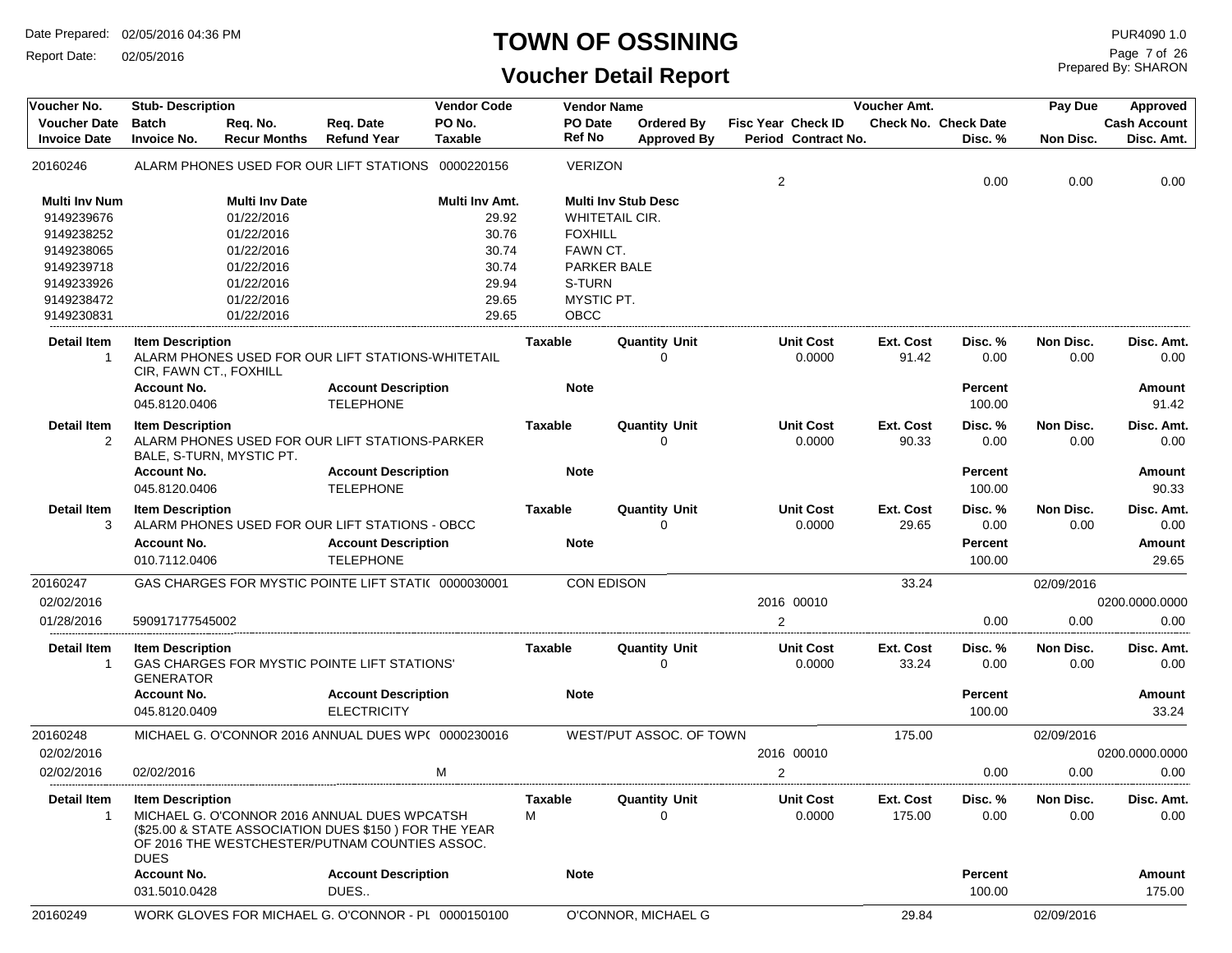# TOWN OF OSSINING

## Voucher Detail Report

Date Prepared: 02/05/2016 04:36 PM

Report Date: 02/05/2016

PUR4090 1.0

Prepared By: SHARON

| Voucher No. | Stub- Description | | | Vendor Code | Vendor Name | | | | Voucher Amt. | | | Pay Due | Approved |
|---|---|---|---|---|---|---|---|---|---|---|---|---|---|
| Voucher Date | Batch | Req. No. | Req. Date | PO No. | PO Date | Ordered By | Fisc Year | Check ID | Check No. | Check Date | | | Cash Account |
| Invoice Date | Invoice No. | Recur Months | Refund Year | Taxable | Ref No | Approved By | Period | Contract No. | | | Disc. % | Non Disc. | Disc. Amt. |

**20160246** — ALARM PHONES USED FOR OUR LIFT STATIONS — Vendor Code: 0000220156 — VERIZON

Period: 2 — Disc. %: 0.00 — Non Disc.: 0.00 — Disc. Amt.: 0.00

| Multi Inv Num | Multi Inv Date | Multi Inv Amt. | Multi Inv Stub Desc |
|---|---|---|---|
| 9149239676 | 01/22/2016 | 29.92 | WHITETAIL CIR. |
| 9149238252 | 01/22/2016 | 30.76 | FOXHILL |
| 9149238065 | 01/22/2016 | 30.74 | FAWN CT. |
| 9149239718 | 01/22/2016 | 30.74 | PARKER BALE |
| 9149233926 | 01/22/2016 | 29.94 | S-TURN |
| 9149238472 | 01/22/2016 | 29.65 | MYSTIC PT. |
| 9149230831 | 01/22/2016 | 29.65 | OBCC |

| Detail Item | Item Description | Taxable | Quantity | Unit | Unit Cost | Ext. Cost | Disc. % | Non Disc. | Disc. Amt. |
|---|---|---|---|---|---|---|---|---|---|
| 1 | ALARM PHONES USED FOR OUR LIFT STATIONS-WHITETAIL CIR, FAWN CT., FOXHILL | | 0 | | 0.0000 | 91.42 | 0.00 | 0.00 | 0.00 |

| Account No. | Account Description | Note | Percent | Amount |
|---|---|---|---|---|
| 045.8120.0406 | TELEPHONE | | 100.00 | 91.42 |

| Detail Item | Item Description | Taxable | Quantity | Unit | Unit Cost | Ext. Cost | Disc. % | Non Disc. | Disc. Amt. |
|---|---|---|---|---|---|---|---|---|---|
| 2 | ALARM PHONES USED FOR OUR LIFT STATIONS-PARKER BALE, S-TURN, MYSTIC PT. | | 0 | | 0.0000 | 90.33 | 0.00 | 0.00 | 0.00 |

| Account No. | Account Description | Note | Percent | Amount |
|---|---|---|---|---|
| 045.8120.0406 | TELEPHONE | | 100.00 | 90.33 |

| Detail Item | Item Description | Taxable | Quantity | Unit | Unit Cost | Ext. Cost | Disc. % | Non Disc. | Disc. Amt. |
|---|---|---|---|---|---|---|---|---|---|
| 3 | ALARM PHONES USED FOR OUR LIFT STATIONS - OBCC | | 0 | | 0.0000 | 29.65 | 0.00 | 0.00 | 0.00 |

| Account No. | Account Description | Note | Percent | Amount |
|---|---|---|---|---|
| 010.7112.0406 | TELEPHONE | | 100.00 | 29.65 |

**20160247** — GAS CHARGES FOR MYSTIC POINTE LIFT STATI( — Vendor Code: 0000030001 — CON EDISON — Voucher Amt.: 33.24 — Pay Due: 02/09/2016

Voucher Date: 02/02/2016 — Fisc Year: 2016 — Check ID: 00010 — Cash Account: 0200.0000.0000

Invoice Date: 01/28/2016 — Invoice No.: 590917177545002 — Period: 2 — Disc. %: 0.00 — Non Disc.: 0.00 — Disc. Amt.: 0.00

| Detail Item | Item Description | Taxable | Quantity | Unit | Unit Cost | Ext. Cost | Disc. % | Non Disc. | Disc. Amt. |
|---|---|---|---|---|---|---|---|---|---|
| 1 | GAS CHARGES FOR MYSTIC POINTE LIFT STATIONS' GENERATOR | | 0 | | 0.0000 | 33.24 | 0.00 | 0.00 | 0.00 |

| Account No. | Account Description | Note | Percent | Amount |
|---|---|---|---|---|
| 045.8120.0409 | ELECTRICITY | | 100.00 | 33.24 |

**20160248** — MICHAEL G. O'CONNOR 2016 ANNUAL DUES WP( — Vendor Code: 0000230016 — WEST/PUT ASSOC. OF TOWN — Voucher Amt.: 175.00 — Pay Due: 02/09/2016

Voucher Date: 02/02/2016 — Fisc Year: 2016 — Check ID: 00010 — Cash Account: 0200.0000.0000

Invoice Date: 02/02/2016 — Invoice No.: 02/02/2016 — Taxable: M — Period: 2 — Disc. %: 0.00 — Non Disc.: 0.00 — Disc. Amt.: 0.00

| Detail Item | Item Description | Taxable | Quantity | Unit | Unit Cost | Ext. Cost | Disc. % | Non Disc. | Disc. Amt. |
|---|---|---|---|---|---|---|---|---|---|
| 1 | MICHAEL G. O'CONNOR 2016 ANNUAL DUES WPCATSH ($25.00 & STATE ASSOCIATION DUES $150 ) FOR THE YEAR OF 2016 THE WESTCHESTER/PUTNAM COUNTIES ASSOC. DUES | M | 0 | | 0.0000 | 175.00 | 0.00 | 0.00 | 0.00 |

| Account No. | Account Description | Note | Percent | Amount |
|---|---|---|---|---|
| 031.5010.0428 | DUES.. | | 100.00 | 175.00 |

**20160249** — WORK GLOVES FOR MICHAEL G. O'CONNOR - PL — Vendor Code: 0000150100 — O'CONNOR, MICHAEL G — Voucher Amt.: 29.84 — Pay Due: 02/09/2016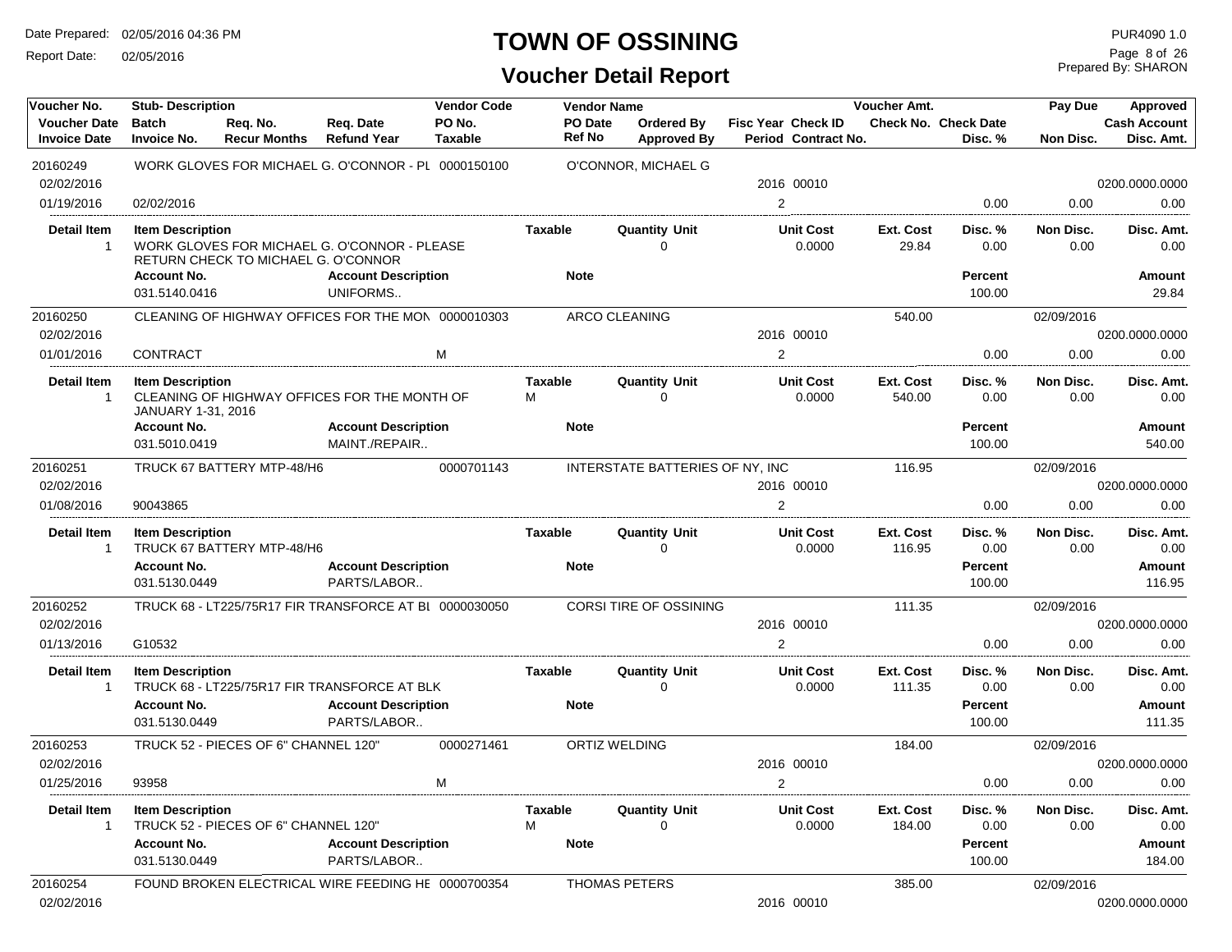# TOWN OF OSSINING

## Voucher Detail Report

Date Prepared: 02/05/2016 04:36 PM
Report Date: 02/05/2016

PUR4090 1.0
Prepared By: SHARON

| Voucher No. | Stub- Description | | | Vendor Code | Vendor Name | | | Voucher Amt. | | Pay Due | Approved |
|---|---|---|---|---|---|---|---|---|---|---|---|
| Voucher Date | Batch | Req. No. | Req. Date | PO No. | PO Date | Ordered By | Fisc Year Check ID | Check No. | Check Date | | Cash Account |
| Invoice Date | Invoice No. | Recur Months | Refund Year | Taxable | Ref No | Approved By | Period Contract No. | | Disc. % | Non Disc. | Disc. Amt. |

**20160249** — WORK GLOVES FOR MICHAEL G. O'CONNOR - PL — Vendor Code: 0000150100 — O'CONNOR, MICHAEL G

| Voucher Date | Invoice Date | Invoice No. | Taxable | Fisc Year | Check ID | Period | Voucher Amt. | Pay Due | Disc. % | Non Disc. | Disc. Amt. | Cash Account |
|---|---|---|---|---|---|---|---|---|---|---|---|---|
| 02/02/2016 | 01/19/2016 | 02/02/2016 | | 2016 | 00010 | 2 | | | 0.00 | 0.00 | 0.00 | 0200.0000.0000 |

| Detail Item | Item Description | Taxable | Quantity Unit | Unit Cost | Ext. Cost | Disc. % | Non Disc. | Disc. Amt. |
|---|---|---|---|---|---|---|---|---|
| 1 | WORK GLOVES FOR MICHAEL G. O'CONNOR - PLEASE RETURN CHECK TO MICHAEL G. O'CONNOR | | 0 | 0.0000 | 29.84 | 0.00 | 0.00 | 0.00 |

| Account No. | Account Description | Note | Percent | Amount |
|---|---|---|---|---|
| 031.5140.0416 | UNIFORMS.. | | 100.00 | 29.84 |

**20160250** — CLEANING OF HIGHWAY OFFICES FOR THE MON — Vendor Code: 0000010303 — ARCO CLEANING

| Voucher Date | Invoice Date | Invoice No. | Taxable | Fisc Year | Check ID | Period | Voucher Amt. | Pay Due | Disc. % | Non Disc. | Disc. Amt. | Cash Account |
|---|---|---|---|---|---|---|---|---|---|---|---|---|
| 02/02/2016 | 01/01/2016 | CONTRACT | M | 2016 | 00010 | 2 | 540.00 | 02/09/2016 | 0.00 | 0.00 | 0.00 | 0200.0000.0000 |

| Detail Item | Item Description | Taxable | Quantity Unit | Unit Cost | Ext. Cost | Disc. % | Non Disc. | Disc. Amt. |
|---|---|---|---|---|---|---|---|---|
| 1 | CLEANING OF HIGHWAY OFFICES FOR THE MONTH OF JANUARY 1-31, 2016 | M | 0 | 0.0000 | 540.00 | 0.00 | 0.00 | 0.00 |

| Account No. | Account Description | Note | Percent | Amount |
|---|---|---|---|---|
| 031.5010.0419 | MAINT./REPAIR.. | | 100.00 | 540.00 |

**20160251** — TRUCK 67 BATTERY MTP-48/H6 — Vendor Code: 0000701143 — INTERSTATE BATTERIES OF NY, INC

| Voucher Date | Invoice Date | Invoice No. | Taxable | Fisc Year | Check ID | Period | Voucher Amt. | Pay Due | Disc. % | Non Disc. | Disc. Amt. | Cash Account |
|---|---|---|---|---|---|---|---|---|---|---|---|---|
| 02/02/2016 | 01/08/2016 | 90043865 | | 2016 | 00010 | 2 | 116.95 | 02/09/2016 | 0.00 | 0.00 | 0.00 | 0200.0000.0000 |

| Detail Item | Item Description | Taxable | Quantity Unit | Unit Cost | Ext. Cost | Disc. % | Non Disc. | Disc. Amt. |
|---|---|---|---|---|---|---|---|---|
| 1 | TRUCK 67 BATTERY MTP-48/H6 | | 0 | 0.0000 | 116.95 | 0.00 | 0.00 | 0.00 |

| Account No. | Account Description | Note | Percent | Amount |
|---|---|---|---|---|
| 031.5130.0449 | PARTS/LABOR.. | | 100.00 | 116.95 |

**20160252** — TRUCK 68 - LT225/75R17 FIR TRANSFORCE AT BL — Vendor Code: 0000030050 — CORSI TIRE OF OSSINING

| Voucher Date | Invoice Date | Invoice No. | Taxable | Fisc Year | Check ID | Period | Voucher Amt. | Pay Due | Disc. % | Non Disc. | Disc. Amt. | Cash Account |
|---|---|---|---|---|---|---|---|---|---|---|---|---|
| 02/02/2016 | 01/13/2016 | G10532 | | 2016 | 00010 | 2 | 111.35 | 02/09/2016 | 0.00 | 0.00 | 0.00 | 0200.0000.0000 |

| Detail Item | Item Description | Taxable | Quantity Unit | Unit Cost | Ext. Cost | Disc. % | Non Disc. | Disc. Amt. |
|---|---|---|---|---|---|---|---|---|
| 1 | TRUCK 68 - LT225/75R17 FIR TRANSFORCE AT BLK | | 0 | 0.0000 | 111.35 | 0.00 | 0.00 | 0.00 |

| Account No. | Account Description | Note | Percent | Amount |
|---|---|---|---|---|
| 031.5130.0449 | PARTS/LABOR.. | | 100.00 | 111.35 |

**20160253** — TRUCK 52 - PIECES OF 6" CHANNEL 120" — Vendor Code: 0000271461 — ORTIZ WELDING

| Voucher Date | Invoice Date | Invoice No. | Taxable | Fisc Year | Check ID | Period | Voucher Amt. | Pay Due | Disc. % | Non Disc. | Disc. Amt. | Cash Account |
|---|---|---|---|---|---|---|---|---|---|---|---|---|
| 02/02/2016 | 01/25/2016 | 93958 | M | 2016 | 00010 | 2 | 184.00 | 02/09/2016 | 0.00 | 0.00 | 0.00 | 0200.0000.0000 |

| Detail Item | Item Description | Taxable | Quantity Unit | Unit Cost | Ext. Cost | Disc. % | Non Disc. | Disc. Amt. |
|---|---|---|---|---|---|---|---|---|
| 1 | TRUCK 52 - PIECES OF 6" CHANNEL 120" | M | 0 | 0.0000 | 184.00 | 0.00 | 0.00 | 0.00 |

| Account No. | Account Description | Note | Percent | Amount |
|---|---|---|---|---|
| 031.5130.0449 | PARTS/LABOR.. | | 100.00 | 184.00 |

**20160254** — FOUND BROKEN ELECTRICAL WIRE FEEDING HE — Vendor Code: 0000700354 — THOMAS PETERS

| Voucher Date | Fisc Year | Check ID | Voucher Amt. | Pay Due | Cash Account |
|---|---|---|---|---|---|
| 02/02/2016 | 2016 | 00010 | 385.00 | 02/09/2016 | 0200.0000.0000 |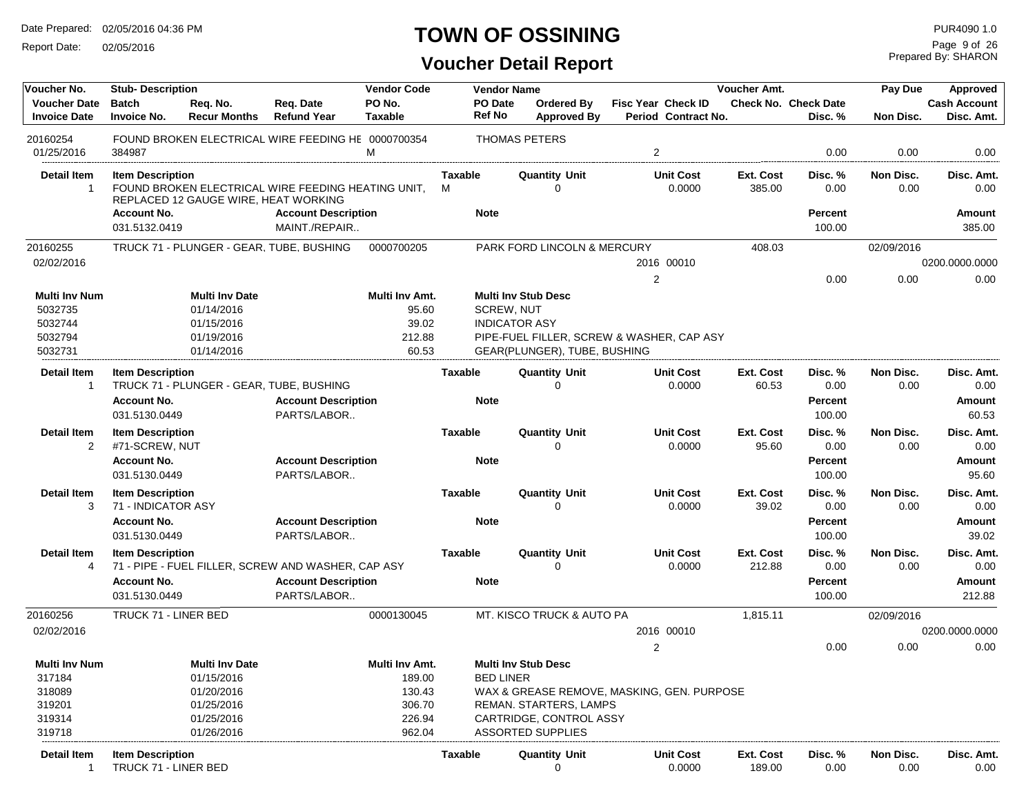# TOWN OF OSSINING

## Voucher Detail Report

Date Prepared: 02/05/2016 04:36 PM
Report Date: 02/05/2016

PUR4090 1.0
Prepared By: SHARON

| Voucher No. | Stub- Description | | | Vendor Code | Vendor Name | | | Voucher Amt. | | Pay Due | Approved |
|---|---|---|---|---|---|---|---|---|---|---|---|
| Voucher Date | Batch | Req. No. | Req. Date | PO No. | PO Date | Ordered By | Fisc Year Check ID | Check No. | Check Date | | Cash Account |
| Invoice Date | Invoice No. | Recur Months | Refund Year | Taxable | Ref No | Approved By | Period Contract No. | | Disc. % | Non Disc. | Disc. Amt. |

**20160254** — FOUND BROKEN ELECTRICAL WIRE FEEDING HE — Vendor Code: 0000700354 — THOMAS PETERS
01/25/2016 — Invoice No.: 384987 — Taxable: M — Period: 2 — Disc. %: 0.00 — Non Disc.: 0.00 — Disc. Amt.: 0.00

| Detail Item | Item Description | Taxable | Quantity Unit | Unit Cost | Ext. Cost | Disc. % | Non Disc. | Disc. Amt. |
|---|---|---|---|---|---|---|---|---|
| 1 | FOUND BROKEN ELECTRICAL WIRE FEEDING HEATING UNIT, REPLACED 12 GAUGE WIRE, HEAT WORKING | M | 0 | 0.0000 | 385.00 | 0.00 | 0.00 | 0.00 |

| Account No. | Account Description | Note | Percent | Amount |
|---|---|---|---|---|
| 031.5132.0419 | MAINT./REPAIR.. | | 100.00 | 385.00 |

**20160255** — TRUCK 71 - PLUNGER - GEAR, TUBE, BUSHING — Vendor Code: 0000700205 — PARK FORD LINCOLN & MERCURY — Voucher Amt.: 408.03 — Pay Due: 02/09/2016
02/02/2016 — Fisc Year Check ID: 2016 00010 — Cash Account: 0200.0000.0000
Period: 2 — Disc. %: 0.00 — Non Disc.: 0.00 — Disc. Amt.: 0.00

| Multi Inv Num | Multi Inv Date | Multi Inv Amt. | Multi Inv Stub Desc |
|---|---|---|---|
| 5032735 | 01/14/2016 | 95.60 | SCREW, NUT |
| 5032744 | 01/15/2016 | 39.02 | INDICATOR ASY |
| 5032794 | 01/19/2016 | 212.88 | PIPE-FUEL FILLER, SCREW & WASHER, CAP ASY |
| 5032731 | 01/14/2016 | 60.53 | GEAR(PLUNGER), TUBE, BUSHING |

| Detail Item | Item Description | Taxable | Quantity Unit | Unit Cost | Ext. Cost | Disc. % | Non Disc. | Disc. Amt. |
|---|---|---|---|---|---|---|---|---|
| 1 | TRUCK 71 - PLUNGER - GEAR, TUBE, BUSHING | | 0 | 0.0000 | 60.53 | 0.00 | 0.00 | 0.00 |

| Account No. | Account Description | Note | Percent | Amount |
|---|---|---|---|---|
| 031.5130.0449 | PARTS/LABOR.. | | 100.00 | 60.53 |

| Detail Item | Item Description | Taxable | Quantity Unit | Unit Cost | Ext. Cost | Disc. % | Non Disc. | Disc. Amt. |
|---|---|---|---|---|---|---|---|---|
| 2 | #71-SCREW, NUT | | 0 | 0.0000 | 95.60 | 0.00 | 0.00 | 0.00 |

| Account No. | Account Description | Note | Percent | Amount |
|---|---|---|---|---|
| 031.5130.0449 | PARTS/LABOR.. | | 100.00 | 95.60 |

| Detail Item | Item Description | Taxable | Quantity Unit | Unit Cost | Ext. Cost | Disc. % | Non Disc. | Disc. Amt. |
|---|---|---|---|---|---|---|---|---|
| 3 | 71 - INDICATOR ASY | | 0 | 0.0000 | 39.02 | 0.00 | 0.00 | 0.00 |

| Account No. | Account Description | Note | Percent | Amount |
|---|---|---|---|---|
| 031.5130.0449 | PARTS/LABOR.. | | 100.00 | 39.02 |

| Detail Item | Item Description | Taxable | Quantity Unit | Unit Cost | Ext. Cost | Disc. % | Non Disc. | Disc. Amt. |
|---|---|---|---|---|---|---|---|---|
| 4 | 71 - PIPE - FUEL FILLER, SCREW AND WASHER, CAP ASY | | 0 | 0.0000 | 212.88 | 0.00 | 0.00 | 0.00 |

| Account No. | Account Description | Note | Percent | Amount |
|---|---|---|---|---|
| 031.5130.0449 | PARTS/LABOR.. | | 100.00 | 212.88 |

**20160256** — TRUCK 71 - LINER BED — Vendor Code: 0000130045 — MT. KISCO TRUCK & AUTO PA — Voucher Amt.: 1,815.11 — Pay Due: 02/09/2016
02/02/2016 — Fisc Year Check ID: 2016 00010 — Cash Account: 0200.0000.0000
Period: 2 — Disc. %: 0.00 — Non Disc.: 0.00 — Disc. Amt.: 0.00

| Multi Inv Num | Multi Inv Date | Multi Inv Amt. | Multi Inv Stub Desc |
|---|---|---|---|
| 317184 | 01/15/2016 | 189.00 | BED LINER |
| 318089 | 01/20/2016 | 130.43 | WAX & GREASE REMOVE, MASKING, GEN. PURPOSE |
| 319201 | 01/25/2016 | 306.70 | REMAN. STARTERS, LAMPS |
| 319314 | 01/25/2016 | 226.94 | CARTRIDGE, CONTROL ASSY |
| 319718 | 01/26/2016 | 962.04 | ASSORTED SUPPLIES |

| Detail Item | Item Description | Taxable | Quantity Unit | Unit Cost | Ext. Cost | Disc. % | Non Disc. | Disc. Amt. |
|---|---|---|---|---|---|---|---|---|
| 1 | TRUCK 71 - LINER BED | | 0 | 0.0000 | 189.00 | 0.00 | 0.00 | 0.00 |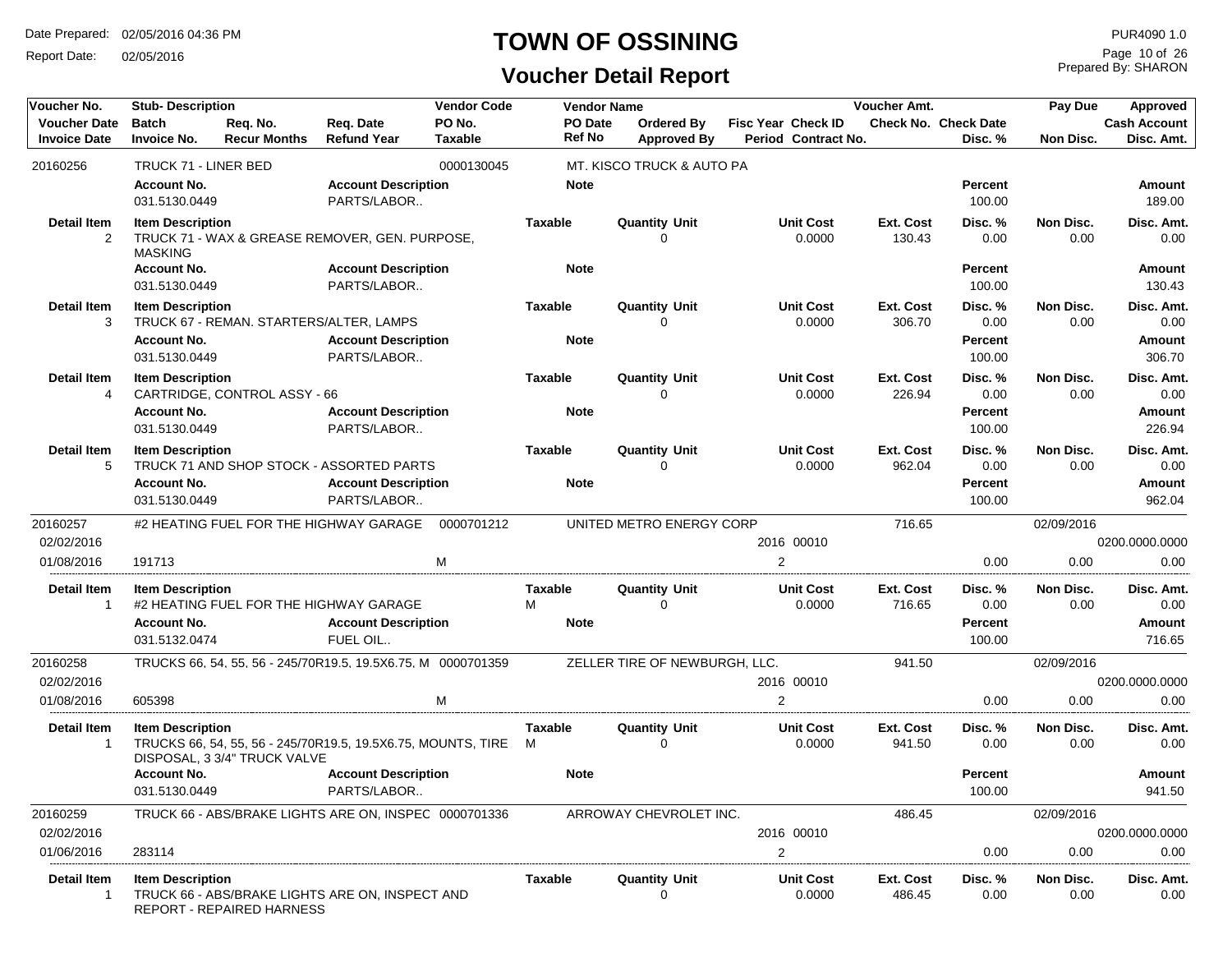# TOWN OF OSSINING

## Voucher Detail Report

Date Prepared: 02/05/2016 04:36 PM
Report Date: 02/05/2016

PUR4090 1.0
Prepared By: SHARON

| Voucher No. | Stub- Description | | | Vendor Code | Vendor Name | | | | Voucher Amt. | | Pay Due | Approved |
|---|---|---|---|---|---|---|---|---|---|---|---|---|
| Voucher Date | Batch | Req. No. | Req. Date | PO No. | PO Date | Ordered By | Fisc Year Check ID | | Check No. | Check Date | | Cash Account |
| Invoice Date | Invoice No. | Recur Months | Refund Year | Taxable | Ref No | Approved By | Period Contract No. | | | Disc. % | Non Disc. | Disc. Amt. |
| 20160256 | TRUCK 71 - LINER BED | | | 0000130045 | MT. KISCO TRUCK & AUTO PA | | | | | | | |

| Account No. | Account Description | Note | Percent | Amount |
|---|---|---|---|---|
| 031.5130.0449 | PARTS/LABOR.. | | 100.00 | 189.00 |

| Detail Item | Item Description | Taxable | Quantity Unit | Unit Cost | Ext. Cost | Disc. % | Non Disc. | Disc. Amt. |
|---|---|---|---|---|---|---|---|---|
| 2 | TRUCK 71 - WAX & GREASE REMOVER, GEN. PURPOSE, MASKING | | 0 | 0.0000 | 130.43 | 0.00 | 0.00 | 0.00 |

| Account No. | Account Description | Note | Percent | Amount |
|---|---|---|---|---|
| 031.5130.0449 | PARTS/LABOR.. | | 100.00 | 130.43 |

| Detail Item | Item Description | Taxable | Quantity Unit | Unit Cost | Ext. Cost | Disc. % | Non Disc. | Disc. Amt. |
|---|---|---|---|---|---|---|---|---|
| 3 | TRUCK 67 - REMAN. STARTERS/ALTER, LAMPS | | 0 | 0.0000 | 306.70 | 0.00 | 0.00 | 0.00 |

| Account No. | Account Description | Note | Percent | Amount |
|---|---|---|---|---|
| 031.5130.0449 | PARTS/LABOR.. | | 100.00 | 306.70 |

| Detail Item | Item Description | Taxable | Quantity Unit | Unit Cost | Ext. Cost | Disc. % | Non Disc. | Disc. Amt. |
|---|---|---|---|---|---|---|---|---|
| 4 | CARTRIDGE, CONTROL ASSY - 66 | | 0 | 0.0000 | 226.94 | 0.00 | 0.00 | 0.00 |

| Account No. | Account Description | Note | Percent | Amount |
|---|---|---|---|---|
| 031.5130.0449 | PARTS/LABOR.. | | 100.00 | 226.94 |

| Detail Item | Item Description | Taxable | Quantity Unit | Unit Cost | Ext. Cost | Disc. % | Non Disc. | Disc. Amt. |
|---|---|---|---|---|---|---|---|---|
| 5 | TRUCK 71 AND SHOP STOCK - ASSORTED PARTS | | 0 | 0.0000 | 962.04 | 0.00 | 0.00 | 0.00 |

| Account No. | Account Description | Note | Percent | Amount |
|---|---|---|---|---|
| 031.5130.0449 | PARTS/LABOR.. | | 100.00 | 962.04 |

| Voucher No. | Stub- Description | Vendor Code | Vendor Name | Fisc Year Check ID / Period | Voucher Amt. | Disc. % | Pay Due / Non Disc. | Approved / Disc. Amt. |
|---|---|---|---|---|---|---|---|---|
| 20160257 | #2 HEATING FUEL FOR THE HIGHWAY GARAGE | 0000701212 | UNITED METRO ENERGY CORP | | 716.65 | | 02/09/2016 | |
| 02/02/2016 | | | | 2016 00010 | | | | 0200.0000.0000 |
| 01/08/2016 | 191713 | M | | 2 | | 0.00 | 0.00 | 0.00 |

| Detail Item | Item Description | Taxable | Quantity Unit | Unit Cost | Ext. Cost | Disc. % | Non Disc. | Disc. Amt. |
|---|---|---|---|---|---|---|---|---|
| 1 | #2 HEATING FUEL FOR THE HIGHWAY GARAGE | M | 0 | 0.0000 | 716.65 | 0.00 | 0.00 | 0.00 |

| Account No. | Account Description | Note | Percent | Amount |
|---|---|---|---|---|
| 031.5132.0474 | FUEL OIL.. | | 100.00 | 716.65 |

| Voucher No. | Stub- Description | Vendor Code | Vendor Name | Fisc Year Check ID / Period | Voucher Amt. | Disc. % | Pay Due / Non Disc. | Approved / Disc. Amt. |
|---|---|---|---|---|---|---|---|---|
| 20160258 | TRUCKS 66, 54, 55, 56 - 245/70R19.5, 19.5X6.75, M | 0000701359 | ZELLER TIRE OF NEWBURGH, LLC. | | 941.50 | | 02/09/2016 | |
| 02/02/2016 | | | | 2016 00010 | | | | 0200.0000.0000 |
| 01/08/2016 | 605398 | M | | 2 | | 0.00 | 0.00 | 0.00 |

| Detail Item | Item Description | Taxable | Quantity Unit | Unit Cost | Ext. Cost | Disc. % | Non Disc. | Disc. Amt. |
|---|---|---|---|---|---|---|---|---|
| 1 | TRUCKS 66, 54, 55, 56 - 245/70R19.5, 19.5X6.75, MOUNTS, TIRE DISPOSAL, 3 3/4" TRUCK VALVE | M | 0 | 0.0000 | 941.50 | 0.00 | 0.00 | 0.00 |

| Account No. | Account Description | Note | Percent | Amount |
|---|---|---|---|---|
| 031.5130.0449 | PARTS/LABOR.. | | 100.00 | 941.50 |

| Voucher No. | Stub- Description | Vendor Code | Vendor Name | Fisc Year Check ID / Period | Voucher Amt. | Disc. % | Pay Due / Non Disc. | Approved / Disc. Amt. |
|---|---|---|---|---|---|---|---|---|
| 20160259 | TRUCK 66 - ABS/BRAKE LIGHTS ARE ON, INSPEC | 0000701336 | ARROWAY CHEVROLET INC. | | 486.45 | | 02/09/2016 | |
| 02/02/2016 | | | | 2016 00010 | | | | 0200.0000.0000 |
| 01/06/2016 | 283114 | | | 2 | | 0.00 | 0.00 | 0.00 |

| Detail Item | Item Description | Taxable | Quantity Unit | Unit Cost | Ext. Cost | Disc. % | Non Disc. | Disc. Amt. |
|---|---|---|---|---|---|---|---|---|
| 1 | TRUCK 66 - ABS/BRAKE LIGHTS ARE ON, INSPECT AND REPORT - REPAIRED HARNESS | | 0 | 0.0000 | 486.45 | 0.00 | 0.00 | 0.00 |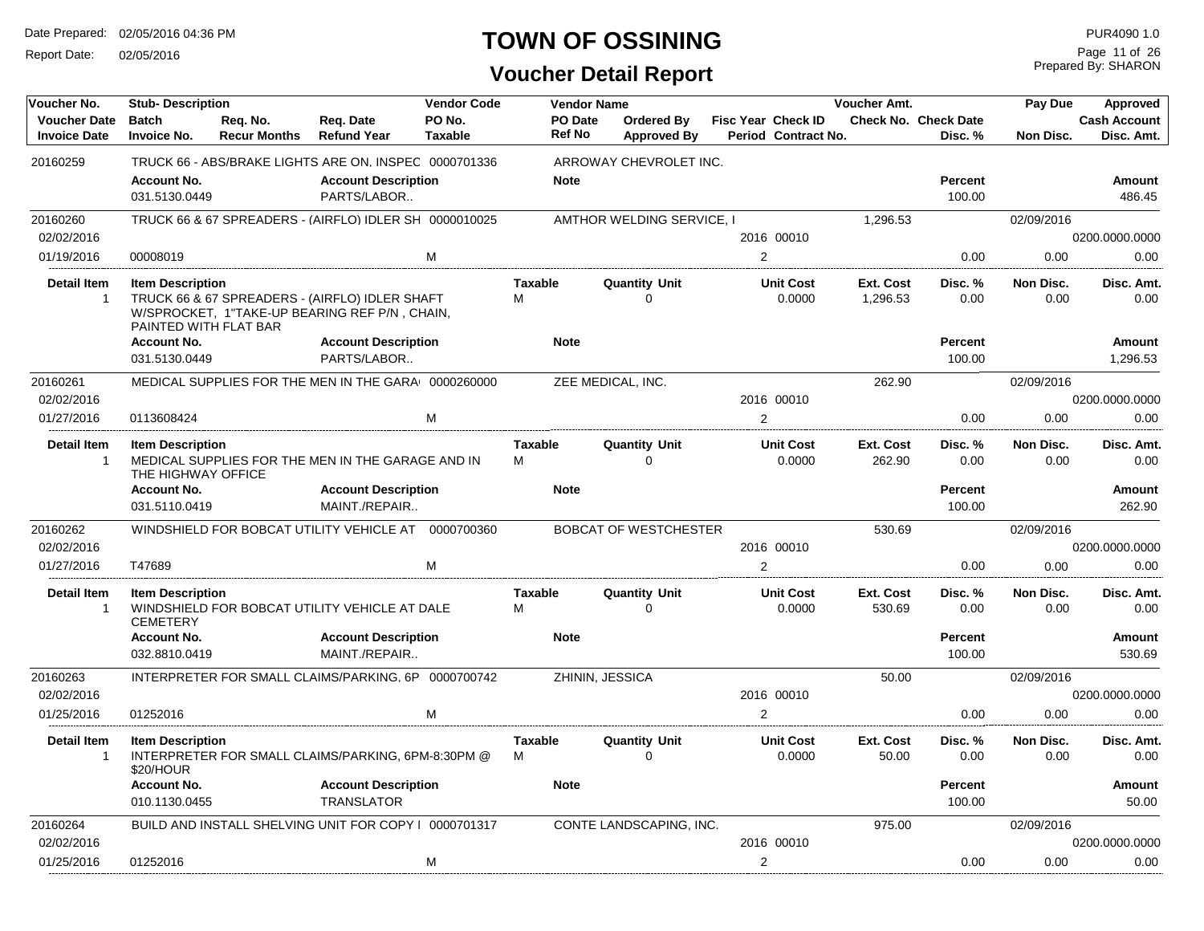# TOWN OF OSSINING

## Voucher Detail Report

| Voucher No. | Stub- Description | | | Vendor Code | Vendor Name | | | Voucher Amt. | | Pay Due | Approved |
|---|---|---|---|---|---|---|---|---|---|---|---|
| Voucher Date | Batch | Req. No. | Req. Date | PO No. | PO Date | Ordered By | Fisc Year Check ID | Check No. | Check Date | | Cash Account |
| Invoice Date | Invoice No. | Recur Months | Refund Year | Taxable | Ref No | Approved By | Period Contract No. | | Disc. % | Non Disc. | Disc. Amt. |

**20160259** — TRUCK 66 - ABS/BRAKE LIGHTS ARE ON, INSPEC — 0000701336 — ARROWAY CHEVROLET INC.

| Account No. | Account Description | Note | Percent | Amount |
|---|---|---|---|---|
| 031.5130.0449 | PARTS/LABOR.. | | 100.00 | 486.45 |

**20160260** — TRUCK 66 & 67 SPREADERS - (AIRFLO) IDLER SH — 0000010025 — AMTHOR WELDING SERVICE, I — Voucher Amt. 1,296.53 — Pay Due 02/09/2016

| Voucher Date | Fisc Year Check ID | Cash Account |
|---|---|---|
| 02/02/2016 | 2016 00010 | 0200.0000.0000 |

| Invoice Date | Invoice No. | Taxable | Period | Disc. % | Non Disc. | Disc. Amt. |
|---|---|---|---|---|---|---|
| 01/19/2016 | 00008019 | M | 2 | 0.00 | 0.00 | 0.00 |

| Detail Item | Item Description | Taxable | Quantity Unit | Unit Cost | Ext. Cost | Disc. % | Non Disc. | Disc. Amt. |
|---|---|---|---|---|---|---|---|---|
| 1 | TRUCK 66 & 67 SPREADERS - (AIRFLO) IDLER SHAFT W/SPROCKET, 1"TAKE-UP BEARING REF P/N , CHAIN, PAINTED WITH FLAT BAR | M | 0 | 0.0000 | 1,296.53 | 0.00 | 0.00 | 0.00 |

| Account No. | Account Description | Note | Percent | Amount |
|---|---|---|---|---|
| 031.5130.0449 | PARTS/LABOR.. | | 100.00 | 1,296.53 |

**20160261** — MEDICAL SUPPLIES FOR THE MEN IN THE GARA — 0000260000 — ZEE MEDICAL, INC. — Voucher Amt. 262.90 — Pay Due 02/09/2016

| Voucher Date | Fisc Year Check ID | Cash Account |
|---|---|---|
| 02/02/2016 | 2016 00010 | 0200.0000.0000 |

| Invoice Date | Invoice No. | Taxable | Period | Disc. % | Non Disc. | Disc. Amt. |
|---|---|---|---|---|---|---|
| 01/27/2016 | 0113608424 | M | 2 | 0.00 | 0.00 | 0.00 |

| Detail Item | Item Description | Taxable | Quantity Unit | Unit Cost | Ext. Cost | Disc. % | Non Disc. | Disc. Amt. |
|---|---|---|---|---|---|---|---|---|
| 1 | MEDICAL SUPPLIES FOR THE MEN IN THE GARAGE AND IN THE HIGHWAY OFFICE | M | 0 | 0.0000 | 262.90 | 0.00 | 0.00 | 0.00 |

| Account No. | Account Description | Note | Percent | Amount |
|---|---|---|---|---|
| 031.5110.0419 | MAINT./REPAIR.. | | 100.00 | 262.90 |

**20160262** — WINDSHIELD FOR BOBCAT UTILITY VEHICLE AT — 0000700360 — BOBCAT OF WESTCHESTER — Voucher Amt. 530.69 — Pay Due 02/09/2016

| Voucher Date | Fisc Year Check ID | Cash Account |
|---|---|---|
| 02/02/2016 | 2016 00010 | 0200.0000.0000 |

| Invoice Date | Invoice No. | Taxable | Period | Disc. % | Non Disc. | Disc. Amt. |
|---|---|---|---|---|---|---|
| 01/27/2016 | T47689 | M | 2 | 0.00 | 0.00 | 0.00 |

| Detail Item | Item Description | Taxable | Quantity Unit | Unit Cost | Ext. Cost | Disc. % | Non Disc. | Disc. Amt. |
|---|---|---|---|---|---|---|---|---|
| 1 | WINDSHIELD FOR BOBCAT UTILITY VEHICLE AT DALE CEMETERY | M | 0 | 0.0000 | 530.69 | 0.00 | 0.00 | 0.00 |

| Account No. | Account Description | Note | Percent | Amount |
|---|---|---|---|---|
| 032.8810.0419 | MAINT./REPAIR.. | | 100.00 | 530.69 |

**20160263** — INTERPRETER FOR SMALL CLAIMS/PARKING, 6P — 0000700742 — ZHININ, JESSICA — Voucher Amt. 50.00 — Pay Due 02/09/2016

| Voucher Date | Fisc Year Check ID | Cash Account |
|---|---|---|
| 02/02/2016 | 2016 00010 | 0200.0000.0000 |

| Invoice Date | Invoice No. | Taxable | Period | Disc. % | Non Disc. | Disc. Amt. |
|---|---|---|---|---|---|---|
| 01/25/2016 | 01252016 | M | 2 | 0.00 | 0.00 | 0.00 |

| Detail Item | Item Description | Taxable | Quantity Unit | Unit Cost | Ext. Cost | Disc. % | Non Disc. | Disc. Amt. |
|---|---|---|---|---|---|---|---|---|
| 1 | INTERPRETER FOR SMALL CLAIMS/PARKING, 6PM-8:30PM @ $20/HOUR | M | 0 | 0.0000 | 50.00 | 0.00 | 0.00 | 0.00 |

| Account No. | Account Description | Note | Percent | Amount |
|---|---|---|---|---|
| 010.1130.0455 | TRANSLATOR | | 100.00 | 50.00 |

**20160264** — BUILD AND INSTALL SHELVING UNIT FOR COPY I — 0000701317 — CONTE LANDSCAPING, INC. — Voucher Amt. 975.00 — Pay Due 02/09/2016

| Voucher Date | Fisc Year Check ID | Cash Account |
|---|---|---|
| 02/02/2016 | 2016 00010 | 0200.0000.0000 |

| Invoice Date | Invoice No. | Taxable | Period | Disc. % | Non Disc. | Disc. Amt. |
|---|---|---|---|---|---|---|
| 01/25/2016 | 01252016 | M | 2 | 0.00 | 0.00 | 0.00 |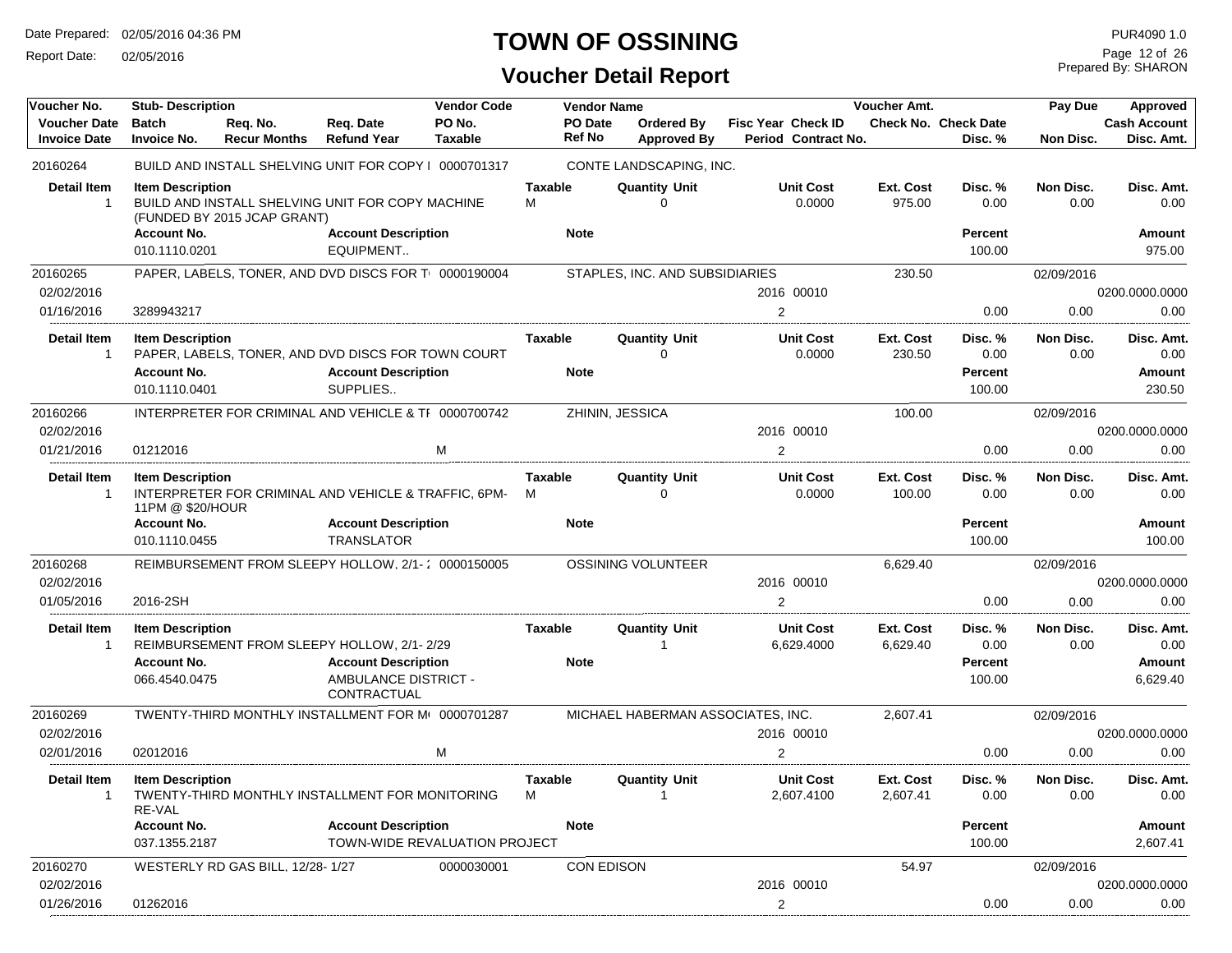# TOWN OF OSSINING

## Voucher Detail Report

Date Prepared: 02/05/2016 04:36 PM
Report Date: 02/05/2016

PUR4090 1.0
Prepared By: SHARON

| Voucher No. | Stub- Description | | | Vendor Code | Vendor Name | | | Voucher Amt. | | Pay Due | Approved |
|---|---|---|---|---|---|---|---|---|---|---|---|
| Voucher Date | Batch | Req. No. | Req. Date | PO No. | PO Date | Ordered By | Fisc Year Check ID | Check No. | Check Date | | Cash Account |
| Invoice Date | Invoice No. | Recur Months | Refund Year | Taxable | Ref No | Approved By | Period Contract No. | | Disc. % | Non Disc. | Disc. Amt. |

**20160264** — BUILD AND INSTALL SHELVING UNIT FOR COPY I — Vendor Code: 0000701317 — CONTE LANDSCAPING, INC.

| Detail Item | Item Description | Taxable | Quantity Unit | Unit Cost | Ext. Cost | Disc. % | Non Disc. | Disc. Amt. |
|---|---|---|---|---|---|---|---|---|
| 1 | BUILD AND INSTALL SHELVING UNIT FOR COPY MACHINE (FUNDED BY 2015 JCAP GRANT) | M | 0 | 0.0000 | 975.00 | 0.00 | 0.00 | 0.00 |

| Account No. | Account Description | Note | Percent | Amount |
|---|---|---|---|---|
| 010.1110.0201 | EQUIPMENT.. | | 100.00 | 975.00 |

**20160265** — PAPER, LABELS, TONER, AND DVD DISCS FOR T — Vendor Code: 0000190004 — STAPLES, INC. AND SUBSIDIARIES — Voucher Amt.: 230.50 — Pay Due: 02/09/2016
Voucher Date: 02/02/2016 — Fisc Year/Check ID: 2016 00010 — Cash Account: 0200.0000.0000
Invoice Date: 01/16/2016 — Invoice No.: 3289943217 — Period: 2 — Disc. %: 0.00 — Non Disc.: 0.00 — Disc. Amt.: 0.00

| Detail Item | Item Description | Taxable | Quantity Unit | Unit Cost | Ext. Cost | Disc. % | Non Disc. | Disc. Amt. |
|---|---|---|---|---|---|---|---|---|
| 1 | PAPER, LABELS, TONER, AND DVD DISCS FOR TOWN COURT | | 0 | 0.0000 | 230.50 | 0.00 | 0.00 | 0.00 |

| Account No. | Account Description | Note | Percent | Amount |
|---|---|---|---|---|
| 010.1110.0401 | SUPPLIES.. | | 100.00 | 230.50 |

**20160266** — INTERPRETER FOR CRIMINAL AND VEHICLE & TI — Vendor Code: 0000700742 — ZHININ, JESSICA — Voucher Amt.: 100.00 — Pay Due: 02/09/2016
Voucher Date: 02/02/2016 — Fisc Year/Check ID: 2016 00010 — Cash Account: 0200.0000.0000
Invoice Date: 01/21/2016 — Invoice No.: 01212016 — Taxable: M — Period: 2 — Disc. %: 0.00 — Non Disc.: 0.00 — Disc. Amt.: 0.00

| Detail Item | Item Description | Taxable | Quantity Unit | Unit Cost | Ext. Cost | Disc. % | Non Disc. | Disc. Amt. |
|---|---|---|---|---|---|---|---|---|
| 1 | INTERPRETER FOR CRIMINAL AND VEHICLE & TRAFFIC, 6PM-11PM @ $20/HOUR | M | 0 | 0.0000 | 100.00 | 0.00 | 0.00 | 0.00 |

| Account No. | Account Description | Note | Percent | Amount |
|---|---|---|---|---|
| 010.1110.0455 | TRANSLATOR | | 100.00 | 100.00 |

**20160268** — REIMBURSEMENT FROM SLEEPY HOLLOW, 2/1- 2 — Vendor Code: 0000150005 — OSSINING VOLUNTEER — Voucher Amt.: 6,629.40 — Pay Due: 02/09/2016
Voucher Date: 02/02/2016 — Fisc Year/Check ID: 2016 00010 — Cash Account: 0200.0000.0000
Invoice Date: 01/05/2016 — Invoice No.: 2016-2SH — Period: 2 — Disc. %: 0.00 — Non Disc.: 0.00 — Disc. Amt.: 0.00

| Detail Item | Item Description | Taxable | Quantity Unit | Unit Cost | Ext. Cost | Disc. % | Non Disc. | Disc. Amt. |
|---|---|---|---|---|---|---|---|---|
| 1 | REIMBURSEMENT FROM SLEEPY HOLLOW, 2/1- 2/29 | | 1 | 6,629.4000 | 6,629.40 | 0.00 | 0.00 | 0.00 |

| Account No. | Account Description | Note | Percent | Amount |
|---|---|---|---|---|
| 066.4540.0475 | AMBULANCE DISTRICT - CONTRACTUAL | | 100.00 | 6,629.40 |

**20160269** — TWENTY-THIRD MONTHLY INSTALLMENT FOR M — Vendor Code: 0000701287 — MICHAEL HABERMAN ASSOCIATES, INC. — Voucher Amt.: 2,607.41 — Pay Due: 02/09/2016
Voucher Date: 02/02/2016 — Fisc Year/Check ID: 2016 00010 — Cash Account: 0200.0000.0000
Invoice Date: 02/01/2016 — Invoice No.: 02012016 — Taxable: M — Period: 2 — Disc. %: 0.00 — Non Disc.: 0.00 — Disc. Amt.: 0.00

| Detail Item | Item Description | Taxable | Quantity Unit | Unit Cost | Ext. Cost | Disc. % | Non Disc. | Disc. Amt. |
|---|---|---|---|---|---|---|---|---|
| 1 | TWENTY-THIRD MONTHLY INSTALLMENT FOR MONITORING RE-VAL | M | 1 | 2,607.4100 | 2,607.41 | 0.00 | 0.00 | 0.00 |

| Account No. | Account Description | Note | Percent | Amount |
|---|---|---|---|---|
| 037.1355.2187 | TOWN-WIDE REVALUATION PROJECT | | 100.00 | 2,607.41 |

**20160270** — WESTERLY RD GAS BILL, 12/28- 1/27 — Vendor Code: 0000030001 — CON EDISON — Voucher Amt.: 54.97 — Pay Due: 02/09/2016
Voucher Date: 02/02/2016 — Fisc Year/Check ID: 2016 00010 — Cash Account: 0200.0000.0000
Invoice Date: 01/26/2016 — Invoice No.: 01262016 — Period: 2 — Disc. %: 0.00 — Non Disc.: 0.00 — Disc. Amt.: 0.00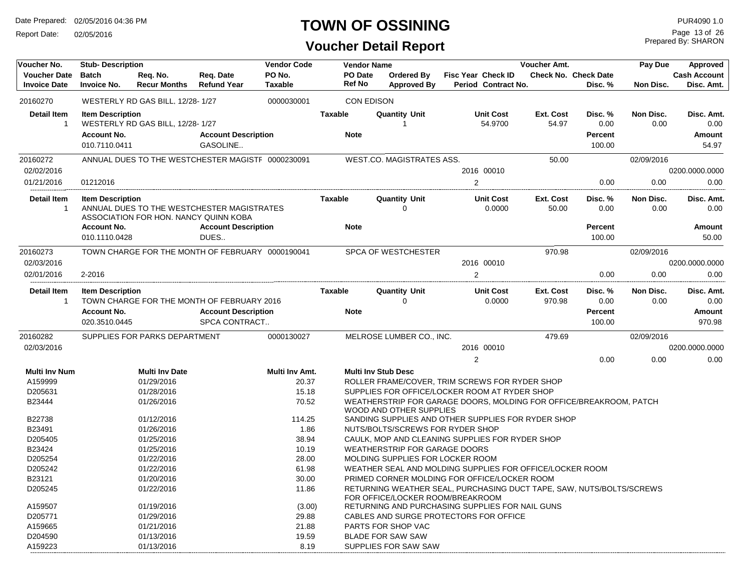# TOWN OF OSSINING

## Voucher Detail Report

Date Prepared: 02/05/2016 04:36 PM
Report Date: 02/05/2016

PUR4090 1.0
Prepared By: SHARON

| Voucher No. | Stub- Description | Req. No. | Req. Date | Vendor Code | Vendor Name | Ordered By | Fisc Year Check ID | Voucher Amt. | Check Date | Pay Due | Approved |
|---|---|---|---|---|---|---|---|---|---|---|---|
| Voucher Date | Batch | Recur Months | Refund Year | PO No. | PO Date | Approved By | Period Contract No. | Check No. | Disc. % | Non Disc. | Cash Account |
| Invoice Date | Invoice No. | | | Taxable | Ref No | | | | | | Disc. Amt. |

**20160270** — WESTERLY RD GAS BILL, 12/28- 1/27 — 0000030001 — CON EDISON

| Detail Item | Item Description | Taxable | Quantity Unit | Unit Cost | Ext. Cost | Disc. % | Non Disc. | Disc. Amt. |
|---|---|---|---|---|---|---|---|---|
| 1 | WESTERLY RD GAS BILL, 12/28- 1/27 | | 1 | 54.9700 | 54.97 | 0.00 | 0.00 | 0.00 |

| Account No. | Account Description | Note | Percent | Amount |
|---|---|---|---|---|
| 010.7110.0411 | GASOLINE.. | | 100.00 | 54.97 |

**20160272** — ANNUAL DUES TO THE WESTCHESTER MAGISTF — 0000230091 — WEST.CO. MAGISTRATES ASS. — Voucher Amt. 50.00 — Pay Due 02/09/2016

| Voucher Date | Invoice Date | Invoice No. | Fisc Year | Check ID | Period | Disc. % | Non Disc. | Cash Account | Disc. Amt. |
|---|---|---|---|---|---|---|---|---|---|
| 02/02/2016 | 01/21/2016 | 01212016 | 2016 | 00010 | 2 | 0.00 | 0.00 | 0200.0000.0000 | 0.00 |

| Detail Item | Item Description | Taxable | Quantity Unit | Unit Cost | Ext. Cost | Disc. % | Non Disc. | Disc. Amt. |
|---|---|---|---|---|---|---|---|---|
| 1 | ANNUAL DUES TO THE WESTCHESTER MAGISTRATES ASSOCIATION FOR HON. NANCY QUINN KOBA | | 0 | 0.0000 | 50.00 | 0.00 | 0.00 | 0.00 |

| Account No. | Account Description | Note | Percent | Amount |
|---|---|---|---|---|
| 010.1110.0428 | DUES.. | | 100.00 | 50.00 |

**20160273** — TOWN CHARGE FOR THE MONTH OF FEBRUARY — 0000190041 — SPCA OF WESTCHESTER — Voucher Amt. 970.98 — Pay Due 02/09/2016

| Voucher Date | Invoice Date | Invoice No. | Fisc Year | Check ID | Period | Disc. % | Non Disc. | Cash Account | Disc. Amt. |
|---|---|---|---|---|---|---|---|---|---|
| 02/03/2016 | 02/01/2016 | 2-2016 | 2016 | 00010 | 2 | 0.00 | 0.00 | 0200.0000.0000 | 0.00 |

| Detail Item | Item Description | Taxable | Quantity Unit | Unit Cost | Ext. Cost | Disc. % | Non Disc. | Disc. Amt. |
|---|---|---|---|---|---|---|---|---|
| 1 | TOWN CHARGE FOR THE MONTH OF FEBRUARY 2016 | | 0 | 0.0000 | 970.98 | 0.00 | 0.00 | 0.00 |

| Account No. | Account Description | Note | Percent | Amount |
|---|---|---|---|---|
| 020.3510.0445 | SPCA CONTRACT.. | | 100.00 | 970.98 |

**20160282** — SUPPLIES FOR PARKS DEPARTMENT — 0000130027 — MELROSE LUMBER CO., INC. — Voucher Amt. 479.69 — Pay Due 02/09/2016

| Voucher Date | Fisc Year | Check ID | Period | Disc. % | Non Disc. | Cash Account | Disc. Amt. |
|---|---|---|---|---|---|---|---|
| 02/03/2016 | 2016 | 00010 | 2 | 0.00 | 0.00 | 0200.0000.0000 | 0.00 |

| Multi Inv Num | Multi Inv Date | Multi Inv Amt. | Multi Inv Stub Desc |
|---|---|---|---|
| A159999 | 01/29/2016 | 20.37 | ROLLER FRAME/COVER, TRIM SCREWS FOR RYDER SHOP |
| D205631 | 01/28/2016 | 15.18 | SUPPLIES FOR OFFICE/LOCKER ROOM AT RYDER SHOP |
| B23444 | 01/26/2016 | 70.52 | WEATHERSTRIP FOR GARAGE DOORS, MOLDING FOR OFFICE/BREAKROOM, PATCH WOOD AND OTHER SUPPLIES |
| B22738 | 01/12/2016 | 114.25 | SANDING SUPPLIES AND OTHER SUPPLIES FOR RYDER SHOP |
| B23491 | 01/26/2016 | 1.86 | NUTS/BOLTS/SCREWS FOR RYDER SHOP |
| D205405 | 01/25/2016 | 38.94 | CAULK, MOP AND CLEANING SUPPLIES FOR RYDER SHOP |
| B23424 | 01/25/2016 | 10.19 | WEATHERSTRIP FOR GARAGE DOORS |
| D205254 | 01/22/2016 | 28.00 | MOLDING SUPPLIES FOR LOCKER ROOM |
| D205242 | 01/22/2016 | 61.98 | WEATHER SEAL AND MOLDING SUPPLIES FOR OFFICE/LOCKER ROOM |
| B23121 | 01/20/2016 | 30.00 | PRIMED CORNER MOLDING FOR OFFICE/LOCKER ROOM |
| D205245 | 01/22/2016 | 11.86 | RETURNING WEATHER SEAL, PURCHASING DUCT TAPE, SAW, NUTS/BOLTS/SCREWS FOR OFFICE/LOCKER ROOM/BREAKROOM |
| A159507 | 01/19/2016 | (3.00) | RETURNING AND PURCHASING SUPPLIES FOR NAIL GUNS |
| D205771 | 01/29/2016 | 29.88 | CABLES AND SURGE PROTECTORS FOR OFFICE |
| A159665 | 01/21/2016 | 21.88 | PARTS FOR SHOP VAC |
| D204590 | 01/13/2016 | 19.59 | BLADE FOR SAW SAW |
| A159223 | 01/13/2016 | 8.19 | SUPPLIES FOR SAW SAW |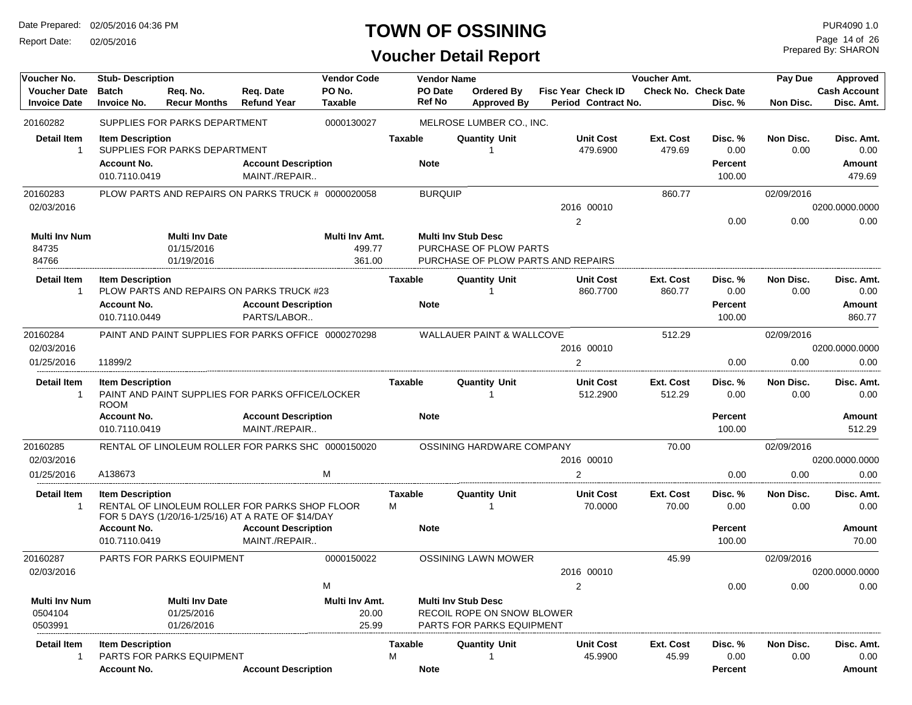# TOWN OF OSSINING

## Voucher Detail Report

Date Prepared: 02/05/2016 04:36 PM
Report Date: 02/05/2016

PUR4090 1.0
Prepared By: SHARON

| Voucher No. | Stub- Description | | | Vendor Code | Vendor Name | | | Voucher Amt. | | Pay Due | Approved |
|---|---|---|---|---|---|---|---|---|---|---|---|
| Voucher Date | Batch | Req. No. | Req. Date | PO No. | PO Date | Ordered By | Fisc Year Check ID | Check No. | Check Date | | Cash Account |
| Invoice Date | Invoice No. | Recur Months | Refund Year | Taxable | Ref No | Approved By | Period Contract No. | | Disc. % | Non Disc. | Disc. Amt. |

**20160282** — SUPPLIES FOR PARKS DEPARTMENT — Vendor Code: 0000130027 — MELROSE LUMBER CO., INC.

| Detail Item | Item Description | Taxable | Quantity Unit | Unit Cost | Ext. Cost | Disc. % | Non Disc. | Disc. Amt. |
|---|---|---|---|---|---|---|---|---|
| 1 | SUPPLIES FOR PARKS DEPARTMENT | | 1 | 479.6900 | 479.69 | 0.00 | 0.00 | 0.00 |

| Account No. | Account Description | Note | Percent | Amount |
|---|---|---|---|---|
| 010.7110.0419 | MAINT./REPAIR.. | | 100.00 | 479.69 |

**20160283** — PLOW PARTS AND REPAIRS ON PARKS TRUCK # — Vendor Code: 0000020058 — BURQUIP — Voucher Amt.: 860.77 — Pay Due: 02/09/2016
Voucher Date: 02/03/2016 — Fisc Year: 2016, Check ID: 00010 — Cash Account: 0200.0000.0000
Period: 2 — Disc. %: 0.00 — Non Disc.: 0.00 — Disc. Amt.: 0.00

| Multi Inv Num | Multi Inv Date | Multi Inv Amt. | Multi Inv Stub Desc |
|---|---|---|---|
| 84735 | 01/15/2016 | 499.77 | PURCHASE OF PLOW PARTS |
| 84766 | 01/19/2016 | 361.00 | PURCHASE OF PLOW PARTS AND REPAIRS |

| Detail Item | Item Description | Taxable | Quantity Unit | Unit Cost | Ext. Cost | Disc. % | Non Disc. | Disc. Amt. |
|---|---|---|---|---|---|---|---|---|
| 1 | PLOW PARTS AND REPAIRS ON PARKS TRUCK #23 | | 1 | 860.7700 | 860.77 | 0.00 | 0.00 | 0.00 |

| Account No. | Account Description | Note | Percent | Amount |
|---|---|---|---|---|
| 010.7110.0449 | PARTS/LABOR.. | | 100.00 | 860.77 |

**20160284** — PAINT AND PAINT SUPPLIES FOR PARKS OFFICE — Vendor Code: 0000270298 — WALLAUER PAINT & WALLCOVE — Voucher Amt.: 512.29 — Pay Due: 02/09/2016
Voucher Date: 02/03/2016 — Fisc Year: 2016, Check ID: 00010 — Cash Account: 0200.0000.0000
Invoice Date: 01/25/2016 — Invoice No.: 11899/2 — Period: 2 — Disc. %: 0.00 — Non Disc.: 0.00 — Disc. Amt.: 0.00

| Detail Item | Item Description | Taxable | Quantity Unit | Unit Cost | Ext. Cost | Disc. % | Non Disc. | Disc. Amt. |
|---|---|---|---|---|---|---|---|---|
| 1 | PAINT AND PAINT SUPPLIES FOR PARKS OFFICE/LOCKER ROOM | | 1 | 512.2900 | 512.29 | 0.00 | 0.00 | 0.00 |

| Account No. | Account Description | Note | Percent | Amount |
|---|---|---|---|---|
| 010.7110.0419 | MAINT./REPAIR.. | | 100.00 | 512.29 |

**20160285** — RENTAL OF LINOLEUM ROLLER FOR PARKS SHC — Vendor Code: 0000150020 — OSSINING HARDWARE COMPANY — Voucher Amt.: 70.00 — Pay Due: 02/09/2016
Voucher Date: 02/03/2016 — Fisc Year: 2016, Check ID: 00010 — Cash Account: 0200.0000.0000
Invoice Date: 01/25/2016 — Invoice No.: A138673 — Taxable: M — Period: 2 — Disc. %: 0.00 — Non Disc.: 0.00 — Disc. Amt.: 0.00

| Detail Item | Item Description | Taxable | Quantity Unit | Unit Cost | Ext. Cost | Disc. % | Non Disc. | Disc. Amt. |
|---|---|---|---|---|---|---|---|---|
| 1 | RENTAL OF LINOLEUM ROLLER FOR PARKS SHOP FLOOR FOR 5 DAYS (1/20/16-1/25/16) AT A RATE OF $14/DAY | M | 1 | 70.0000 | 70.00 | 0.00 | 0.00 | 0.00 |

| Account No. | Account Description | Note | Percent | Amount |
|---|---|---|---|---|
| 010.7110.0419 | MAINT./REPAIR.. | | 100.00 | 70.00 |

**20160287** — PARTS FOR PARKS EQUIPMENT — Vendor Code: 0000150022 — OSSINING LAWN MOWER — Voucher Amt.: 45.99 — Pay Due: 02/09/2016
Voucher Date: 02/03/2016 — Fisc Year: 2016, Check ID: 00010 — Cash Account: 0200.0000.0000
Taxable: M — Period: 2 — Disc. %: 0.00 — Non Disc.: 0.00 — Disc. Amt.: 0.00

| Multi Inv Num | Multi Inv Date | Multi Inv Amt. | Multi Inv Stub Desc |
|---|---|---|---|
| 0504104 | 01/25/2016 | 20.00 | RECOIL ROPE ON SNOW BLOWER |
| 0503991 | 01/26/2016 | 25.99 | PARTS FOR PARKS EQUIPMENT |

| Detail Item | Item Description | Taxable | Quantity Unit | Unit Cost | Ext. Cost | Disc. % | Non Disc. | Disc. Amt. |
|---|---|---|---|---|---|---|---|---|
| 1 | PARTS FOR PARKS EQUIPMENT | M | 1 | 45.9900 | 45.99 | 0.00 | 0.00 | 0.00 |

| Account No. | Account Description | Note | Percent | Amount |
|---|---|---|---|---|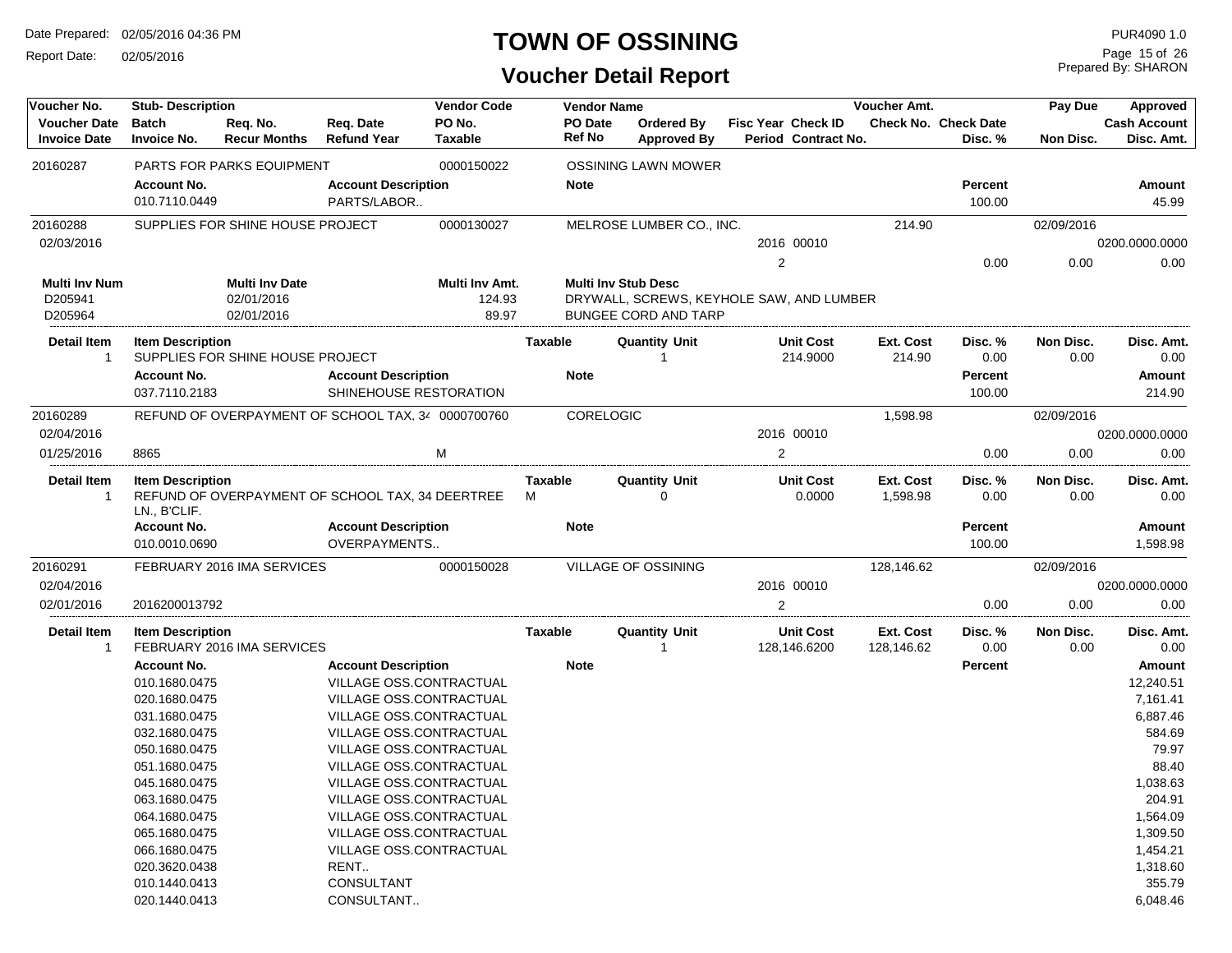# TOWN OF OSSINING

## Voucher Detail Report

Date Prepared: 02/05/2016 04:36 PM
Report Date: 02/05/2016

PUR4090 1.0
Prepared By: SHARON

| Voucher No. | Stub- Description | | | Vendor Code | Vendor Name | | | | Voucher Amt. | | Pay Due | Approved |
|---|---|---|---|---|---|---|---|---|---|---|---|---|
| **Voucher Date** | **Batch** | **Req. No.** | **Req. Date** | **PO No.** | **PO Date** | **Ordered By** | **Fisc Year** | **Check ID** | **Check No.** | **Check Date** | | **Cash Account** |
| **Invoice Date** | **Invoice No.** | **Recur Months** | **Refund Year** | **Taxable** | **Ref No** | **Approved By** | **Period** | **Contract No.** | | **Disc. %** | **Non Disc.** | **Disc. Amt.** |

**20160287** — PARTS FOR PARKS EQUIPMENT — Vendor Code: 0000150022 — OSSINING LAWN MOWER

| Account No. | Account Description | Note | Percent | Amount |
|---|---|---|---|---|
| 010.7110.0449 | PARTS/LABOR.. | | 100.00 | 45.99 |

**20160288** — SUPPLIES FOR SHINE HOUSE PROJECT — Vendor Code: 0000130027 — MELROSE LUMBER CO., INC. — Voucher Amt.: 214.90 — Pay Due: 02/09/2016

Voucher Date: 02/03/2016 — Fisc Year: 2016 — Check ID: 00010 — Cash Account: 0200.0000.0000 — Period: 2 — Disc. %: 0.00 — Non Disc.: 0.00 — Disc. Amt.: 0.00

| Multi Inv Num | Multi Inv Date | Multi Inv Amt. | Multi Inv Stub Desc |
|---|---|---|---|
| D205941 | 02/01/2016 | 124.93 | DRYWALL, SCREWS, KEYHOLE SAW, AND LUMBER |
| D205964 | 02/01/2016 | 89.97 | BUNGEE CORD AND TARP |

| Detail Item | Item Description | Taxable | Quantity Unit | Unit Cost | Ext. Cost | Disc. % | Non Disc. | Disc. Amt. |
|---|---|---|---|---|---|---|---|---|
| 1 | SUPPLIES FOR SHINE HOUSE PROJECT | | 1 | 214.9000 | 214.90 | 0.00 | 0.00 | 0.00 |

| Account No. | Account Description | Note | Percent | Amount |
|---|---|---|---|---|
| 037.7110.2183 | SHINEHOUSE RESTORATION | | 100.00 | 214.90 |

**20160289** — REFUND OF OVERPAYMENT OF SCHOOL TAX, 34 — Vendor Code: 0000700760 — CORELOGIC — Voucher Amt.: 1,598.98 — Pay Due: 02/09/2016

Voucher Date: 02/04/2016 — Fisc Year: 2016 — Check ID: 00010 — Cash Account: 0200.0000.0000
Invoice Date: 01/25/2016 — Batch: 8865 — Taxable: M — Period: 2 — Disc. %: 0.00 — Non Disc.: 0.00 — Disc. Amt.: 0.00

| Detail Item | Item Description | Taxable | Quantity Unit | Unit Cost | Ext. Cost | Disc. % | Non Disc. | Disc. Amt. |
|---|---|---|---|---|---|---|---|---|
| 1 | REFUND OF OVERPAYMENT OF SCHOOL TAX, 34 DEERTREE LN., B'CLIF. | M | 0 | 0.0000 | 1,598.98 | 0.00 | 0.00 | 0.00 |

| Account No. | Account Description | Note | Percent | Amount |
|---|---|---|---|---|
| 010.0010.0690 | OVERPAYMENTS.. | | 100.00 | 1,598.98 |

**20160291** — FEBRUARY 2016 IMA SERVICES — Vendor Code: 0000150028 — VILLAGE OF OSSINING — Voucher Amt.: 128,146.62 — Pay Due: 02/09/2016

Voucher Date: 02/04/2016 — Fisc Year: 2016 — Check ID: 00010 — Cash Account: 0200.0000.0000
Invoice Date: 02/01/2016 — Batch: 2016200013792 — Period: 2 — Disc. %: 0.00 — Non Disc.: 0.00 — Disc. Amt.: 0.00

| Detail Item | Item Description | Taxable | Quantity Unit | Unit Cost | Ext. Cost | Disc. % | Non Disc. | Disc. Amt. |
|---|---|---|---|---|---|---|---|---|
| 1 | FEBRUARY 2016 IMA SERVICES | | 1 | 128,146.6200 | 128,146.62 | 0.00 | 0.00 | 0.00 |

| Account No. | Account Description | Note | Percent | Amount |
|---|---|---|---|---|
| 010.1680.0475 | VILLAGE OSS.CONTRACTUAL | | | 12,240.51 |
| 020.1680.0475 | VILLAGE OSS.CONTRACTUAL | | | 7,161.41 |
| 031.1680.0475 | VILLAGE OSS.CONTRACTUAL | | | 6,887.46 |
| 032.1680.0475 | VILLAGE OSS.CONTRACTUAL | | | 584.69 |
| 050.1680.0475 | VILLAGE OSS.CONTRACTUAL | | | 79.97 |
| 051.1680.0475 | VILLAGE OSS.CONTRACTUAL | | | 88.40 |
| 045.1680.0475 | VILLAGE OSS.CONTRACTUAL | | | 1,038.63 |
| 063.1680.0475 | VILLAGE OSS.CONTRACTUAL | | | 204.91 |
| 064.1680.0475 | VILLAGE OSS.CONTRACTUAL | | | 1,564.09 |
| 065.1680.0475 | VILLAGE OSS.CONTRACTUAL | | | 1,309.50 |
| 066.1680.0475 | VILLAGE OSS.CONTRACTUAL | | | 1,454.21 |
| 020.3620.0438 | RENT.. | | | 1,318.60 |
| 010.1440.0413 | CONSULTANT | | | 355.79 |
| 020.1440.0413 | CONSULTANT.. | | | 6,048.46 |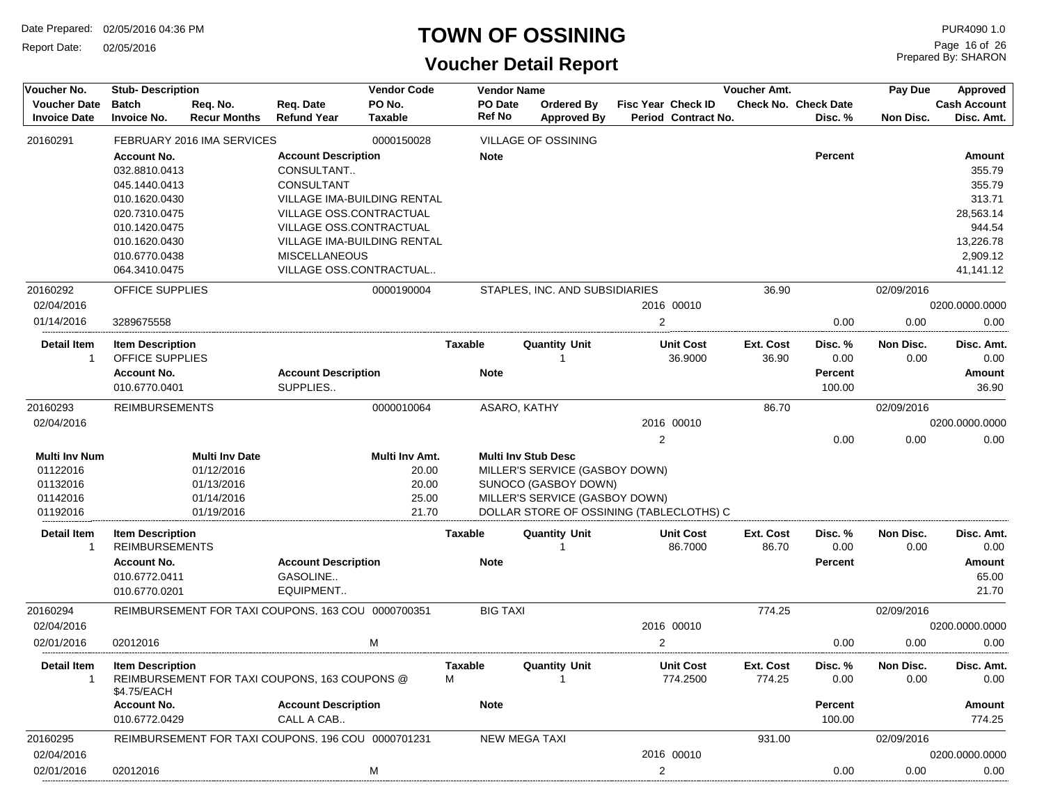# TOWN OF OSSINING

## Voucher Detail Report

Date Prepared: 02/05/2016 04:36 PM
Report Date: 02/05/2016

PUR4090 1.0
Prepared By: SHARON

| Voucher No. | Stub- Description | Req. No. | Req. Date | Vendor Code | Vendor Name | Ordered By | Fisc Year Check ID | Voucher Amt. | Check Date | Pay Due | Approved |
|---|---|---|---|---|---|---|---|---|---|---|---|
| Voucher Date | Batch | Recur Months | Refund Year | PO No. | PO Date | Approved By | Period Contract No. | Check No. | Disc. % | Non Disc. | Cash Account |
| Invoice Date | Invoice No. | | | Taxable | Ref No | | | | | | Disc. Amt. |

**20160291** — FEBRUARY 2016 IMA SERVICES — 0000150028 — VILLAGE OF OSSINING

| Account No. | Account Description | Note | Percent | Amount |
|---|---|---|---|---|
| 032.8810.0413 | CONSULTANT.. | | | 355.79 |
| 045.1440.0413 | CONSULTANT | | | 355.79 |
| 010.1620.0430 | VILLAGE IMA-BUILDING RENTAL | | | 313.71 |
| 020.7310.0475 | VILLAGE OSS.CONTRACTUAL | | | 28,563.14 |
| 010.1420.0475 | VILLAGE OSS.CONTRACTUAL | | | 944.54 |
| 010.1620.0430 | VILLAGE IMA-BUILDING RENTAL | | | 13,226.78 |
| 010.6770.0438 | MISCELLANEOUS | | | 2,909.12 |
| 064.3410.0475 | VILLAGE OSS.CONTRACTUAL.. | | | 41,141.12 |

**20160292** — OFFICE SUPPLIES — 0000190004 — STAPLES, INC. AND SUBSIDIARIES — 36.90 — 02/09/2016
02/04/2016 — 2016 00010 — 0200.0000.0000
01/14/2016 — 3289675558 — 2 — 0.00 — 0.00 — 0.00

| Detail Item | Item Description | Taxable | Quantity Unit | Unit Cost | Ext. Cost | Disc. % | Non Disc. | Disc. Amt. |
|---|---|---|---|---|---|---|---|---|
| 1 | OFFICE SUPPLIES | | 1 | 36.9000 | 36.90 | 0.00 | 0.00 | 0.00 |

| Account No. | Account Description | Note | Percent | Amount |
|---|---|---|---|---|
| 010.6770.0401 | SUPPLIES.. | | 100.00 | 36.90 |

**20160293** — REIMBURSEMENTS — 0000010064 — ASARO, KATHY — 86.70 — 02/09/2016
02/04/2016 — 2016 00010 — 0200.0000.0000
2 — 0.00 — 0.00 — 0.00

| Multi Inv Num | Multi Inv Date | Multi Inv Amt. | Multi Inv Stub Desc |
|---|---|---|---|
| 01122016 | 01/12/2016 | 20.00 | MILLER'S SERVICE (GASBOY DOWN) |
| 01132016 | 01/13/2016 | 20.00 | SUNOCO (GASBOY DOWN) |
| 01142016 | 01/14/2016 | 25.00 | MILLER'S SERVICE (GASBOY DOWN) |
| 01192016 | 01/19/2016 | 21.70 | DOLLAR STORE OF OSSINING (TABLECLOTHS) C |

| Detail Item | Item Description | Taxable | Quantity Unit | Unit Cost | Ext. Cost | Disc. % | Non Disc. | Disc. Amt. |
|---|---|---|---|---|---|---|---|---|
| 1 | REIMBURSEMENTS | | 1 | 86.7000 | 86.70 | 0.00 | 0.00 | 0.00 |

| Account No. | Account Description | Note | Percent | Amount |
|---|---|---|---|---|
| 010.6772.0411 | GASOLINE.. | | | 65.00 |
| 010.6770.0201 | EQUIPMENT.. | | | 21.70 |

**20160294** — REIMBURSEMENT FOR TAXI COUPONS, 163 COU — 0000700351 — BIG TAXI — 774.25 — 02/09/2016
02/04/2016 — 2016 00010 — 0200.0000.0000
02/01/2016 — 02012016 — M — 2 — 0.00 — 0.00 — 0.00

| Detail Item | Item Description | Taxable | Quantity Unit | Unit Cost | Ext. Cost | Disc. % | Non Disc. | Disc. Amt. |
|---|---|---|---|---|---|---|---|---|
| 1 | REIMBURSEMENT FOR TAXI COUPONS, 163 COUPONS @ $4.75/EACH | M | 1 | 774.2500 | 774.25 | 0.00 | 0.00 | 0.00 |

| Account No. | Account Description | Note | Percent | Amount |
|---|---|---|---|---|
| 010.6772.0429 | CALL A CAB.. | | 100.00 | 774.25 |

**20160295** — REIMBURSEMENT FOR TAXI COUPONS, 196 COU — 0000701231 — NEW MEGA TAXI — 931.00 — 02/09/2016
02/04/2016 — 2016 00010 — 0200.0000.0000
02/01/2016 — 02012016 — M — 2 — 0.00 — 0.00 — 0.00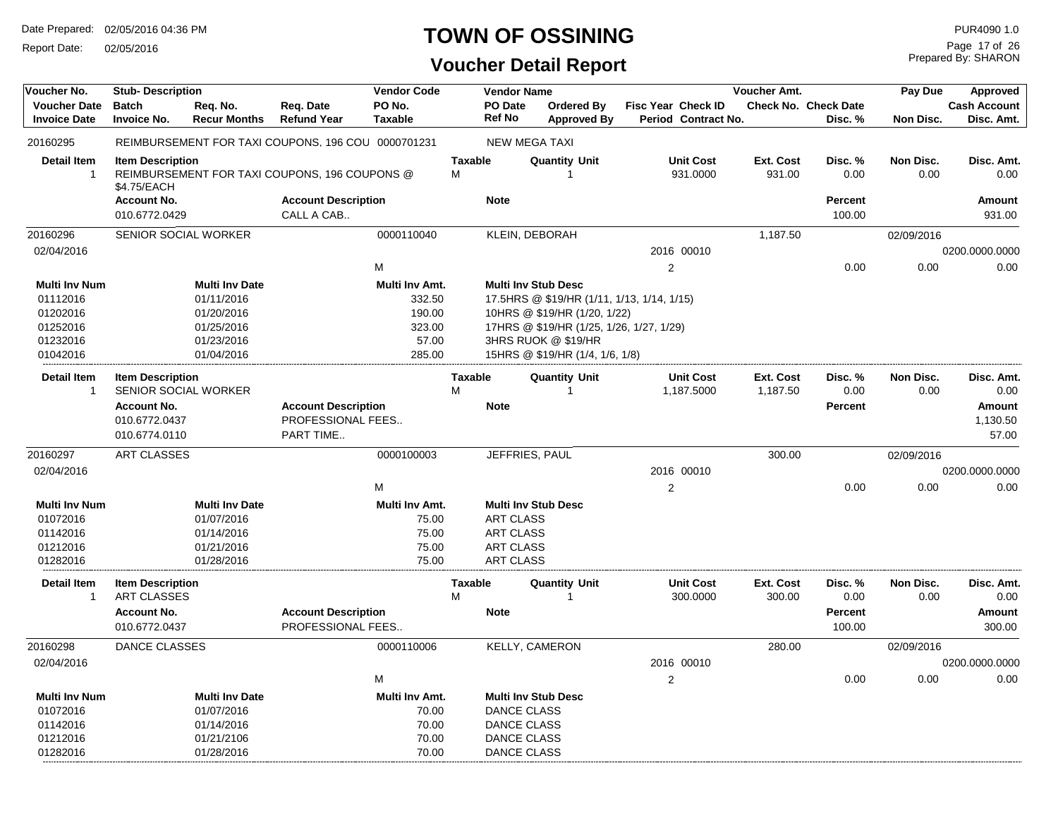# TOWN OF OSSINING

## Voucher Detail Report

Date Prepared: 02/05/2016 04:36 PM
Report Date: 02/05/2016

PUR4090 1.0
Prepared By: SHARON

| Voucher No. | Stub- Description | | | Vendor Code | Vendor Name | | | | Voucher Amt. | | Pay Due | Approved |
|---|---|---|---|---|---|---|---|---|---|---|---|---|
| Voucher Date | Batch | Req. No. | Req. Date | PO No. | PO Date | Ordered By | Fisc Year Check ID | | Check No. | Check Date | | Cash Account |
| Invoice Date | Invoice No. | Recur Months | Refund Year | Taxable | Ref No | Approved By | Period Contract No. | | | Disc. % | Non Disc. | Disc. Amt. |

**20160295** — REIMBURSEMENT FOR TAXI COUPONS, 196 COU — Vendor Code: 0000701231 — NEW MEGA TAXI

| Detail Item | Item Description | Taxable | Quantity Unit | Unit Cost | Ext. Cost | Disc. % | Non Disc. | Disc. Amt. |
|---|---|---|---|---|---|---|---|---|
| 1 | REIMBURSEMENT FOR TAXI COUPONS, 196 COUPONS @ $4.75/EACH | M | 1 | 931.0000 | 931.00 | 0.00 | 0.00 | 0.00 |

| Account No. | Account Description | Note | Percent | Amount |
|---|---|---|---|---|
| 010.6772.0429 | CALL A CAB.. | | 100.00 | 931.00 |

**20160296** — SENIOR SOCIAL WORKER — Vendor Code: 0000110040 — KLEIN, DEBORAH — Voucher Amt.: 1,187.50 — Pay Due: 02/09/2016

| Voucher Date | Taxable | Fisc Year | Check ID | Period | Disc. % | Non Disc. | Disc. Amt. | Cash Account |
|---|---|---|---|---|---|---|---|---|
| 02/04/2016 | M | 2016 | 00010 | 2 | 0.00 | 0.00 | 0.00 | 0200.0000.0000 |

| Multi Inv Num | Multi Inv Date | Multi Inv Amt. | Multi Inv Stub Desc |
|---|---|---|---|
| 01112016 | 01/11/2016 | 332.50 | 17.5HRS @ $19/HR (1/11, 1/13, 1/14, 1/15) |
| 01202016 | 01/20/2016 | 190.00 | 10HRS @ $19/HR (1/20, 1/22) |
| 01252016 | 01/25/2016 | 323.00 | 17HRS @ $19/HR (1/25, 1/26, 1/27, 1/29) |
| 01232016 | 01/23/2016 | 57.00 | 3HRS RUOK @ $19/HR |
| 01042016 | 01/04/2016 | 285.00 | 15HRS @ $19/HR (1/4, 1/6, 1/8) |

| Detail Item | Item Description | Taxable | Quantity Unit | Unit Cost | Ext. Cost | Disc. % | Non Disc. | Disc. Amt. |
|---|---|---|---|---|---|---|---|---|
| 1 | SENIOR SOCIAL WORKER | M | 1 | 1,187.5000 | 1,187.50 | 0.00 | 0.00 | 0.00 |

| Account No. | Account Description | Note | Percent | Amount |
|---|---|---|---|---|
| 010.6772.0437 | PROFESSIONAL FEES.. | | | 1,130.50 |
| 010.6774.0110 | PART TIME.. | | | 57.00 |

**20160297** — ART CLASSES — Vendor Code: 0000100003 — JEFFRIES, PAUL — Voucher Amt.: 300.00 — Pay Due: 02/09/2016

| Voucher Date | Taxable | Fisc Year | Check ID | Period | Disc. % | Non Disc. | Disc. Amt. | Cash Account |
|---|---|---|---|---|---|---|---|---|
| 02/04/2016 | M | 2016 | 00010 | 2 | 0.00 | 0.00 | 0.00 | 0200.0000.0000 |

| Multi Inv Num | Multi Inv Date | Multi Inv Amt. | Multi Inv Stub Desc |
|---|---|---|---|
| 01072016 | 01/07/2016 | 75.00 | ART CLASS |
| 01142016 | 01/14/2016 | 75.00 | ART CLASS |
| 01212016 | 01/21/2016 | 75.00 | ART CLASS |
| 01282016 | 01/28/2016 | 75.00 | ART CLASS |

| Detail Item | Item Description | Taxable | Quantity Unit | Unit Cost | Ext. Cost | Disc. % | Non Disc. | Disc. Amt. |
|---|---|---|---|---|---|---|---|---|
| 1 | ART CLASSES | M | 1 | 300.0000 | 300.00 | 0.00 | 0.00 | 0.00 |

| Account No. | Account Description | Note | Percent | Amount |
|---|---|---|---|---|
| 010.6772.0437 | PROFESSIONAL FEES.. | | 100.00 | 300.00 |

**20160298** — DANCE CLASSES — Vendor Code: 0000110006 — KELLY, CAMERON — Voucher Amt.: 280.00 — Pay Due: 02/09/2016

| Voucher Date | Taxable | Fisc Year | Check ID | Period | Disc. % | Non Disc. | Disc. Amt. | Cash Account |
|---|---|---|---|---|---|---|---|---|
| 02/04/2016 | M | 2016 | 00010 | 2 | 0.00 | 0.00 | 0.00 | 0200.0000.0000 |

| Multi Inv Num | Multi Inv Date | Multi Inv Amt. | Multi Inv Stub Desc |
|---|---|---|---|
| 01072016 | 01/07/2016 | 70.00 | DANCE CLASS |
| 01142016 | 01/14/2016 | 70.00 | DANCE CLASS |
| 01212016 | 01/21/2106 | 70.00 | DANCE CLASS |
| 01282016 | 01/28/2016 | 70.00 | DANCE CLASS |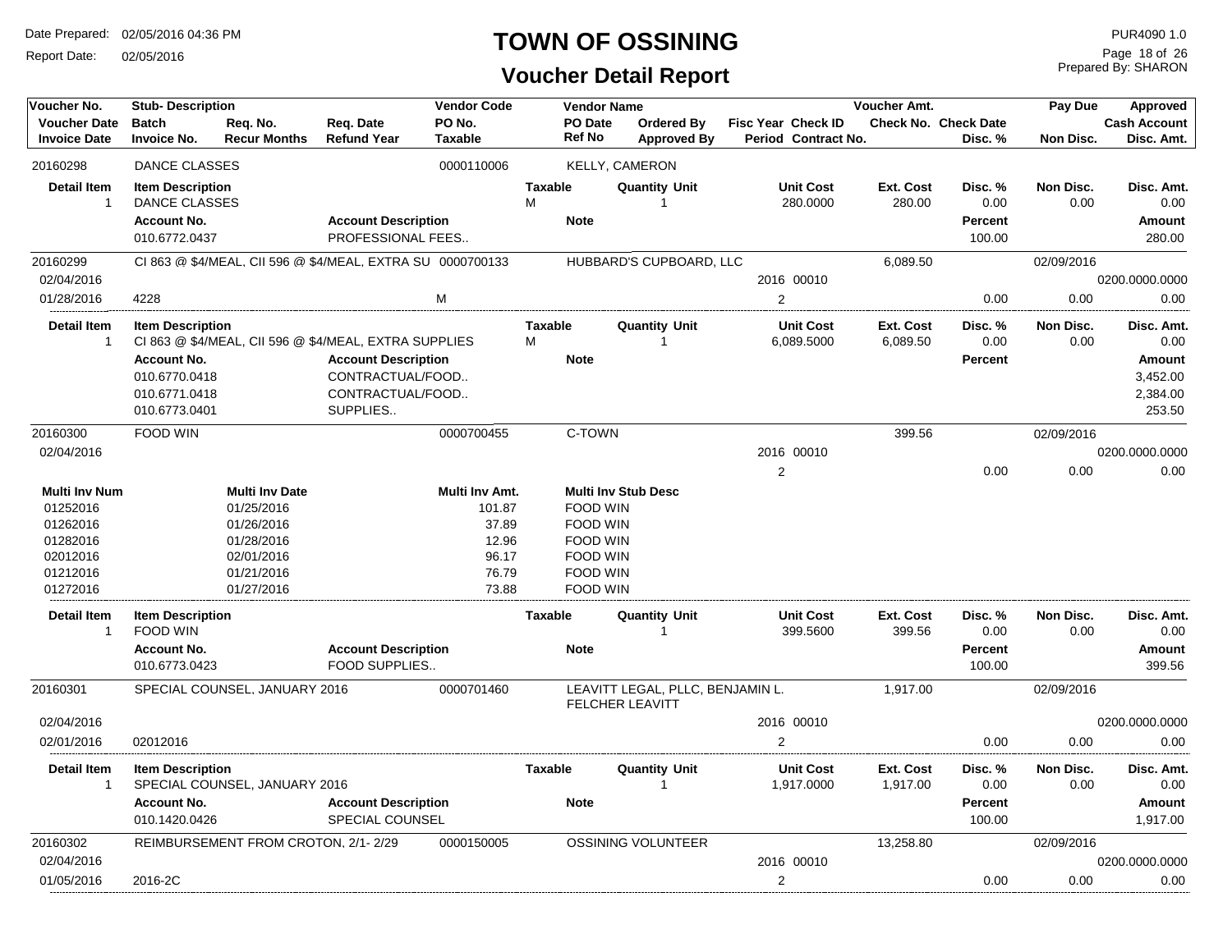# TOWN OF OSSINING

## Voucher Detail Report

Date Prepared: 02/05/2016 04:36 PM
Report Date: 02/05/2016

PUR4090 1.0
Prepared By: SHARON

| Voucher No. | Stub- Description | Req. No. | Req. Date | Vendor Code | Vendor Name | Ordered By | Fisc Year Check ID | Voucher Amt. | Check Date | Pay Due | Approved |
|---|---|---|---|---|---|---|---|---|---|---|---|
| Voucher Date | Batch | Recur Months | Refund Year | PO No. | PO Date | Approved By | Period Contract No. | Check No. | Disc. % | Non Disc. | Cash Account |
| Invoice Date | Invoice No. | | | Taxable | Ref No | | | | | | Disc. Amt. |

### 20160298 — DANCE CLASSES — 0000110006 — KELLY, CAMERON

| Detail Item | Item Description | Taxable | Quantity Unit | Unit Cost | Ext. Cost | Disc. % | Non Disc. | Disc. Amt. |
|---|---|---|---|---|---|---|---|---|
| 1 | DANCE CLASSES | M | 1 | 280.0000 | 280.00 | 0.00 | 0.00 | 0.00 |

| Account No. | Account Description | Note | Percent | Amount |
|---|---|---|---|---|
| 010.6772.0437 | PROFESSIONAL FEES.. | | 100.00 | 280.00 |

### 20160299 — CI 863 @ $4/MEAL, CII 596 @ $4/MEAL, EXTRA SU — 0000700133 — HUBBARD'S CUPBOARD, LLC

| Voucher Date | Invoice Date | Invoice No. | Taxable | Fisc Year Check ID | Period | Voucher Amt. | Disc. % | Pay Due | Non Disc. | Cash Account | Disc. Amt. |
|---|---|---|---|---|---|---|---|---|---|---|---|
| 02/04/2016 | 01/28/2016 | 4228 | M | 2016 00010 | 2 | 6,089.50 | 0.00 | 02/09/2016 | 0.00 | 0200.0000.0000 | 0.00 |

| Detail Item | Item Description | Taxable | Quantity Unit | Unit Cost | Ext. Cost | Disc. % | Non Disc. | Disc. Amt. |
|---|---|---|---|---|---|---|---|---|
| 1 | CI 863 @ $4/MEAL, CII 596 @ $4/MEAL, EXTRA SUPPLIES | M | 1 | 6,089.5000 | 6,089.50 | 0.00 | 0.00 | 0.00 |

| Account No. | Account Description | Note | Percent | Amount |
|---|---|---|---|---|
| 010.6770.0418 | CONTRACTUAL/FOOD.. | | | 3,452.00 |
| 010.6771.0418 | CONTRACTUAL/FOOD.. | | | 2,384.00 |
| 010.6773.0401 | SUPPLIES.. | | | 253.50 |

### 20160300 — FOOD WIN — 0000700455 — C-TOWN

| Voucher Date | Fisc Year Check ID | Period | Voucher Amt. | Disc. % | Pay Due | Non Disc. | Cash Account | Disc. Amt. |
|---|---|---|---|---|---|---|---|---|
| 02/04/2016 | 2016 00010 | 2 | 399.56 | 0.00 | 02/09/2016 | 0.00 | 0200.0000.0000 | 0.00 |

| Multi Inv Num | Multi Inv Date | Multi Inv Amt. | Multi Inv Stub Desc |
|---|---|---|---|
| 01252016 | 01/25/2016 | 101.87 | FOOD WIN |
| 01262016 | 01/26/2016 | 37.89 | FOOD WIN |
| 01282016 | 01/28/2016 | 12.96 | FOOD WIN |
| 02012016 | 02/01/2016 | 96.17 | FOOD WIN |
| 01212016 | 01/21/2016 | 76.79 | FOOD WIN |
| 01272016 | 01/27/2016 | 73.88 | FOOD WIN |

| Detail Item | Item Description | Taxable | Quantity Unit | Unit Cost | Ext. Cost | Disc. % | Non Disc. | Disc. Amt. |
|---|---|---|---|---|---|---|---|---|
| 1 | FOOD WIN | | 1 | 399.5600 | 399.56 | 0.00 | 0.00 | 0.00 |

| Account No. | Account Description | Note | Percent | Amount |
|---|---|---|---|---|
| 010.6773.0423 | FOOD SUPPLIES.. | | 100.00 | 399.56 |

### 20160301 — SPECIAL COUNSEL, JANUARY 2016 — 0000701460 — LEAVITT LEGAL, PLLC, BENJAMIN L. FELCHER LEAVITT

| Voucher Date | Invoice Date | Invoice No. | Fisc Year Check ID | Period | Voucher Amt. | Disc. % | Pay Due | Non Disc. | Cash Account | Disc. Amt. |
|---|---|---|---|---|---|---|---|---|---|---|
| 02/04/2016 | 02/01/2016 | 02012016 | 2016 00010 | 2 | 1,917.00 | 0.00 | 02/09/2016 | 0.00 | 0200.0000.0000 | 0.00 |

| Detail Item | Item Description | Taxable | Quantity Unit | Unit Cost | Ext. Cost | Disc. % | Non Disc. | Disc. Amt. |
|---|---|---|---|---|---|---|---|---|
| 1 | SPECIAL COUNSEL, JANUARY 2016 | | 1 | 1,917.0000 | 1,917.00 | 0.00 | 0.00 | 0.00 |

| Account No. | Account Description | Note | Percent | Amount |
|---|---|---|---|---|
| 010.1420.0426 | SPECIAL COUNSEL | | 100.00 | 1,917.00 |

### 20160302 — REIMBURSEMENT FROM CROTON, 2/1- 2/29 — 0000150005 — OSSINING VOLUNTEER

| Voucher Date | Invoice Date | Invoice No. | Fisc Year Check ID | Period | Voucher Amt. | Disc. % | Pay Due | Non Disc. | Cash Account | Disc. Amt. |
|---|---|---|---|---|---|---|---|---|---|---|
| 02/04/2016 | 01/05/2016 | 2016-2C | 2016 00010 | 2 | 13,258.80 | 0.00 | 02/09/2016 | 0.00 | 0200.0000.0000 | 0.00 |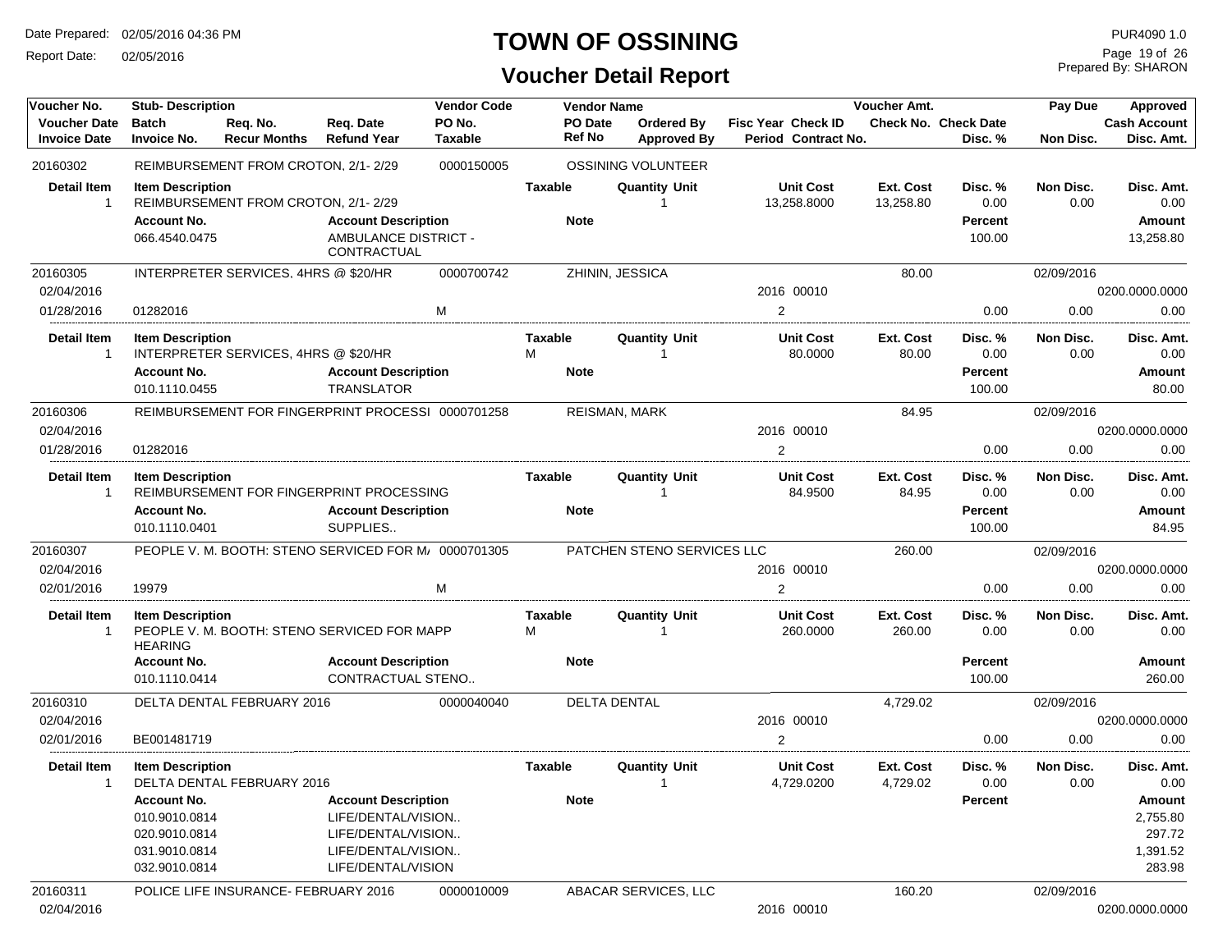# TOWN OF OSSINING

## Voucher Detail Report

Date Prepared: 02/05/2016 04:36 PM
Report Date: 02/05/2016

PUR4090 1.0
Prepared By: SHARON

| Voucher No. | Stub- Description | | | Vendor Code | Vendor Name | | | | Voucher Amt. | | Pay Due | Approved |
|---|---|---|---|---|---|---|---|---|---|---|---|---|
| Voucher Date | Batch | Req. No. | Req. Date | PO No. | PO Date | Ordered By | Fisc Year Check ID | | Check No. | Check Date | | Cash Account |
| Invoice Date | Invoice No. | Recur Months | Refund Year | Taxable | Ref No | Approved By | Period Contract No. | | | Disc. % | Non Disc. | Disc. Amt. |
| 20160302 | REIMBURSEMENT FROM CROTON, 2/1- 2/29 | | | 0000150005 | OSSINING VOLUNTEER | | | | | | | |
| **Detail Item** | **Item Description** | | | | **Taxable** | **Quantity Unit** | **Unit Cost** | **Ext. Cost** | | **Disc. %** | **Non Disc.** | **Disc. Amt.** |
| 1 | REIMBURSEMENT FROM CROTON, 2/1- 2/29 | | | | | 1 | 13,258.8000 | 13,258.80 | | 0.00 | 0.00 | 0.00 |
| | **Account No.** | | **Account Description** | | **Note** | | | | | **Percent** | | **Amount** |
| | 066.4540.0475 | | AMBULANCE DISTRICT - CONTRACTUAL | | | | | | | 100.00 | | 13,258.80 |
| 20160305 | INTERPRETER SERVICES, 4HRS @ $20/HR | | | 0000700742 | ZHININ, JESSICA | | | | 80.00 | | 02/09/2016 | |
| 02/04/2016 | | | | | | | 2016 00010 | | | | | 0200.0000.0000 |
| 01/28/2016 | 01282016 | | | M | | | 2 | | | 0.00 | 0.00 | 0.00 |
| **Detail Item** | **Item Description** | | | | **Taxable** | **Quantity Unit** | **Unit Cost** | **Ext. Cost** | | **Disc. %** | **Non Disc.** | **Disc. Amt.** |
| 1 | INTERPRETER SERVICES, 4HRS @ $20/HR | | | | M | 1 | 80.0000 | 80.00 | | 0.00 | 0.00 | 0.00 |
| | **Account No.** | | **Account Description** | | **Note** | | | | | **Percent** | | **Amount** |
| | 010.1110.0455 | | TRANSLATOR | | | | | | | 100.00 | | 80.00 |
| 20160306 | REIMBURSEMENT FOR FINGERPRINT PROCESSI | | | 0000701258 | REISMAN, MARK | | | | 84.95 | | 02/09/2016 | |
| 02/04/2016 | | | | | | | 2016 00010 | | | | | 0200.0000.0000 |
| 01/28/2016 | 01282016 | | | | | | 2 | | | 0.00 | 0.00 | 0.00 |
| **Detail Item** | **Item Description** | | | | **Taxable** | **Quantity Unit** | **Unit Cost** | **Ext. Cost** | | **Disc. %** | **Non Disc.** | **Disc. Amt.** |
| 1 | REIMBURSEMENT FOR FINGERPRINT PROCESSING | | | | | 1 | 84.9500 | 84.95 | | 0.00 | 0.00 | 0.00 |
| | **Account No.** | | **Account Description** | | **Note** | | | | | **Percent** | | **Amount** |
| | 010.1110.0401 | | SUPPLIES.. | | | | | | | 100.00 | | 84.95 |
| 20160307 | PEOPLE V. M. BOOTH: STENO SERVICED FOR M/ | | | 0000701305 | PATCHEN STENO SERVICES LLC | | | | 260.00 | | 02/09/2016 | |
| 02/04/2016 | | | | | | | 2016 00010 | | | | | 0200.0000.0000 |
| 02/01/2016 | 19979 | | | M | | | 2 | | | 0.00 | 0.00 | 0.00 |
| **Detail Item** | **Item Description** | | | | **Taxable** | **Quantity Unit** | **Unit Cost** | **Ext. Cost** | | **Disc. %** | **Non Disc.** | **Disc. Amt.** |
| 1 | PEOPLE V. M. BOOTH: STENO SERVICED FOR MAPP HEARING | | | | M | 1 | 260.0000 | 260.00 | | 0.00 | 0.00 | 0.00 |
| | **Account No.** | | **Account Description** | | **Note** | | | | | **Percent** | | **Amount** |
| | 010.1110.0414 | | CONTRACTUAL STENO.. | | | | | | | 100.00 | | 260.00 |
| 20160310 | DELTA DENTAL FEBRUARY 2016 | | | 0000040040 | DELTA DENTAL | | | | 4,729.02 | | 02/09/2016 | |
| 02/04/2016 | | | | | | | 2016 00010 | | | | | 0200.0000.0000 |
| 02/01/2016 | BE001481719 | | | | | | 2 | | | 0.00 | 0.00 | 0.00 |
| **Detail Item** | **Item Description** | | | | **Taxable** | **Quantity Unit** | **Unit Cost** | **Ext. Cost** | | **Disc. %** | **Non Disc.** | **Disc. Amt.** |
| 1 | DELTA DENTAL FEBRUARY 2016 | | | | | 1 | 4,729.0200 | 4,729.02 | | 0.00 | 0.00 | 0.00 |
| | **Account No.** | | **Account Description** | | **Note** | | | | | **Percent** | | **Amount** |
| | 010.9010.0814 | | LIFE/DENTAL/VISION.. | | | | | | | | | 2,755.80 |
| | 020.9010.0814 | | LIFE/DENTAL/VISION.. | | | | | | | | | 297.72 |
| | 031.9010.0814 | | LIFE/DENTAL/VISION.. | | | | | | | | | 1,391.52 |
| | 032.9010.0814 | | LIFE/DENTAL/VISION | | | | | | | | | 283.98 |
| 20160311 | POLICE LIFE INSURANCE- FEBRUARY 2016 | | | 0000010009 | ABACAR SERVICES, LLC | | | | 160.20 | | 02/09/2016 | |
| 02/04/2016 | | | | | | | 2016 00010 | | | | | 0200.0000.0000 |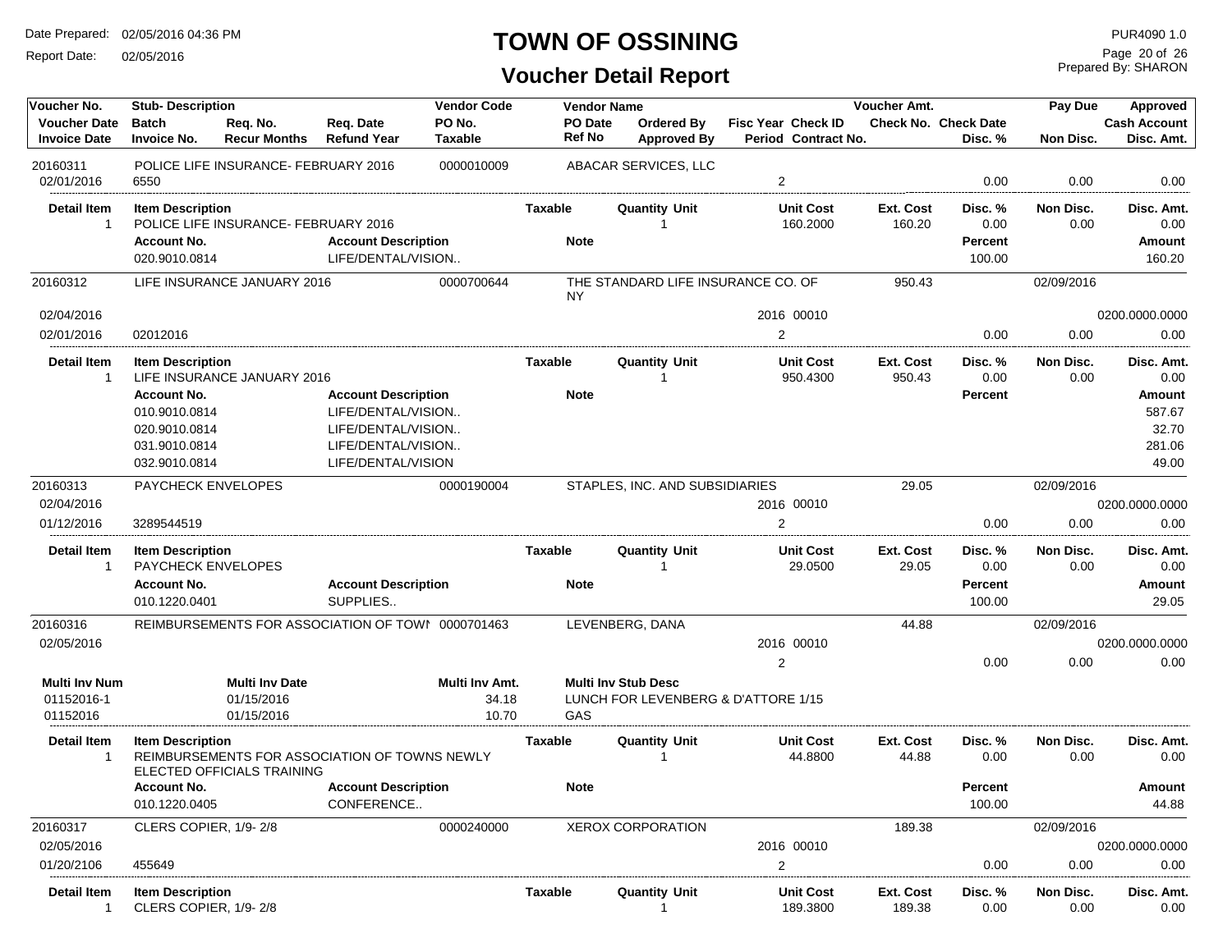# TOWN OF OSSINING

## Voucher Detail Report

Date Prepared: 02/05/2016 04:36 PM
Report Date: 02/05/2016

PUR4090 1.0
Prepared By: SHARON

| Voucher No. | Stub- Description | | | Vendor Code | Vendor Name | | | | Voucher Amt. | | Pay Due | Approved |
|---|---|---|---|---|---|---|---|---|---|---|---|---|
| Voucher Date | Batch | Req. No. | Req. Date | PO No. | PO Date | Ordered By | Fisc Year Check ID | | Check No. Check Date | | | Cash Account |
| Invoice Date | Invoice No. | Recur Months | Refund Year | Taxable | Ref No | Approved By | Period Contract No. | | | Disc. % | Non Disc. | Disc. Amt. |

**20160311** — POLICE LIFE INSURANCE- FEBRUARY 2016 — Vendor Code: 0000010009 — ABACAR SERVICES, LLC

| Invoice Date | Invoice No. | Period | Disc. % | Non Disc. | Disc. Amt. |
|---|---|---|---|---|---|
| 02/01/2016 | 6550 | 2 | 0.00 | 0.00 | 0.00 |

| Detail Item | Item Description | Taxable | Quantity Unit | Unit Cost | Ext. Cost | Disc. % | Non Disc. | Disc. Amt. |
|---|---|---|---|---|---|---|---|---|
| 1 | POLICE LIFE INSURANCE- FEBRUARY 2016 | | 1 | 160.2000 | 160.20 | 0.00 | 0.00 | 0.00 |

| Account No. | Account Description | Note | Percent | Amount |
|---|---|---|---|---|
| 020.9010.0814 | LIFE/DENTAL/VISION.. | | 100.00 | 160.20 |

**20160312** — LIFE INSURANCE JANUARY 2016 — Vendor Code: 0000700644 — THE STANDARD LIFE INSURANCE CO. OF NY — Voucher Amt.: 950.43 — Pay Due: 02/09/2016

| Voucher Date | Invoice Date | Invoice No. | Fisc Year | Check ID | Period | Disc. % | Non Disc. | Cash Account | Disc. Amt. |
|---|---|---|---|---|---|---|---|---|---|
| 02/04/2016 | 02/01/2016 | 02012016 | 2016 | 00010 | 2 | 0.00 | 0.00 | 0200.0000.0000 | 0.00 |

| Detail Item | Item Description | Taxable | Quantity Unit | Unit Cost | Ext. Cost | Disc. % | Non Disc. | Disc. Amt. |
|---|---|---|---|---|---|---|---|---|
| 1 | LIFE INSURANCE JANUARY 2016 | | 1 | 950.4300 | 950.43 | 0.00 | 0.00 | 0.00 |

| Account No. | Account Description | Note | Percent | Amount |
|---|---|---|---|---|
| 010.9010.0814 | LIFE/DENTAL/VISION.. | | | 587.67 |
| 020.9010.0814 | LIFE/DENTAL/VISION.. | | | 32.70 |
| 031.9010.0814 | LIFE/DENTAL/VISION.. | | | 281.06 |
| 032.9010.0814 | LIFE/DENTAL/VISION | | | 49.00 |

**20160313** — PAYCHECK ENVELOPES — Vendor Code: 0000190004 — STAPLES, INC. AND SUBSIDIARIES — Voucher Amt.: 29.05 — Pay Due: 02/09/2016

| Voucher Date | Invoice Date | Invoice No. | Fisc Year | Check ID | Period | Disc. % | Non Disc. | Cash Account | Disc. Amt. |
|---|---|---|---|---|---|---|---|---|---|
| 02/04/2016 | 01/12/2016 | 3289544519 | 2016 | 00010 | 2 | 0.00 | 0.00 | 0200.0000.0000 | 0.00 |

| Detail Item | Item Description | Taxable | Quantity Unit | Unit Cost | Ext. Cost | Disc. % | Non Disc. | Disc. Amt. |
|---|---|---|---|---|---|---|---|---|
| 1 | PAYCHECK ENVELOPES | | 1 | 29.0500 | 29.05 | 0.00 | 0.00 | 0.00 |

| Account No. | Account Description | Note | Percent | Amount |
|---|---|---|---|---|
| 010.1220.0401 | SUPPLIES.. | | 100.00 | 29.05 |

**20160316** — REIMBURSEMENTS FOR ASSOCIATION OF TOWI — Vendor Code: 0000701463 — LEVENBERG, DANA — Voucher Amt.: 44.88 — Pay Due: 02/09/2016

| Voucher Date | Invoice Date | Invoice No. | Fisc Year | Check ID | Period | Disc. % | Non Disc. | Cash Account | Disc. Amt. |
|---|---|---|---|---|---|---|---|---|---|
| 02/05/2016 | | | 2016 | 00010 | 2 | 0.00 | 0.00 | 0200.0000.0000 | 0.00 |

| Multi Inv Num | Multi Inv Date | Multi Inv Amt. | Multi Inv Stub Desc |
|---|---|---|---|
| 01152016-1 | 01/15/2016 | 34.18 | LUNCH FOR LEVENBERG & D'ATTORE 1/15 |
| 01152016 | 01/15/2016 | 10.70 | GAS |

| Detail Item | Item Description | Taxable | Quantity Unit | Unit Cost | Ext. Cost | Disc. % | Non Disc. | Disc. Amt. |
|---|---|---|---|---|---|---|---|---|
| 1 | REIMBURSEMENTS FOR ASSOCIATION OF TOWNS NEWLY ELECTED OFFICIALS TRAINING | | 1 | 44.8800 | 44.88 | 0.00 | 0.00 | 0.00 |

| Account No. | Account Description | Note | Percent | Amount |
|---|---|---|---|---|
| 010.1220.0405 | CONFERENCE.. | | 100.00 | 44.88 |

**20160317** — CLERS COPIER, 1/9- 2/8 — Vendor Code: 0000240000 — XEROX CORPORATION — Voucher Amt.: 189.38 — Pay Due: 02/09/2016

| Voucher Date | Invoice Date | Invoice No. | Fisc Year | Check ID | Period | Disc. % | Non Disc. | Cash Account | Disc. Amt. |
|---|---|---|---|---|---|---|---|---|---|
| 02/05/2016 | 01/20/2106 | 455649 | 2016 | 00010 | 2 | 0.00 | 0.00 | 0200.0000.0000 | 0.00 |

| Detail Item | Item Description | Taxable | Quantity Unit | Unit Cost | Ext. Cost | Disc. % | Non Disc. | Disc. Amt. |
|---|---|---|---|---|---|---|---|---|
| 1 | CLERS COPIER, 1/9- 2/8 | | 1 | 189.3800 | 189.38 | 0.00 | 0.00 | 0.00 |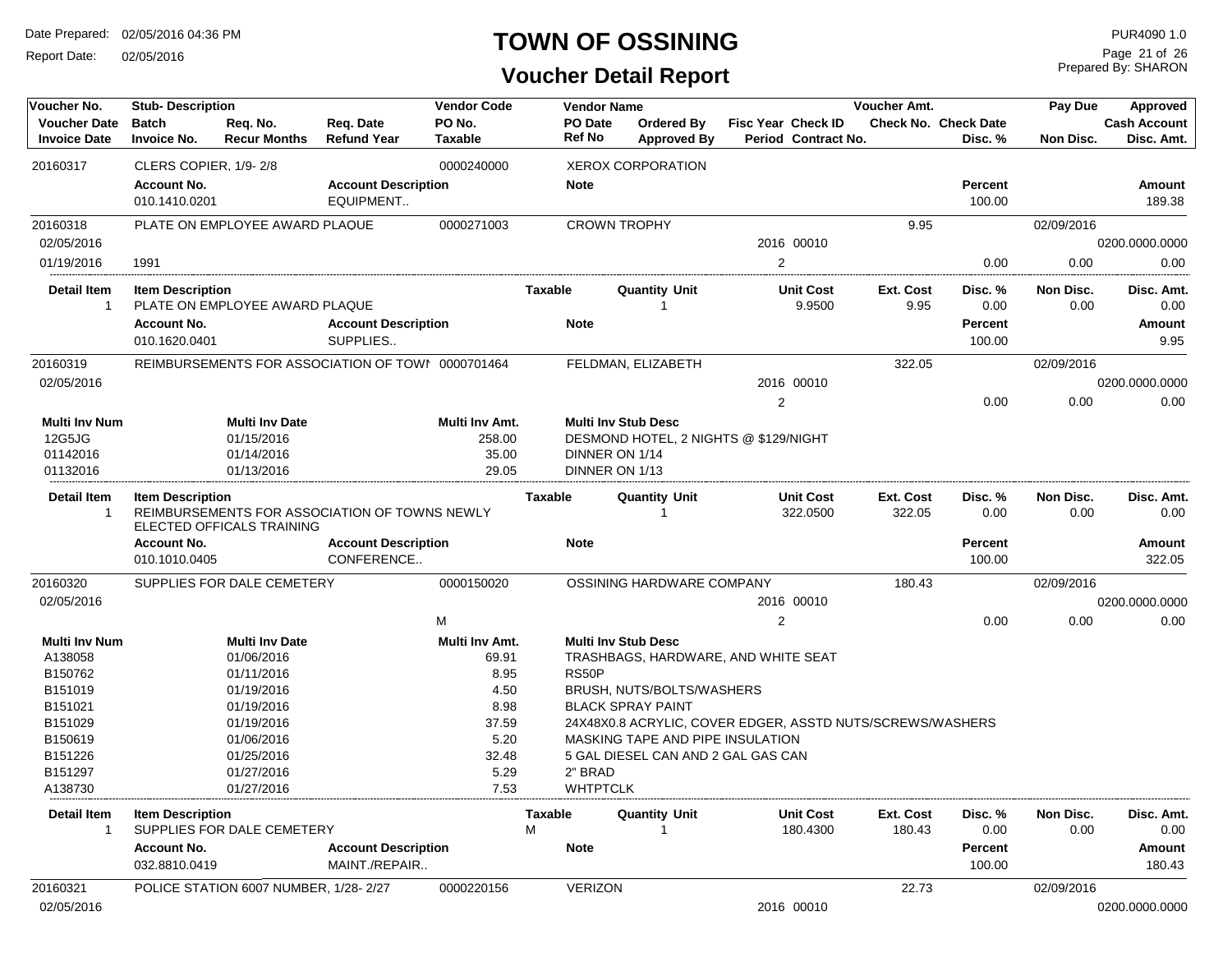# TOWN OF OSSINING

## Voucher Detail Report

Date Prepared: 02/05/2016 04:36 PM
Report Date: 02/05/2016

PUR4090 1.0
Prepared By: SHARON

| Voucher No. | Stub- Description | | | Vendor Code | Vendor Name | | | | Voucher Amt. | | Pay Due | Approved |
|---|---|---|---|---|---|---|---|---|---|---|---|---|
| Voucher Date | Batch | Req. No. | Req. Date | PO No. | PO Date | Ordered By | Fisc Year Check ID | | Check No. | Check Date | | Cash Account |
| Invoice Date | Invoice No. | Recur Months | Refund Year | Taxable | Ref No | Approved By | Period Contract No. | | | Disc. % | Non Disc. | Disc. Amt. |

**20160317** — CLERS COPIER, 1/9- 2/8 — 0000240000 — XEROX CORPORATION

| Account No. | Account Description | Note | Percent | Amount |
|---|---|---|---|---|
| 010.1410.0201 | EQUIPMENT.. | | 100.00 | 189.38 |

**20160318** — PLATE ON EMPLOYEE AWARD PLAQUE — 0000271003 — CROWN TROPHY — 9.95 — Pay Due 02/09/2016

02/05/2016 — 2016 00010 — 0200.0000.0000

01/19/2016 — 1991 — 2 — 0.00 — 0.00 — 0.00

| Detail Item | Item Description | Taxable | Quantity Unit | Unit Cost | Ext. Cost | Disc. % | Non Disc. | Disc. Amt. |
|---|---|---|---|---|---|---|---|---|
| 1 | PLATE ON EMPLOYEE AWARD PLAQUE | | 1 | 9.9500 | 9.95 | 0.00 | 0.00 | 0.00 |

| Account No. | Account Description | Note | Percent | Amount |
|---|---|---|---|---|
| 010.1620.0401 | SUPPLIES.. | | 100.00 | 9.95 |

**20160319** — REIMBURSEMENTS FOR ASSOCIATION OF TOWN — 0000701464 — FELDMAN, ELIZABETH — 322.05 — Pay Due 02/09/2016

02/05/2016 — 2016 00010 — 0200.0000.0000

2 — 0.00 — 0.00 — 0.00

| Multi Inv Num | Multi Inv Date | Multi Inv Amt. | Multi Inv Stub Desc |
|---|---|---|---|
| 12G5JG | 01/15/2016 | 258.00 | DESMOND HOTEL, 2 NIGHTS @ $129/NIGHT |
| 01142016 | 01/14/2016 | 35.00 | DINNER ON 1/14 |
| 01132016 | 01/13/2016 | 29.05 | DINNER ON 1/13 |

| Detail Item | Item Description | Taxable | Quantity Unit | Unit Cost | Ext. Cost | Disc. % | Non Disc. | Disc. Amt. |
|---|---|---|---|---|---|---|---|---|
| 1 | REIMBURSEMENTS FOR ASSOCIATION OF TOWNS NEWLY ELECTED OFFICALS TRAINING | | 1 | 322.0500 | 322.05 | 0.00 | 0.00 | 0.00 |

| Account No. | Account Description | Note | Percent | Amount |
|---|---|---|---|---|
| 010.1010.0405 | CONFERENCE.. | | 100.00 | 322.05 |

**20160320** — SUPPLIES FOR DALE CEMETERY — 0000150020 — OSSINING HARDWARE COMPANY — 180.43 — Pay Due 02/09/2016

02/05/2016 — 2016 00010 — 0200.0000.0000

Taxable: M — 2 — 0.00 — 0.00 — 0.00

| Multi Inv Num | Multi Inv Date | Multi Inv Amt. | Multi Inv Stub Desc |
|---|---|---|---|
| A138058 | 01/06/2016 | 69.91 | TRASHBAGS, HARDWARE, AND WHITE SEAT |
| B150762 | 01/11/2016 | 8.95 | RS50P |
| B151019 | 01/19/2016 | 4.50 | BRUSH, NUTS/BOLTS/WASHERS |
| B151021 | 01/19/2016 | 8.98 | BLACK SPRAY PAINT |
| B151029 | 01/19/2016 | 37.59 | 24X48X0.8 ACRYLIC, COVER EDGER, ASSTD NUTS/SCREWS/WASHERS |
| B150619 | 01/06/2016 | 5.20 | MASKING TAPE AND PIPE INSULATION |
| B151226 | 01/25/2016 | 32.48 | 5 GAL DIESEL CAN AND 2 GAL GAS CAN |
| B151297 | 01/27/2016 | 5.29 | 2" BRAD |
| A138730 | 01/27/2016 | 7.53 | WHTPTCLK |

| Detail Item | Item Description | Taxable | Quantity Unit | Unit Cost | Ext. Cost | Disc. % | Non Disc. | Disc. Amt. |
|---|---|---|---|---|---|---|---|---|
| 1 | SUPPLIES FOR DALE CEMETERY | M | 1 | 180.4300 | 180.43 | 0.00 | 0.00 | 0.00 |

| Account No. | Account Description | Note | Percent | Amount |
|---|---|---|---|---|
| 032.8810.0419 | MAINT./REPAIR.. | | 100.00 | 180.43 |

**20160321** — POLICE STATION 6007 NUMBER, 1/28- 2/27 — 0000220156 — VERIZON — 22.73 — Pay Due 02/09/2016

02/05/2016 — 2016 00010 — 0200.0000.0000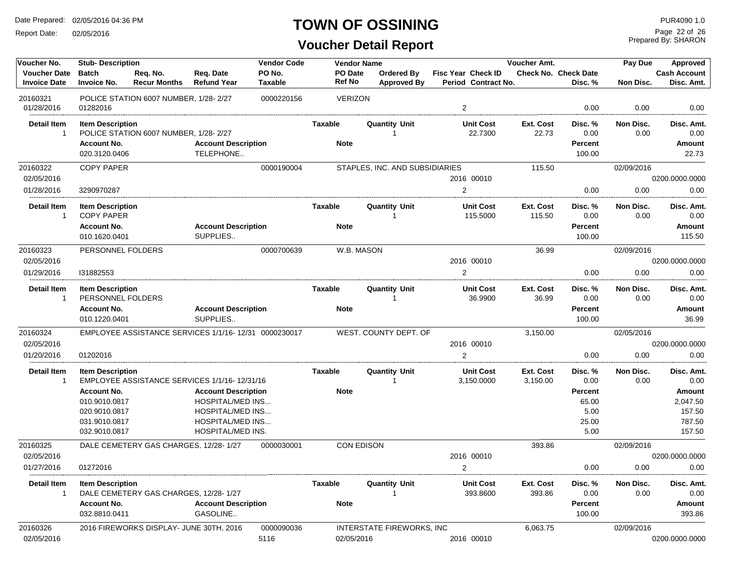# TOWN OF OSSINING

## Voucher Detail Report

Date Prepared: 02/05/2016 04:36 PM
Report Date: 02/05/2016

PUR4090 1.0
Prepared By: SHARON

| Voucher No. / Voucher Date / Invoice Date | Stub- Description / Batch / Invoice No. | Req. No. / Recur Months | Req. Date / Refund Year | Vendor Code / PO No. / Taxable | Vendor Name / PO Date / Ref No | Ordered By / Approved By | Fisc Year / Period | Check ID / Contract No. | Voucher Amt. / Check No. | Check Date / Disc. % | Pay Due / Non Disc. | Approved / Cash Account / Disc. Amt. |
|---|---|---|---|---|---|---|---|---|---|---|---|---|
| 20160321 | POLICE STATION 6007 NUMBER, 1/28- 2/27 | | | 0000220156 | VERIZON | | | | | | | |
| 01/28/2016 | 01282016 | | | | | | 2 | | | 0.00 | 0.00 | 0.00 |

| Detail Item | Item Description | Taxable | Quantity Unit | Unit Cost | Ext. Cost | Disc. % | Non Disc. | Disc. Amt. |
|---|---|---|---|---|---|---|---|---|
| 1 | POLICE STATION 6007 NUMBER, 1/28- 2/27 | | 1 | 22.7300 | 22.73 | 0.00 | 0.00 | 0.00 |

| Account No. | Account Description | Note | Percent | Amount |
|---|---|---|---|---|
| 020.3120.0406 | TELEPHONE.. | | 100.00 | 22.73 |

| Voucher No. / Voucher Date / Invoice Date | Stub- Description / Batch / Invoice No. | Req. No. / Recur Months | Req. Date / Refund Year | Vendor Code / PO No. / Taxable | Vendor Name / PO Date / Ref No | Ordered By / Approved By | Fisc Year / Period | Check ID / Contract No. | Voucher Amt. / Check No. | Check Date / Disc. % | Pay Due / Non Disc. | Approved / Cash Account / Disc. Amt. |
|---|---|---|---|---|---|---|---|---|---|---|---|---|
| 20160322 | COPY PAPER | | | 0000190004 | STAPLES, INC. AND SUBSIDIARIES | | | | 115.50 | | 02/09/2016 | |
| 02/05/2016 | | | | | | | 2016 | 00010 | | | | 0200.0000.0000 |
| 01/28/2016 | 3290970287 | | | | | | 2 | | | 0.00 | 0.00 | 0.00 |

| Detail Item | Item Description | Taxable | Quantity Unit | Unit Cost | Ext. Cost | Disc. % | Non Disc. | Disc. Amt. |
|---|---|---|---|---|---|---|---|---|
| 1 | COPY PAPER | | 1 | 115.5000 | 115.50 | 0.00 | 0.00 | 0.00 |

| Account No. | Account Description | Note | Percent | Amount |
|---|---|---|---|---|
| 010.1620.0401 | SUPPLIES.. | | 100.00 | 115.50 |

| Voucher No. / Voucher Date / Invoice Date | Stub- Description / Batch / Invoice No. | Req. No. / Recur Months | Req. Date / Refund Year | Vendor Code / PO No. / Taxable | Vendor Name / PO Date / Ref No | Ordered By / Approved By | Fisc Year / Period | Check ID / Contract No. | Voucher Amt. / Check No. | Check Date / Disc. % | Pay Due / Non Disc. | Approved / Cash Account / Disc. Amt. |
|---|---|---|---|---|---|---|---|---|---|---|---|---|
| 20160323 | PERSONNEL FOLDERS | | | 0000700639 | W.B. MASON | | | | 36.99 | | 02/09/2016 | |
| 02/05/2016 | | | | | | | 2016 | 00010 | | | | 0200.0000.0000 |
| 01/29/2016 | I31882553 | | | | | | 2 | | | 0.00 | 0.00 | 0.00 |

| Detail Item | Item Description | Taxable | Quantity Unit | Unit Cost | Ext. Cost | Disc. % | Non Disc. | Disc. Amt. |
|---|---|---|---|---|---|---|---|---|
| 1 | PERSONNEL FOLDERS | | 1 | 36.9900 | 36.99 | 0.00 | 0.00 | 0.00 |

| Account No. | Account Description | Note | Percent | Amount |
|---|---|---|---|---|
| 010.1220.0401 | SUPPLIES.. | | 100.00 | 36.99 |

| Voucher No. / Voucher Date / Invoice Date | Stub- Description / Batch / Invoice No. | Req. No. / Recur Months | Req. Date / Refund Year | Vendor Code / PO No. / Taxable | Vendor Name / PO Date / Ref No | Ordered By / Approved By | Fisc Year / Period | Check ID / Contract No. | Voucher Amt. / Check No. | Check Date / Disc. % | Pay Due / Non Disc. | Approved / Cash Account / Disc. Amt. |
|---|---|---|---|---|---|---|---|---|---|---|---|---|
| 20160324 | EMPLOYEE ASSISTANCE SERVICES 1/1/16- 12/31 | | | 0000230017 | WEST. COUNTY DEPT. OF | | | | 3,150.00 | | 02/05/2016 | |
| 02/05/2016 | | | | | | | 2016 | 00010 | | | | 0200.0000.0000 |
| 01/20/2016 | 01202016 | | | | | | 2 | | | 0.00 | 0.00 | 0.00 |

| Detail Item | Item Description | Taxable | Quantity Unit | Unit Cost | Ext. Cost | Disc. % | Non Disc. | Disc. Amt. |
|---|---|---|---|---|---|---|---|---|
| 1 | EMPLOYEE ASSISTANCE SERVICES 1/1/16- 12/31/16 | | 1 | 3,150.0000 | 3,150.00 | 0.00 | 0.00 | 0.00 |

| Account No. | Account Description | Note | Percent | Amount |
|---|---|---|---|---|
| 010.9010.0817 | HOSPITAL/MED INS... | | 65.00 | 2,047.50 |
| 020.9010.0817 | HOSPITAL/MED INS... | | 5.00 | 157.50 |
| 031.9010.0817 | HOSPITAL/MED INS... | | 25.00 | 787.50 |
| 032.9010.0817 | HOSPITAL/MED INS. | | 5.00 | 157.50 |

| Voucher No. / Voucher Date / Invoice Date | Stub- Description / Batch / Invoice No. | Req. No. / Recur Months | Req. Date / Refund Year | Vendor Code / PO No. / Taxable | Vendor Name / PO Date / Ref No | Ordered By / Approved By | Fisc Year / Period | Check ID / Contract No. | Voucher Amt. / Check No. | Check Date / Disc. % | Pay Due / Non Disc. | Approved / Cash Account / Disc. Amt. |
|---|---|---|---|---|---|---|---|---|---|---|---|---|
| 20160325 | DALE CEMETERY GAS CHARGES, 12/28- 1/27 | | | 0000030001 | CON EDISON | | | | 393.86 | | 02/09/2016 | |
| 02/05/2016 | | | | | | | 2016 | 00010 | | | | 0200.0000.0000 |
| 01/27/2016 | 01272016 | | | | | | 2 | | | 0.00 | 0.00 | 0.00 |

| Detail Item | Item Description | Taxable | Quantity Unit | Unit Cost | Ext. Cost | Disc. % | Non Disc. | Disc. Amt. |
|---|---|---|---|---|---|---|---|---|
| 1 | DALE CEMETERY GAS CHARGES, 12/28- 1/27 | | 1 | 393.8600 | 393.86 | 0.00 | 0.00 | 0.00 |

| Account No. | Account Description | Note | Percent | Amount |
|---|---|---|---|---|
| 032.8810.0411 | GASOLINE.. | | 100.00 | 393.86 |

| Voucher No. / Voucher Date / Invoice Date | Stub- Description / Batch / Invoice No. | Req. No. / Recur Months | Req. Date / Refund Year | Vendor Code / PO No. / Taxable | Vendor Name / PO Date / Ref No | Ordered By / Approved By | Fisc Year / Period | Check ID / Contract No. | Voucher Amt. / Check No. | Check Date / Disc. % | Pay Due / Non Disc. | Approved / Cash Account / Disc. Amt. |
|---|---|---|---|---|---|---|---|---|---|---|---|---|
| 20160326 | 2016 FIREWORKS DISPLAY- JUNE 30TH, 2016 | | | 0000090036 | INTERSTATE FIREWORKS, INC | | | | 6,063.75 | | 02/09/2016 | |
| 02/05/2016 | | | | 5116 | 02/05/2016 | | 2016 | 00010 | | | | 0200.0000.0000 |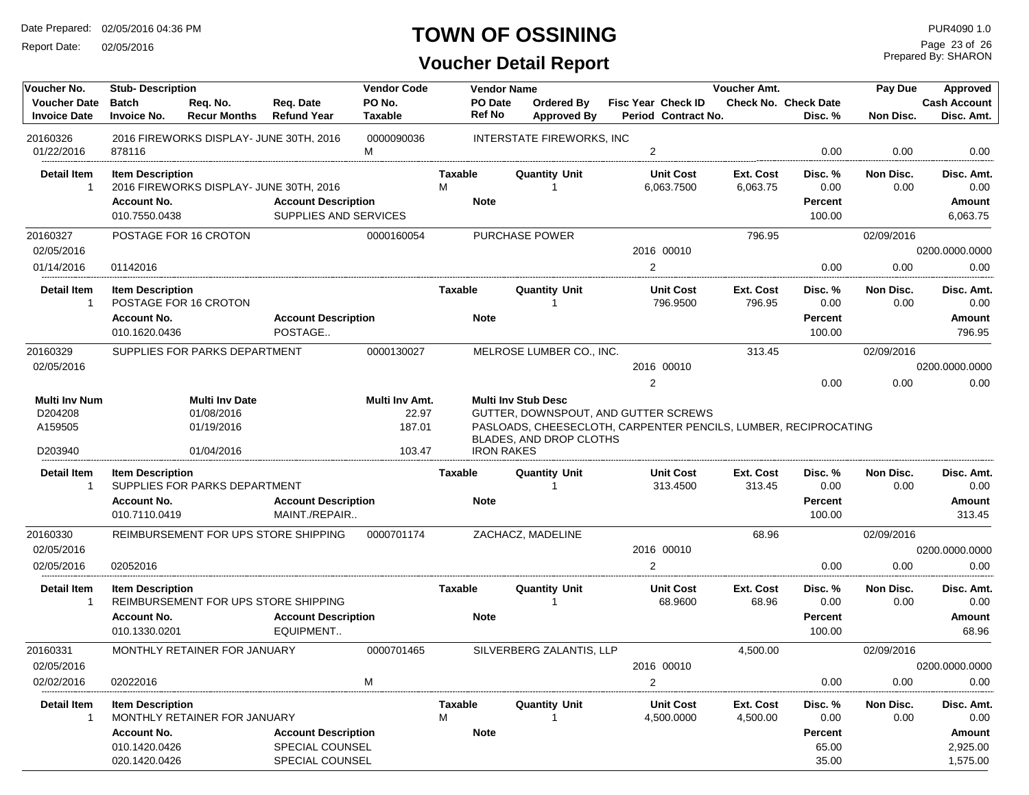# TOWN OF OSSINING

## Voucher Detail Report

Date Prepared: 02/05/2016 04:36 PM
Report Date: 02/05/2016

PUR4090 1.0
Prepared By: SHARON

| Voucher No. | Stub- Description | | | Vendor Code | Vendor Name | | | Voucher Amt. | | Pay Due | Approved |
|---|---|---|---|---|---|---|---|---|---|---|---|
| Voucher Date | Batch | Req. No. | Req. Date | PO No. | PO Date | Ordered By | Fisc Year Check ID | Check No. | Check Date | | Cash Account |
| Invoice Date | Invoice No. | Recur Months | Refund Year | Taxable | Ref No | Approved By | Period Contract No. | | Disc. % | Non Disc. | Disc. Amt. |

---

**20160326** — 2016 FIREWORKS DISPLAY- JUNE 30TH, 2016 — Vendor Code: 0000090036 — INTERSTATE FIREWORKS, INC
Invoice Date: 01/22/2016 — Invoice No.: 878116 — Taxable: M — Period: 2 — Disc. %: 0.00 — Non Disc.: 0.00 — Disc. Amt.: 0.00

| Detail Item | Item Description | Taxable | Quantity Unit | Unit Cost | Ext. Cost | Disc. % | Non Disc. | Disc. Amt. |
|---|---|---|---|---|---|---|---|---|
| 1 | 2016 FIREWORKS DISPLAY- JUNE 30TH, 2016 | M | 1 | 6,063.7500 | 6,063.75 | 0.00 | 0.00 | 0.00 |

| Account No. | Account Description | Note | Percent | Amount |
|---|---|---|---|---|
| 010.7550.0438 | SUPPLIES AND SERVICES | | 100.00 | 6,063.75 |

---

**20160327** — POSTAGE FOR 16 CROTON — Vendor Code: 0000160054 — PURCHASE POWER — Voucher Amt.: 796.95 — Pay Due: 02/09/2016
Voucher Date: 02/05/2016 — Fisc Year: 2016 — Check ID: 00010 — Cash Account: 0200.0000.0000
Invoice Date: 01/14/2016 — Invoice No.: 01142016 — Period: 2 — Disc. %: 0.00 — Non Disc.: 0.00 — Disc. Amt.: 0.00

| Detail Item | Item Description | Taxable | Quantity Unit | Unit Cost | Ext. Cost | Disc. % | Non Disc. | Disc. Amt. |
|---|---|---|---|---|---|---|---|---|
| 1 | POSTAGE FOR 16 CROTON | | 1 | 796.9500 | 796.95 | 0.00 | 0.00 | 0.00 |

| Account No. | Account Description | Note | Percent | Amount |
|---|---|---|---|---|
| 010.1620.0436 | POSTAGE.. | | 100.00 | 796.95 |

---

**20160329** — SUPPLIES FOR PARKS DEPARTMENT — Vendor Code: 0000130027 — MELROSE LUMBER CO., INC. — Voucher Amt.: 313.45 — Pay Due: 02/09/2016
Voucher Date: 02/05/2016 — Fisc Year: 2016 — Check ID: 00010 — Cash Account: 0200.0000.0000
Period: 2 — Disc. %: 0.00 — Non Disc.: 0.00 — Disc. Amt.: 0.00

| Multi Inv Num | Multi Inv Date | Multi Inv Amt. | Multi Inv Stub Desc |
|---|---|---|---|
| D204208 | 01/08/2016 | 22.97 | GUTTER, DOWNSPOUT, AND GUTTER SCREWS |
| A159505 | 01/19/2016 | 187.01 | PASLOADS, CHEESECLOTH, CARPENTER PENCILS, LUMBER, RECIPROCATING BLADES, AND DROP CLOTHS |
| D203940 | 01/04/2016 | 103.47 | IRON RAKES |

| Detail Item | Item Description | Taxable | Quantity Unit | Unit Cost | Ext. Cost | Disc. % | Non Disc. | Disc. Amt. |
|---|---|---|---|---|---|---|---|---|
| 1 | SUPPLIES FOR PARKS DEPARTMENT | | 1 | 313.4500 | 313.45 | 0.00 | 0.00 | 0.00 |

| Account No. | Account Description | Note | Percent | Amount |
|---|---|---|---|---|
| 010.7110.0419 | MAINT./REPAIR.. | | 100.00 | 313.45 |

---

**20160330** — REIMBURSEMENT FOR UPS STORE SHIPPING — Vendor Code: 0000701174 — ZACHACZ, MADELINE — Voucher Amt.: 68.96 — Pay Due: 02/09/2016
Voucher Date: 02/05/2016 — Fisc Year: 2016 — Check ID: 00010 — Cash Account: 0200.0000.0000
Invoice Date: 02/05/2016 — Invoice No.: 02052016 — Period: 2 — Disc. %: 0.00 — Non Disc.: 0.00 — Disc. Amt.: 0.00

| Detail Item | Item Description | Taxable | Quantity Unit | Unit Cost | Ext. Cost | Disc. % | Non Disc. | Disc. Amt. |
|---|---|---|---|---|---|---|---|---|
| 1 | REIMBURSEMENT FOR UPS STORE SHIPPING | | 1 | 68.9600 | 68.96 | 0.00 | 0.00 | 0.00 |

| Account No. | Account Description | Note | Percent | Amount |
|---|---|---|---|---|
| 010.1330.0201 | EQUIPMENT.. | | 100.00 | 68.96 |

---

**20160331** — MONTHLY RETAINER FOR JANUARY — Vendor Code: 0000701465 — SILVERBERG ZALANTIS, LLP — Voucher Amt.: 4,500.00 — Pay Due: 02/09/2016
Voucher Date: 02/05/2016 — Fisc Year: 2016 — Check ID: 00010 — Cash Account: 0200.0000.0000
Invoice Date: 02/02/2016 — Invoice No.: 02022016 — Taxable: M — Period: 2 — Disc. %: 0.00 — Non Disc.: 0.00 — Disc. Amt.: 0.00

| Detail Item | Item Description | Taxable | Quantity Unit | Unit Cost | Ext. Cost | Disc. % | Non Disc. | Disc. Amt. |
|---|---|---|---|---|---|---|---|---|
| 1 | MONTHLY RETAINER FOR JANUARY | M | 1 | 4,500.0000 | 4,500.00 | 0.00 | 0.00 | 0.00 |

| Account No. | Account Description | Note | Percent | Amount |
|---|---|---|---|---|
| 010.1420.0426 | SPECIAL COUNSEL | | 65.00 | 2,925.00 |
| 020.1420.0426 | SPECIAL COUNSEL | | 35.00 | 1,575.00 |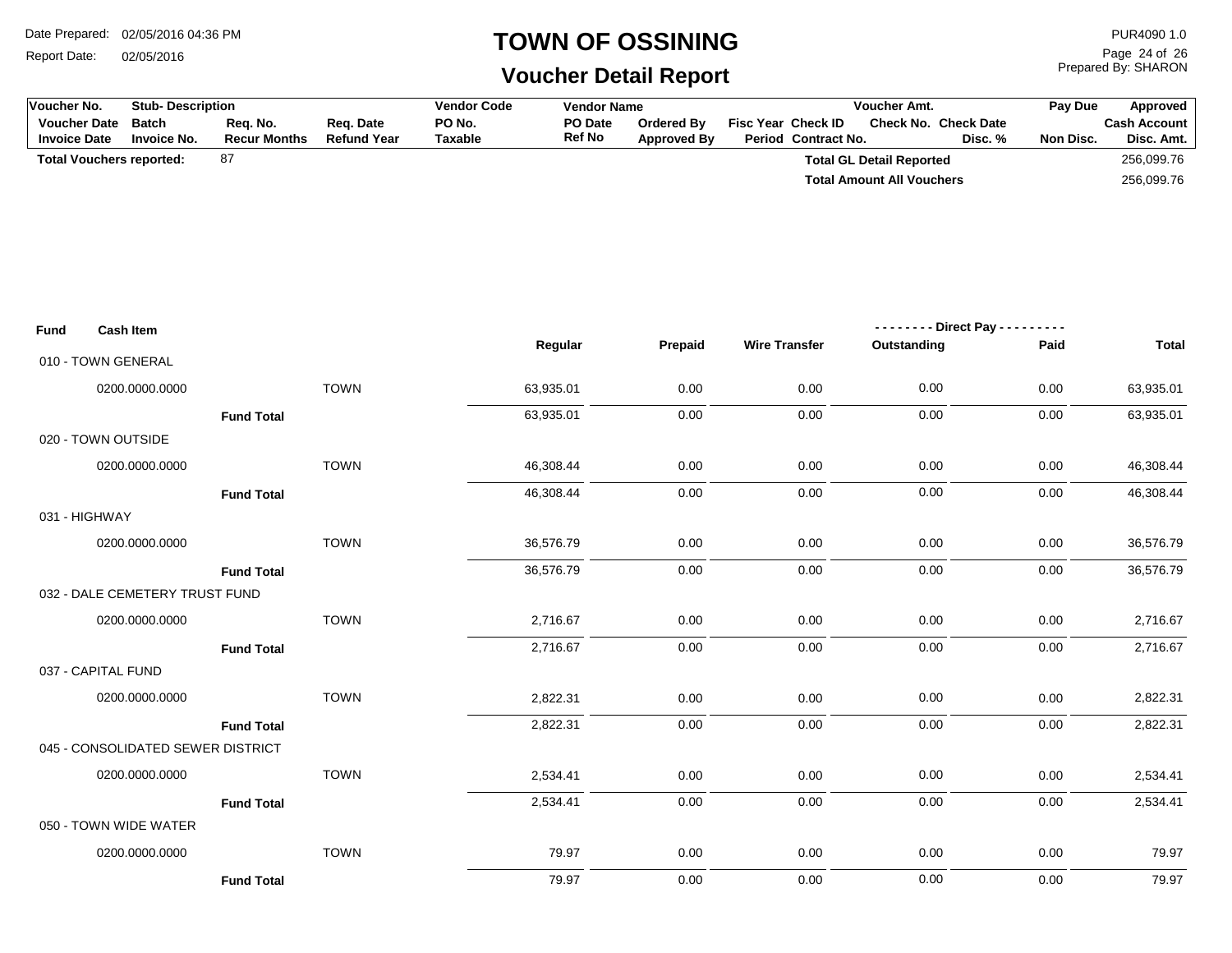# TOWN OF OSSINING

## Voucher Detail Report

Date Prepared: 02/05/2016 04:36 PM
Report Date: 02/05/2016

PUR4090 1.0
Prepared By: SHARON

| Voucher No. | Stub- Description | | | Vendor Code | Vendor Name | | | | Voucher Amt. | | Pay Due | Approved |
|---|---|---|---|---|---|---|---|---|---|---|---|---|
| Voucher Date | Batch | Req. No. | Req. Date | PO No. | PO Date | Ordered By | Fisc Year | Check ID | Check No. | Check Date | | Cash Account |
| Invoice Date | Invoice No. | Recur Months | Refund Year | Taxable | Ref No | Approved By | Period | Contract No. | | Disc. % | Non Disc. | Disc. Amt. |

**Total Vouchers reported:** 87

**Total GL Detail Reported** 256,099.76

**Total Amount All Vouchers** 256,099.76

| Fund | Cash Item | | Regular | Prepaid | Wire Transfer | Direct Pay Outstanding | Direct Pay Paid | Total |
|---|---|---|---|---|---|---|---|---|
| 010 - TOWN GENERAL | | | | | | | | |
| | 0200.0000.0000 | TOWN | 63,935.01 | 0.00 | 0.00 | 0.00 | 0.00 | 63,935.01 |
| | **Fund Total** | | 63,935.01 | 0.00 | 0.00 | 0.00 | 0.00 | 63,935.01 |
| 020 - TOWN OUTSIDE | | | | | | | | |
| | 0200.0000.0000 | TOWN | 46,308.44 | 0.00 | 0.00 | 0.00 | 0.00 | 46,308.44 |
| | **Fund Total** | | 46,308.44 | 0.00 | 0.00 | 0.00 | 0.00 | 46,308.44 |
| 031 - HIGHWAY | | | | | | | | |
| | 0200.0000.0000 | TOWN | 36,576.79 | 0.00 | 0.00 | 0.00 | 0.00 | 36,576.79 |
| | **Fund Total** | | 36,576.79 | 0.00 | 0.00 | 0.00 | 0.00 | 36,576.79 |
| 032 - DALE CEMETERY TRUST FUND | | | | | | | | |
| | 0200.0000.0000 | TOWN | 2,716.67 | 0.00 | 0.00 | 0.00 | 0.00 | 2,716.67 |
| | **Fund Total** | | 2,716.67 | 0.00 | 0.00 | 0.00 | 0.00 | 2,716.67 |
| 037 - CAPITAL FUND | | | | | | | | |
| | 0200.0000.0000 | TOWN | 2,822.31 | 0.00 | 0.00 | 0.00 | 0.00 | 2,822.31 |
| | **Fund Total** | | 2,822.31 | 0.00 | 0.00 | 0.00 | 0.00 | 2,822.31 |
| 045 - CONSOLIDATED SEWER DISTRICT | | | | | | | | |
| | 0200.0000.0000 | TOWN | 2,534.41 | 0.00 | 0.00 | 0.00 | 0.00 | 2,534.41 |
| | **Fund Total** | | 2,534.41 | 0.00 | 0.00 | 0.00 | 0.00 | 2,534.41 |
| 050 - TOWN WIDE WATER | | | | | | | | |
| | 0200.0000.0000 | TOWN | 79.97 | 0.00 | 0.00 | 0.00 | 0.00 | 79.97 |
| | **Fund Total** | | 79.97 | 0.00 | 0.00 | 0.00 | 0.00 | 79.97 |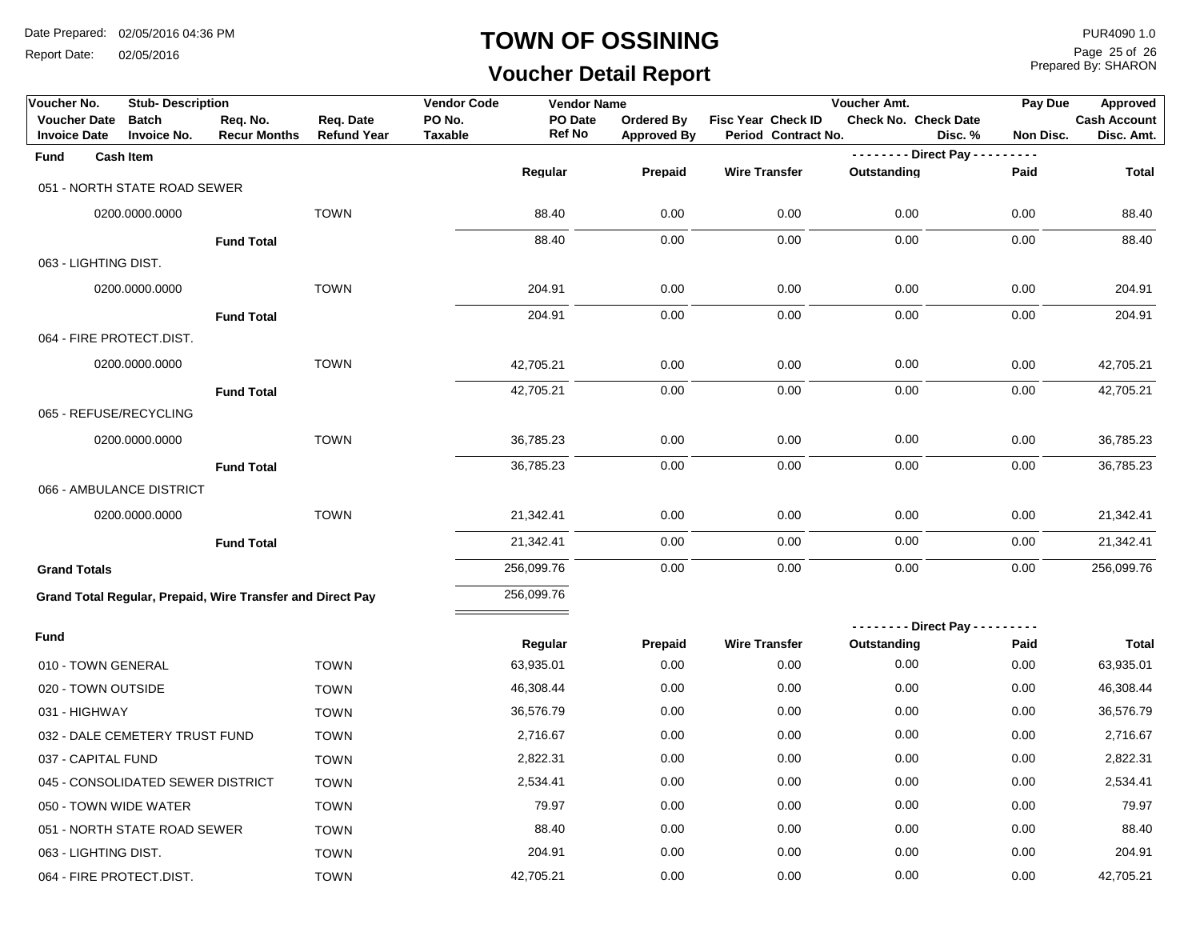# TOWN OF OSSINING

## Voucher Detail Report

Date Prepared: 02/05/2016 04:36 PM
Report Date: 02/05/2016

PUR4090 1.0
Prepared By: SHARON

| Voucher No. | Stub- Description | | | Vendor Code | Vendor Name | | | | Voucher Amt. | | Pay Due | Approved |
|---|---|---|---|---|---|---|---|---|---|---|---|---|
| Voucher Date | Batch | Req. No. | Req. Date | PO No. | PO Date | Ordered By | Fisc Year | Check ID | Check No. | Check Date | | Cash Account |
| Invoice Date | Invoice No. | Recur Months | Refund Year | Taxable | Ref No | Approved By | Period | Contract No. | | Disc. % | Non Disc. | Disc. Amt. |

| Fund | Cash Item | | Regular | Prepaid | Wire Transfer | Direct Pay Outstanding | Direct Pay Paid | Total |
|---|---|---|---|---|---|---|---|---|
| 051 - NORTH STATE ROAD SEWER | | | | | | | | |
| | 0200.0000.0000 | TOWN | 88.40 | 0.00 | 0.00 | 0.00 | 0.00 | 88.40 |
| | **Fund Total** | | 88.40 | 0.00 | 0.00 | 0.00 | 0.00 | 88.40 |
| 063 - LIGHTING DIST. | | | | | | | | |
| | 0200.0000.0000 | TOWN | 204.91 | 0.00 | 0.00 | 0.00 | 0.00 | 204.91 |
| | **Fund Total** | | 204.91 | 0.00 | 0.00 | 0.00 | 0.00 | 204.91 |
| 064 - FIRE PROTECT.DIST. | | | | | | | | |
| | 0200.0000.0000 | TOWN | 42,705.21 | 0.00 | 0.00 | 0.00 | 0.00 | 42,705.21 |
| | **Fund Total** | | 42,705.21 | 0.00 | 0.00 | 0.00 | 0.00 | 42,705.21 |
| 065 - REFUSE/RECYCLING | | | | | | | | |
| | 0200.0000.0000 | TOWN | 36,785.23 | 0.00 | 0.00 | 0.00 | 0.00 | 36,785.23 |
| | **Fund Total** | | 36,785.23 | 0.00 | 0.00 | 0.00 | 0.00 | 36,785.23 |
| 066 - AMBULANCE DISTRICT | | | | | | | | |
| | 0200.0000.0000 | TOWN | 21,342.41 | 0.00 | 0.00 | 0.00 | 0.00 | 21,342.41 |
| | **Fund Total** | | 21,342.41 | 0.00 | 0.00 | 0.00 | 0.00 | 21,342.41 |
| **Grand Totals** | | | 256,099.76 | 0.00 | 0.00 | 0.00 | 0.00 | 256,099.76 |
| **Grand Total Regular, Prepaid, Wire Transfer and Direct Pay** | | | 256,099.76 | | | | | |

| Fund | | Regular | Prepaid | Wire Transfer | Direct Pay Outstanding | Direct Pay Paid | Total |
|---|---|---|---|---|---|---|---|
| 010 - TOWN GENERAL | TOWN | 63,935.01 | 0.00 | 0.00 | 0.00 | 0.00 | 63,935.01 |
| 020 - TOWN OUTSIDE | TOWN | 46,308.44 | 0.00 | 0.00 | 0.00 | 0.00 | 46,308.44 |
| 031 - HIGHWAY | TOWN | 36,576.79 | 0.00 | 0.00 | 0.00 | 0.00 | 36,576.79 |
| 032 - DALE CEMETERY TRUST FUND | TOWN | 2,716.67 | 0.00 | 0.00 | 0.00 | 0.00 | 2,716.67 |
| 037 - CAPITAL FUND | TOWN | 2,822.31 | 0.00 | 0.00 | 0.00 | 0.00 | 2,822.31 |
| 045 - CONSOLIDATED SEWER DISTRICT | TOWN | 2,534.41 | 0.00 | 0.00 | 0.00 | 0.00 | 2,534.41 |
| 050 - TOWN WIDE WATER | TOWN | 79.97 | 0.00 | 0.00 | 0.00 | 0.00 | 79.97 |
| 051 - NORTH STATE ROAD SEWER | TOWN | 88.40 | 0.00 | 0.00 | 0.00 | 0.00 | 88.40 |
| 063 - LIGHTING DIST. | TOWN | 204.91 | 0.00 | 0.00 | 0.00 | 0.00 | 204.91 |
| 064 - FIRE PROTECT.DIST. | TOWN | 42,705.21 | 0.00 | 0.00 | 0.00 | 0.00 | 42,705.21 |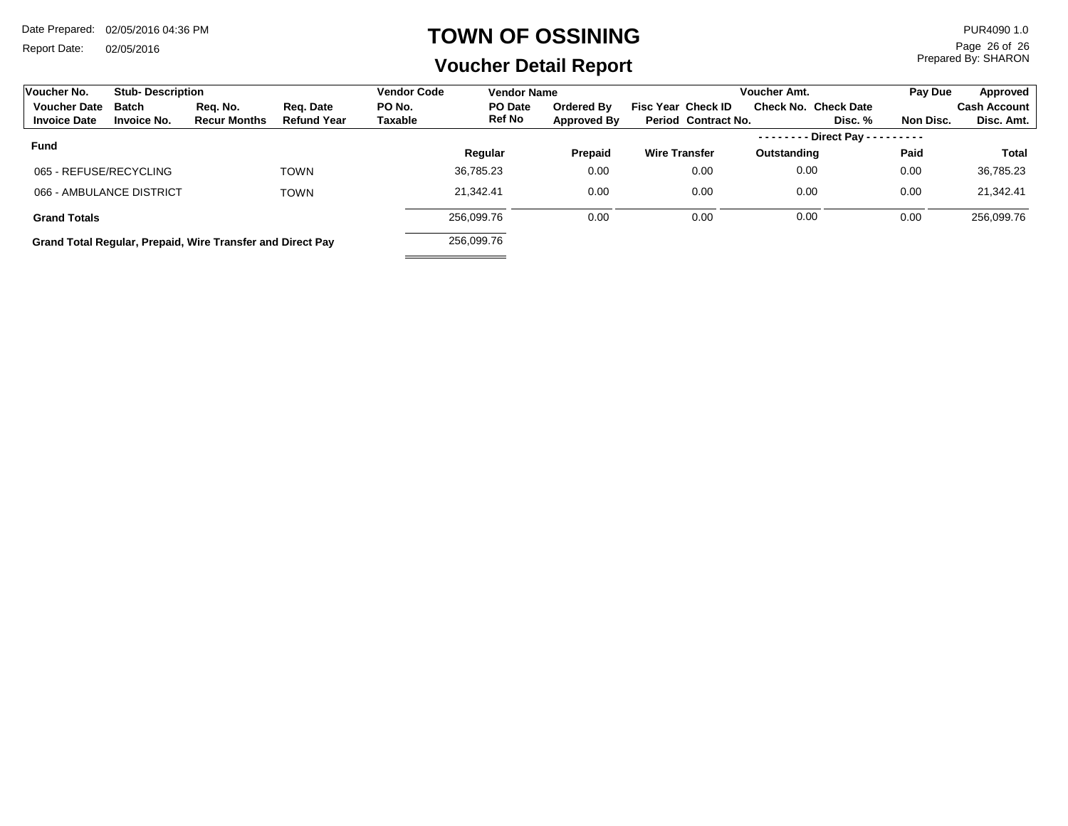# TOWN OF OSSINING

## Voucher Detail Report

Date Prepared: 02/05/2016 04:36 PM
Report Date: 02/05/2016

PUR4090 1.0
Prepared By: SHARON

| Voucher No. | Stub- Description | | | Vendor Code | Vendor Name | | | Voucher Amt. | | Pay Due | Approved |
|---|---|---|---|---|---|---|---|---|---|---|---|
| Voucher Date | Batch | Req. No. | Req. Date | PO No. | PO Date | Ordered By | Fisc Year Check ID | Check No. | Check Date | | Cash Account |
| Invoice Date | Invoice No. | Recur Months | Refund Year | Taxable | Ref No | Approved By | Period Contract No. | | Disc. % | Non Disc. | Disc. Amt. |

| Fund | | Regular | Prepaid | Wire Transfer | Direct Pay Outstanding | Direct Pay Paid | Total |
|---|---|---|---|---|---|---|---|
| 065 - REFUSE/RECYCLING | TOWN | 36,785.23 | 0.00 | 0.00 | 0.00 | 0.00 | 36,785.23 |
| 066 - AMBULANCE DISTRICT | TOWN | 21,342.41 | 0.00 | 0.00 | 0.00 | 0.00 | 21,342.41 |
| **Grand Totals** | | 256,099.76 | 0.00 | 0.00 | 0.00 | 0.00 | 256,099.76 |

**Grand Total Regular, Prepaid, Wire Transfer and Direct Pay** 256,099.76